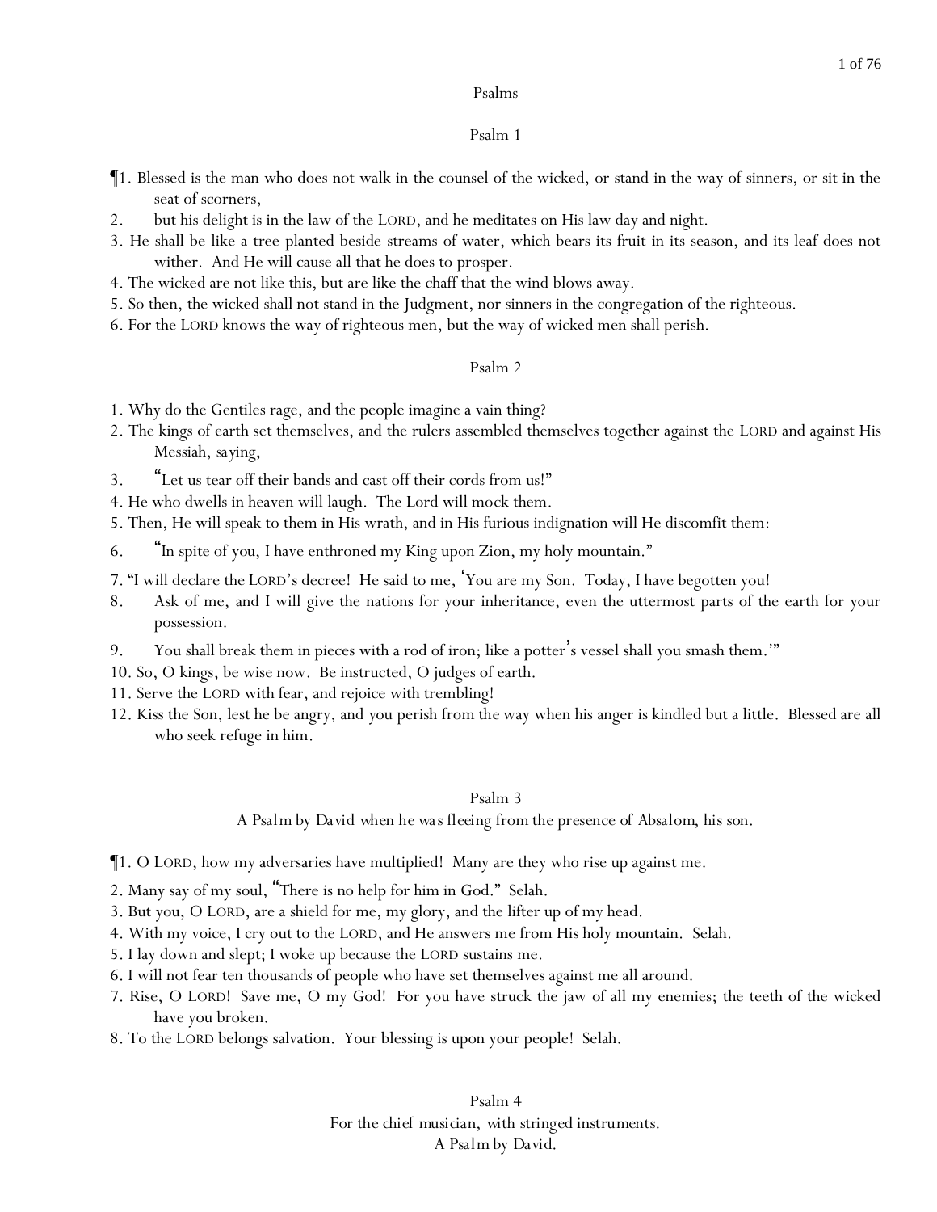# Psalms

## Psalm 1

¶1. Blessed is the man who does not walk in the counsel of the wicked, or stand in the way of sinners, or sit in the seat of scorners,
2. but his delight is in the law of the LORD, and he meditates on His law day and night.
3. He shall be like a tree planted beside streams of water, which bears its fruit in its season, and its leaf does not wither. And He will cause all that he does to prosper.
4. The wicked are not like this, but are like the chaff that the wind blows away.
5. So then, the wicked shall not stand in the Judgment, nor sinners in the congregation of the righteous.
6. For the LORD knows the way of righteous men, but the way of wicked men shall perish.

## Psalm 2

1. Why do the Gentiles rage, and the people imagine a vain thing?
2. The kings of earth set themselves, and the rulers assembled themselves together against the LORD and against His Messiah, saying,
3. "Let us tear off their bands and cast off their cords from us!"
4. He who dwells in heaven will laugh. The Lord will mock them.
5. Then, He will speak to them in His wrath, and in His furious indignation will He discomfit them:
6. "In spite of you, I have enthroned my King upon Zion, my holy mountain."
7. "I will declare the LORD's decree! He said to me, 'You are my Son. Today, I have begotten you!
8. Ask of me, and I will give the nations for your inheritance, even the uttermost parts of the earth for your possession.
9. You shall break them in pieces with a rod of iron; like a potter's vessel shall you smash them.'"
10. So, O kings, be wise now. Be instructed, O judges of earth.
11. Serve the LORD with fear, and rejoice with trembling!
12. Kiss the Son, lest he be angry, and you perish from the way when his anger is kindled but a little. Blessed are all who seek refuge in him.

## Psalm 3

*A Psalm by David when he was fleeing from the presence of Absalom, his son.*

¶1. O LORD, how my adversaries have multiplied! Many are they who rise up against me.
2. Many say of my soul, "There is no help for him in God." Selah.
3. But you, O LORD, are a shield for me, my glory, and the lifter up of my head.
4. With my voice, I cry out to the LORD, and He answers me from His holy mountain. Selah.
5. I lay down and slept; I woke up because the LORD sustains me.
6. I will not fear ten thousands of people who have set themselves against me all around.
7. Rise, O LORD! Save me, O my God! For you have struck the jaw of all my enemies; the teeth of the wicked have you broken.
8. To the LORD belongs salvation. Your blessing is upon your people! Selah.

## Psalm 4

*For the chief musician, with stringed instruments.*
*A Psalm by David.*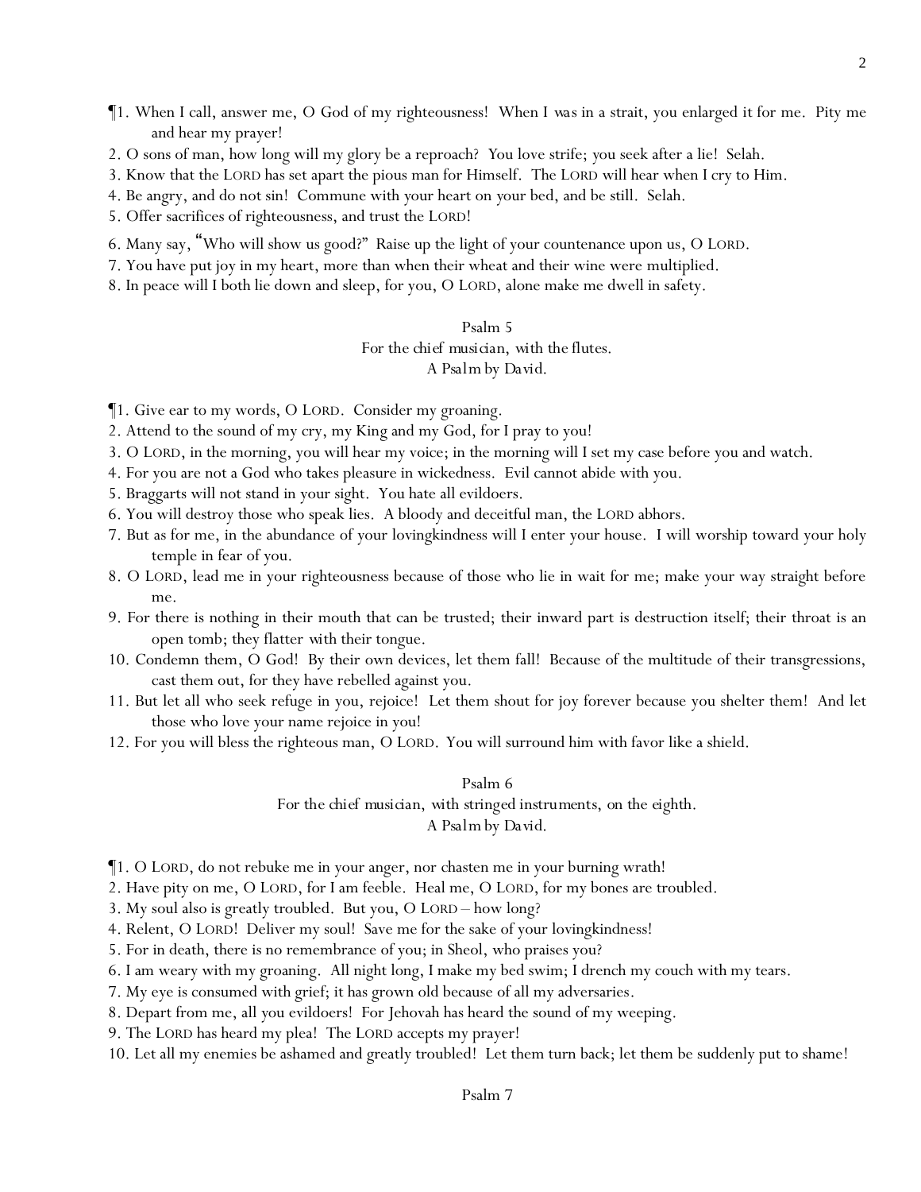¶1. When I call, answer me, O God of my righteousness! When I was in a strait, you enlarged it for me. Pity me and hear my prayer!
2. O sons of man, how long will my glory be a reproach? You love strife; you seek after a lie! Selah.
3. Know that the LORD has set apart the pious man for Himself. The LORD will hear when I cry to Him.
4. Be angry, and do not sin! Commune with your heart on your bed, and be still. Selah.
5. Offer sacrifices of righteousness, and trust the LORD!
6. Many say, "Who will show us good?" Raise up the light of your countenance upon us, O LORD.
7. You have put joy in my heart, more than when their wheat and their wine were multiplied.
8. In peace will I both lie down and sleep, for you, O LORD, alone make me dwell in safety.

Psalm 5
For the chief musician, with the flutes.
A Psalm by David.

¶1. Give ear to my words, O LORD. Consider my groaning.
2. Attend to the sound of my cry, my King and my God, for I pray to you!
3. O LORD, in the morning, you will hear my voice; in the morning will I set my case before you and watch.
4. For you are not a God who takes pleasure in wickedness. Evil cannot abide with you.
5. Braggarts will not stand in your sight. You hate all evildoers.
6. You will destroy those who speak lies. A bloody and deceitful man, the LORD abhors.
7. But as for me, in the abundance of your lovingkindness will I enter your house. I will worship toward your holy temple in fear of you.
8. O LORD, lead me in your righteousness because of those who lie in wait for me; make your way straight before me.
9. For there is nothing in their mouth that can be trusted; their inward part is destruction itself; their throat is an open tomb; they flatter with their tongue.
10. Condemn them, O God! By their own devices, let them fall! Because of the multitude of their transgressions, cast them out, for they have rebelled against you.
11. But let all who seek refuge in you, rejoice! Let them shout for joy forever because you shelter them! And let those who love your name rejoice in you!
12. For you will bless the righteous man, O LORD. You will surround him with favor like a shield.

Psalm 6
For the chief musician, with stringed instruments, on the eighth.
A Psalm by David.

¶1. O LORD, do not rebuke me in your anger, nor chasten me in your burning wrath!
2. Have pity on me, O LORD, for I am feeble. Heal me, O LORD, for my bones are troubled.
3. My soul also is greatly troubled. But you, O LORD – how long?
4. Relent, O LORD! Deliver my soul! Save me for the sake of your lovingkindness!
5. For in death, there is no remembrance of you; in Sheol, who praises you?
6. I am weary with my groaning. All night long, I make my bed swim; I drench my couch with my tears.
7. My eye is consumed with grief; it has grown old because of all my adversaries.
8. Depart from me, all you evildoers! For Jehovah has heard the sound of my weeping.
9. The LORD has heard my plea! The LORD accepts my prayer!
10. Let all my enemies be ashamed and greatly troubled! Let them turn back; let them be suddenly put to shame!

Psalm 7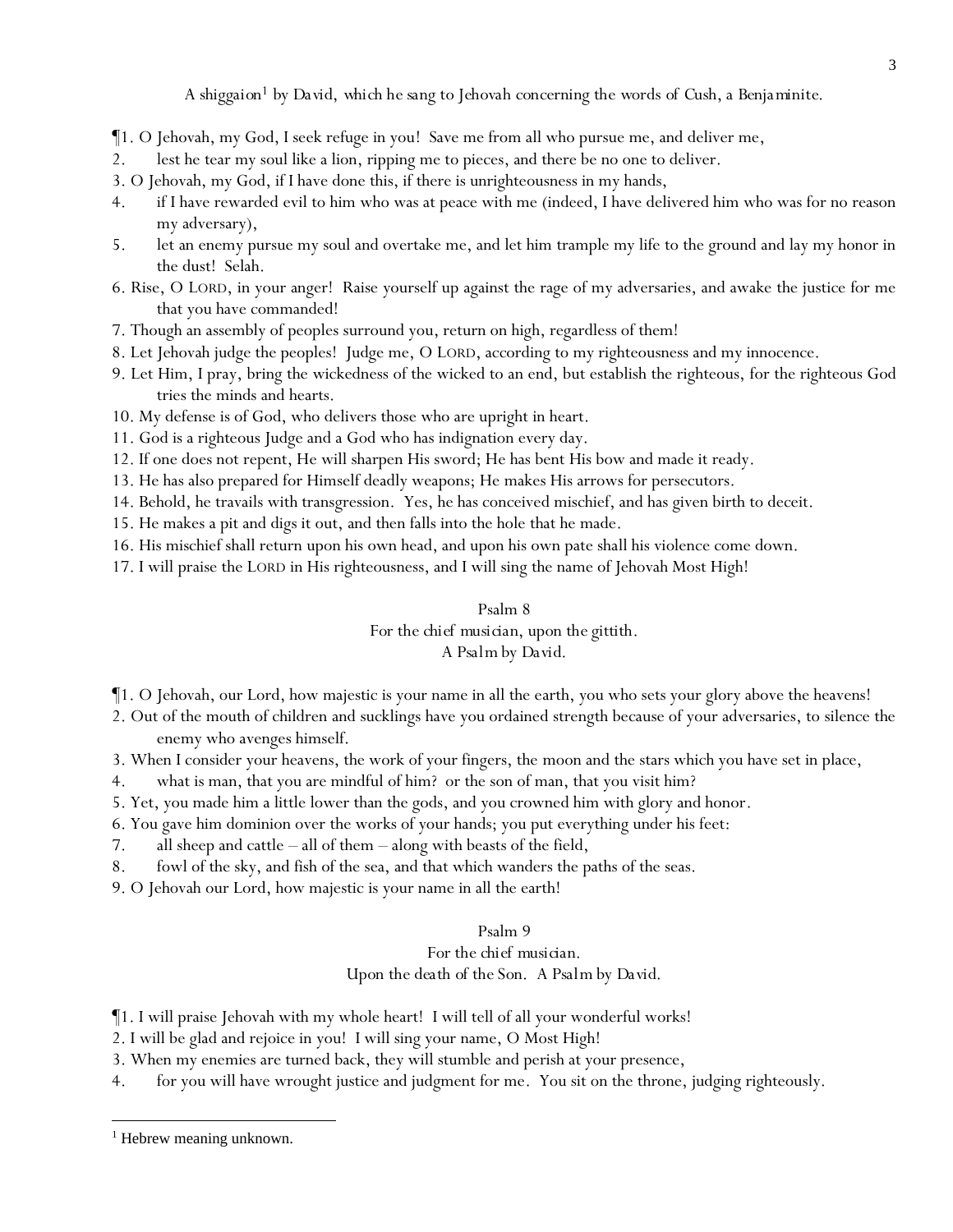A shiggaion[1] by David, which he sang to Jehovah concerning the words of Cush, a Benjaminite.

¶1. O Jehovah, my God, I seek refuge in you! Save me from all who pursue me, and deliver me,
2. lest he tear my soul like a lion, ripping me to pieces, and there be no one to deliver.
3. O Jehovah, my God, if I have done this, if there is unrighteousness in my hands,
4. if I have rewarded evil to him who was at peace with me (indeed, I have delivered him who was for no reason my adversary),
5. let an enemy pursue my soul and overtake me, and let him trample my life to the ground and lay my honor in the dust! Selah.
6. Rise, O LORD, in your anger! Raise yourself up against the rage of my adversaries, and awake the justice for me that you have commanded!
7. Though an assembly of peoples surround you, return on high, regardless of them!
8. Let Jehovah judge the peoples! Judge me, O LORD, according to my righteousness and my innocence.
9. Let Him, I pray, bring the wickedness of the wicked to an end, but establish the righteous, for the righteous God tries the minds and hearts.
10. My defense is of God, who delivers those who are upright in heart.
11. God is a righteous Judge and a God who has indignation every day.
12. If one does not repent, He will sharpen His sword; He has bent His bow and made it ready.
13. He has also prepared for Himself deadly weapons; He makes His arrows for persecutors.
14. Behold, he travails with transgression. Yes, he has conceived mischief, and has given birth to deceit.
15. He makes a pit and digs it out, and then falls into the hole that he made.
16. His mischief shall return upon his own head, and upon his own pate shall his violence come down.
17. I will praise the LORD in His righteousness, and I will sing the name of Jehovah Most High!

## Psalm 8

For the chief musician, upon the gittith.
A Psalm by David.

¶1. O Jehovah, our Lord, how majestic is your name in all the earth, you who sets your glory above the heavens!
2. Out of the mouth of children and sucklings have you ordained strength because of your adversaries, to silence the enemy who avenges himself.
3. When I consider your heavens, the work of your fingers, the moon and the stars which you have set in place,
4. what is man, that you are mindful of him? or the son of man, that you visit him?
5. Yet, you made him a little lower than the gods, and you crowned him with glory and honor.
6. You gave him dominion over the works of your hands; you put everything under his feet:
7. all sheep and cattle – all of them – along with beasts of the field,
8. fowl of the sky, and fish of the sea, and that which wanders the paths of the seas.
9. O Jehovah our Lord, how majestic is your name in all the earth!

## Psalm 9

For the chief musician.
Upon the death of the Son. A Psalm by David.

¶1. I will praise Jehovah with my whole heart! I will tell of all your wonderful works!
2. I will be glad and rejoice in you! I will sing your name, O Most High!
3. When my enemies are turned back, they will stumble and perish at your presence,
4. for you will have wrought justice and judgment for me. You sit on the throne, judging righteously.

[1] Hebrew meaning unknown.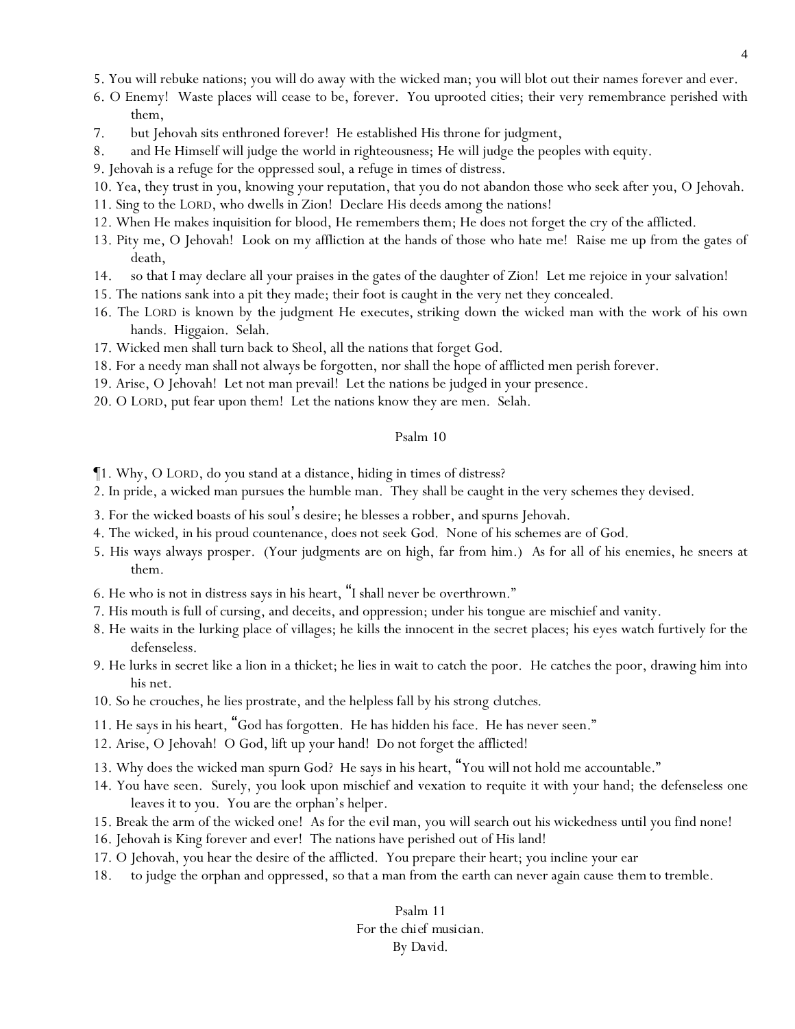5. You will rebuke nations; you will do away with the wicked man; you will blot out their names forever and ever.

6. O Enemy! Waste places will cease to be, forever. You uprooted cities; their very remembrance perished with them,

7. but Jehovah sits enthroned forever! He established His throne for judgment,

8. and He Himself will judge the world in righteousness; He will judge the peoples with equity.

9. Jehovah is a refuge for the oppressed soul, a refuge in times of distress.

10. Yea, they trust in you, knowing your reputation, that you do not abandon those who seek after you, O Jehovah.

11. Sing to the LORD, who dwells in Zion! Declare His deeds among the nations!

12. When He makes inquisition for blood, He remembers them; He does not forget the cry of the afflicted.

13. Pity me, O Jehovah! Look on my affliction at the hands of those who hate me! Raise me up from the gates of death,

14. so that I may declare all your praises in the gates of the daughter of Zion! Let me rejoice in your salvation!

15. The nations sank into a pit they made; their foot is caught in the very net they concealed.

16. The LORD is known by the judgment He executes, striking down the wicked man with the work of his own hands. Higgaion. Selah.

17. Wicked men shall turn back to Sheol, all the nations that forget God.

18. For a needy man shall not always be forgotten, nor shall the hope of afflicted men perish forever.

19. Arise, O Jehovah! Let not man prevail! Let the nations be judged in your presence.

20. O LORD, put fear upon them! Let the nations know they are men. Selah.

## Psalm 10

¶1. Why, O LORD, do you stand at a distance, hiding in times of distress?

2. In pride, a wicked man pursues the humble man. They shall be caught in the very schemes they devised.

3. For the wicked boasts of his soul's desire; he blesses a robber, and spurns Jehovah.

4. The wicked, in his proud countenance, does not seek God. None of his schemes are of God.

5. His ways always prosper. (Your judgments are on high, far from him.) As for all of his enemies, he sneers at them.

6. He who is not in distress says in his heart, "I shall never be overthrown."

7. His mouth is full of cursing, and deceits, and oppression; under his tongue are mischief and vanity.

8. He waits in the lurking place of villages; he kills the innocent in the secret places; his eyes watch furtively for the defenseless.

9. He lurks in secret like a lion in a thicket; he lies in wait to catch the poor. He catches the poor, drawing him into his net.

10. So he crouches, he lies prostrate, and the helpless fall by his strong clutches.

11. He says in his heart, "God has forgotten. He has hidden his face. He has never seen."

12. Arise, O Jehovah! O God, lift up your hand! Do not forget the afflicted!

13. Why does the wicked man spurn God? He says in his heart, "You will not hold me accountable."

14. You have seen. Surely, you look upon mischief and vexation to requite it with your hand; the defenseless one leaves it to you. You are the orphan's helper.

15. Break the arm of the wicked one! As for the evil man, you will search out his wickedness until you find none!

16. Jehovah is King forever and ever! The nations have perished out of His land!

17. O Jehovah, you hear the desire of the afflicted. You prepare their heart; you incline your ear

18. to judge the orphan and oppressed, so that a man from the earth can never again cause them to tremble.

## Psalm 11

For the chief musician.
By David.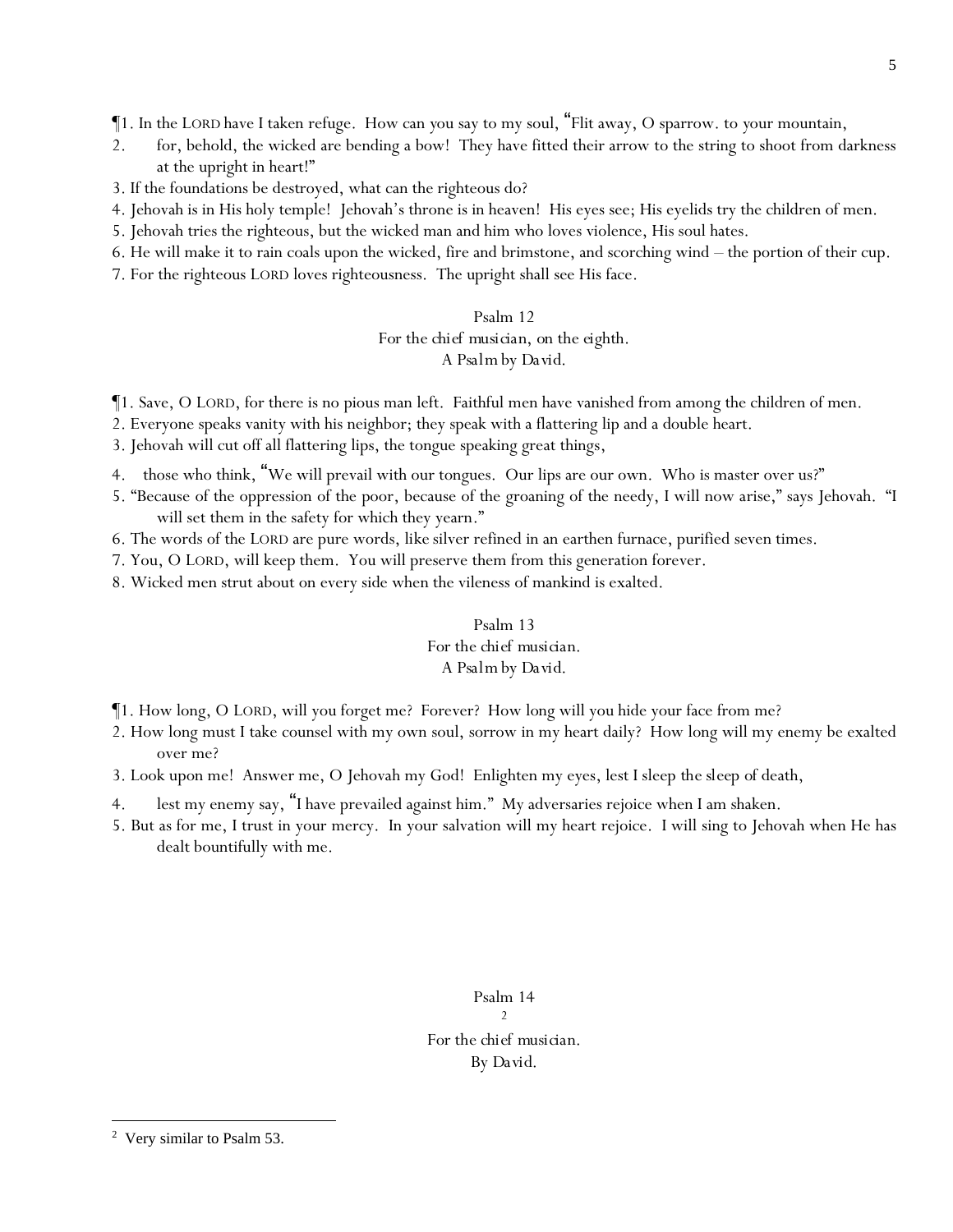¶1. In the LORD have I taken refuge. How can you say to my soul, "Flit away, O sparrow. to your mountain,

2. for, behold, the wicked are bending a bow! They have fitted their arrow to the string to shoot from darkness at the upright in heart!"

3. If the foundations be destroyed, what can the righteous do?

4. Jehovah is in His holy temple! Jehovah's throne is in heaven! His eyes see; His eyelids try the children of men.

5. Jehovah tries the righteous, but the wicked man and him who loves violence, His soul hates.

6. He will make it to rain coals upon the wicked, fire and brimstone, and scorching wind – the portion of their cup.

7. For the righteous LORD loves righteousness. The upright shall see His face.

## Psalm 12

For the chief musician, on the eighth.
A Psalm by David.

¶1. Save, O LORD, for there is no pious man left. Faithful men have vanished from among the children of men.

2. Everyone speaks vanity with his neighbor; they speak with a flattering lip and a double heart.

3. Jehovah will cut off all flattering lips, the tongue speaking great things,

4. those who think, "We will prevail with our tongues. Our lips are our own. Who is master over us?"

5. "Because of the oppression of the poor, because of the groaning of the needy, I will now arise," says Jehovah. "I will set them in the safety for which they yearn."

6. The words of the LORD are pure words, like silver refined in an earthen furnace, purified seven times.

7. You, O LORD, will keep them. You will preserve them from this generation forever.

8. Wicked men strut about on every side when the vileness of mankind is exalted.

## Psalm 13

For the chief musician.
A Psalm by David.

¶1. How long, O LORD, will you forget me? Forever? How long will you hide your face from me?

2. How long must I take counsel with my own soul, sorrow in my heart daily? How long will my enemy be exalted over me?

3. Look upon me! Answer me, O Jehovah my God! Enlighten my eyes, lest I sleep the sleep of death,

4. lest my enemy say, "I have prevailed against him." My adversaries rejoice when I am shaken.

5. But as for me, I trust in your mercy. In your salvation will my heart rejoice. I will sing to Jehovah when He has dealt bountifully with me.

## Psalm 14[2]

For the chief musician.
By David.

[2] Very similar to Psalm 53.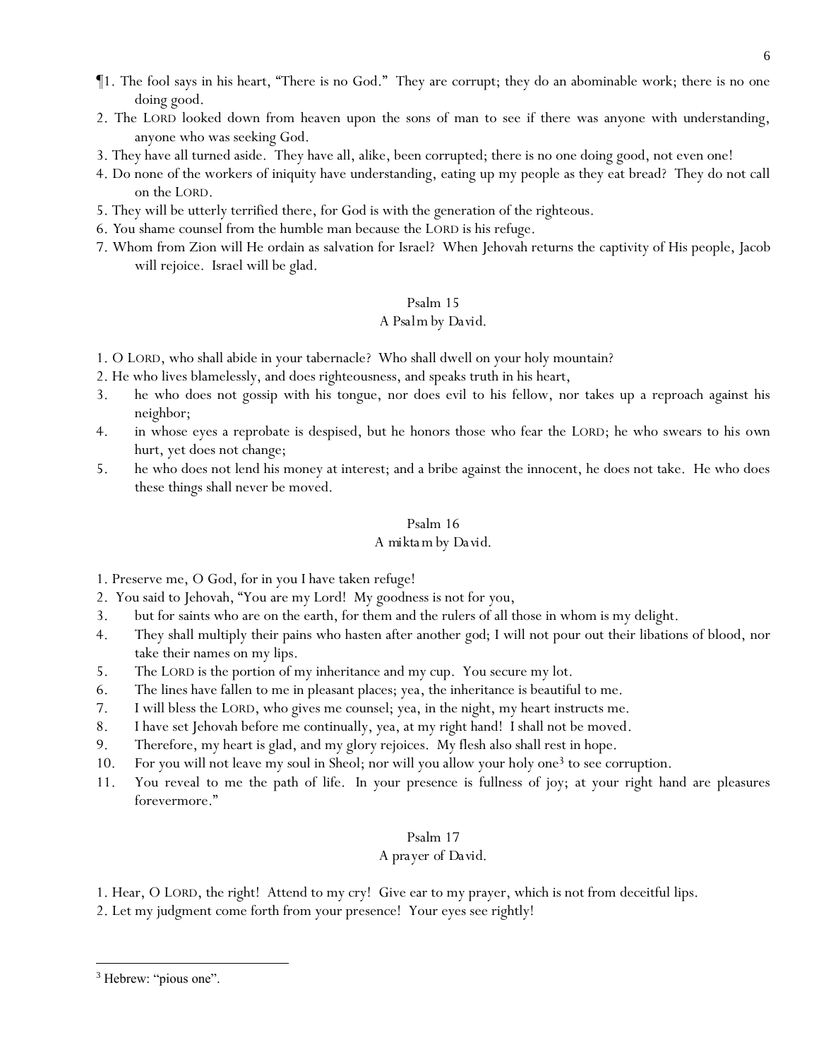¶1. The fool says in his heart, "There is no God." They are corrupt; they do an abominable work; there is no one doing good.
2. The LORD looked down from heaven upon the sons of man to see if there was anyone with understanding, anyone who was seeking God.
3. They have all turned aside. They have all, alike, been corrupted; there is no one doing good, not even one!
4. Do none of the workers of iniquity have understanding, eating up my people as they eat bread? They do not call on the LORD.
5. They will be utterly terrified there, for God is with the generation of the righteous.
6. You shame counsel from the humble man because the LORD is his refuge.
7. Whom from Zion will He ordain as salvation for Israel? When Jehovah returns the captivity of His people, Jacob will rejoice. Israel will be glad.

## Psalm 15
A Psalm by David.

1. O LORD, who shall abide in your tabernacle? Who shall dwell on your holy mountain?
2. He who lives blamelessly, and does righteousness, and speaks truth in his heart,
3. he who does not gossip with his tongue, nor does evil to his fellow, nor takes up a reproach against his neighbor;
4. in whose eyes a reprobate is despised, but he honors those who fear the LORD; he who swears to his own hurt, yet does not change;
5. he who does not lend his money at interest; and a bribe against the innocent, he does not take. He who does these things shall never be moved.

## Psalm 16
A miktam by David.

1. Preserve me, O God, for in you I have taken refuge!
2. You said to Jehovah, "You are my Lord! My goodness is not for you,
3. but for saints who are on the earth, for them and the rulers of all those in whom is my delight.
4. They shall multiply their pains who hasten after another god; I will not pour out their libations of blood, nor take their names on my lips.
5. The LORD is the portion of my inheritance and my cup. You secure my lot.
6. The lines have fallen to me in pleasant places; yea, the inheritance is beautiful to me.
7. I will bless the LORD, who gives me counsel; yea, in the night, my heart instructs me.
8. I have set Jehovah before me continually, yea, at my right hand! I shall not be moved.
9. Therefore, my heart is glad, and my glory rejoices. My flesh also shall rest in hope.
10. For you will not leave my soul in Sheol; nor will you allow your holy one[3] to see corruption.
11. You reveal to me the path of life. In your presence is fullness of joy; at your right hand are pleasures forevermore."

## Psalm 17
A prayer of David.

1. Hear, O LORD, the right! Attend to my cry! Give ear to my prayer, which is not from deceitful lips.
2. Let my judgment come forth from your presence! Your eyes see rightly!

[3] Hebrew: "pious one".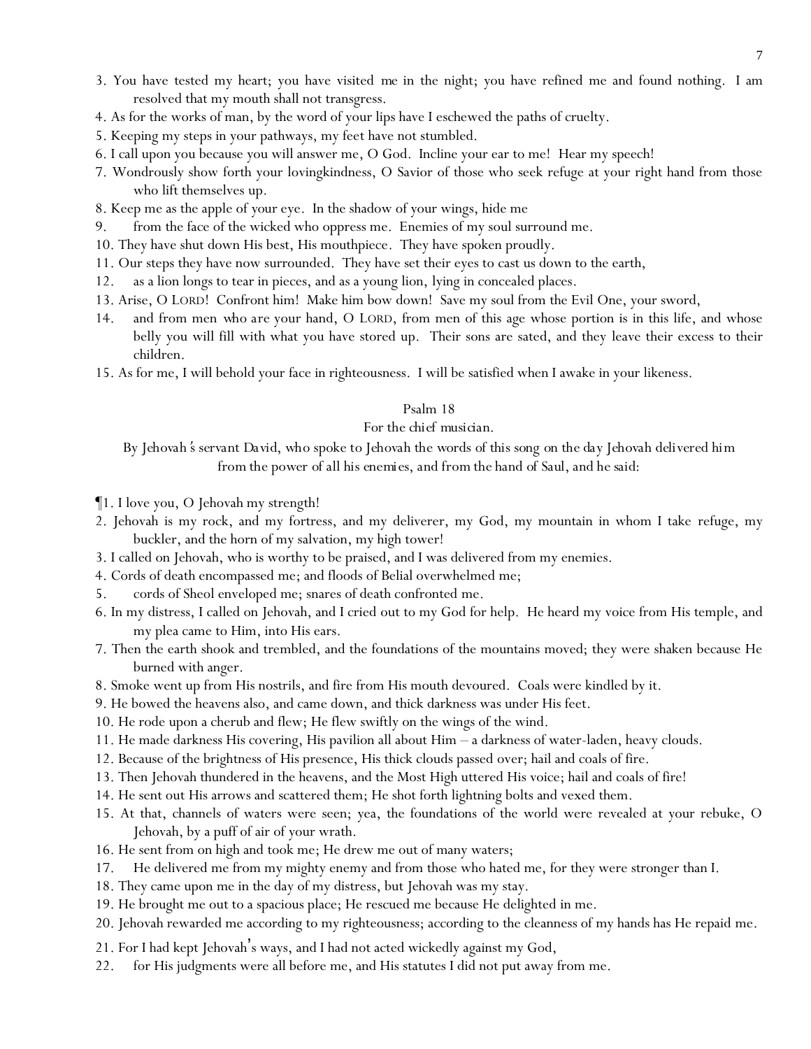3. You have tested my heart; you have visited me in the night; you have refined me and found nothing. I am resolved that my mouth shall not transgress.

4. As for the works of man, by the word of your lips have I eschewed the paths of cruelty.

5. Keeping my steps in your pathways, my feet have not stumbled.

6. I call upon you because you will answer me, O God. Incline your ear to me! Hear my speech!

7. Wondrously show forth your lovingkindness, O Savior of those who seek refuge at your right hand from those who lift themselves up.

8. Keep me as the apple of your eye. In the shadow of your wings, hide me

9. from the face of the wicked who oppress me. Enemies of my soul surround me.

10. They have shut down His best, His mouthpiece. They have spoken proudly.

11. Our steps they have now surrounded. They have set their eyes to cast us down to the earth,

12. as a lion longs to tear in pieces, and as a young lion, lying in concealed places.

13. Arise, O LORD! Confront him! Make him bow down! Save my soul from the Evil One, your sword,

14. and from men who are your hand, O LORD, from men of this age whose portion is in this life, and whose belly you will fill with what you have stored up. Their sons are sated, and they leave their excess to their children.

15. As for me, I will behold your face in righteousness. I will be satisfied when I awake in your likeness.

## Psalm 18

For the chief musician.

By Jehovah's servant David, who spoke to Jehovah the words of this song on the day Jehovah delivered him from the power of all his enemies, and from the hand of Saul, and he said:

¶1. I love you, O Jehovah my strength!

2. Jehovah is my rock, and my fortress, and my deliverer, my God, my mountain in whom I take refuge, my buckler, and the horn of my salvation, my high tower!

3. I called on Jehovah, who is worthy to be praised, and I was delivered from my enemies.

4. Cords of death encompassed me; and floods of Belial overwhelmed me;

5. cords of Sheol enveloped me; snares of death confronted me.

6. In my distress, I called on Jehovah, and I cried out to my God for help. He heard my voice from His temple, and my plea came to Him, into His ears.

7. Then the earth shook and trembled, and the foundations of the mountains moved; they were shaken because He burned with anger.

8. Smoke went up from His nostrils, and fire from His mouth devoured. Coals were kindled by it.

9. He bowed the heavens also, and came down, and thick darkness was under His feet.

10. He rode upon a cherub and flew; He flew swiftly on the wings of the wind.

11. He made darkness His covering, His pavilion all about Him – a darkness of water-laden, heavy clouds.

12. Because of the brightness of His presence, His thick clouds passed over; hail and coals of fire.

13. Then Jehovah thundered in the heavens, and the Most High uttered His voice; hail and coals of fire!

14. He sent out His arrows and scattered them; He shot forth lightning bolts and vexed them.

15. At that, channels of waters were seen; yea, the foundations of the world were revealed at your rebuke, O Jehovah, by a puff of air of your wrath.

16. He sent from on high and took me; He drew me out of many waters;

17. He delivered me from my mighty enemy and from those who hated me, for they were stronger than I.

18. They came upon me in the day of my distress, but Jehovah was my stay.

19. He brought me out to a spacious place; He rescued me because He delighted in me.

20. Jehovah rewarded me according to my righteousness; according to the cleanness of my hands has He repaid me.

21. For I had kept Jehovah's ways, and I had not acted wickedly against my God,

22. for His judgments were all before me, and His statutes I did not put away from me.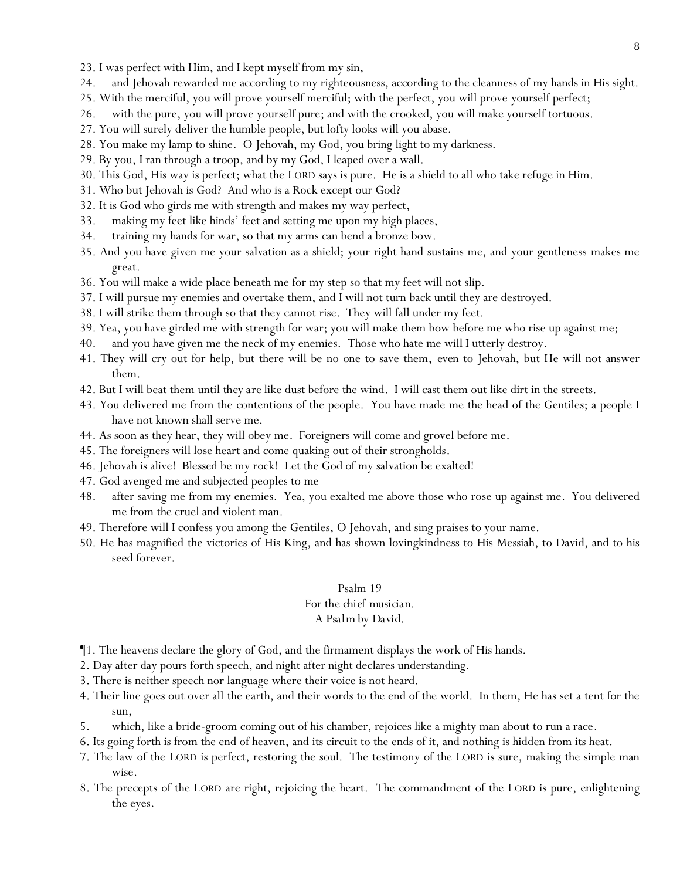23. I was perfect with Him, and I kept myself from my sin,
24. and Jehovah rewarded me according to my righteousness, according to the cleanness of my hands in His sight.
25. With the merciful, you will prove yourself merciful; with the perfect, you will prove yourself perfect;
26. with the pure, you will prove yourself pure; and with the crooked, you will make yourself tortuous.
27. You will surely deliver the humble people, but lofty looks will you abase.
28. You make my lamp to shine. O Jehovah, my God, you bring light to my darkness.
29. By you, I ran through a troop, and by my God, I leaped over a wall.
30. This God, His way is perfect; what the LORD says is pure. He is a shield to all who take refuge in Him.
31. Who but Jehovah is God? And who is a Rock except our God?
32. It is God who girds me with strength and makes my way perfect,
33. making my feet like hinds' feet and setting me upon my high places,
34. training my hands for war, so that my arms can bend a bronze bow.
35. And you have given me your salvation as a shield; your right hand sustains me, and your gentleness makes me great.
36. You will make a wide place beneath me for my step so that my feet will not slip.
37. I will pursue my enemies and overtake them, and I will not turn back until they are destroyed.
38. I will strike them through so that they cannot rise. They will fall under my feet.
39. Yea, you have girded me with strength for war; you will make them bow before me who rise up against me;
40. and you have given me the neck of my enemies. Those who hate me will I utterly destroy.
41. They will cry out for help, but there will be no one to save them, even to Jehovah, but He will not answer them.
42. But I will beat them until they are like dust before the wind. I will cast them out like dirt in the streets.
43. You delivered me from the contentions of the people. You have made me the head of the Gentiles; a people I have not known shall serve me.
44. As soon as they hear, they will obey me. Foreigners will come and grovel before me.
45. The foreigners will lose heart and come quaking out of their strongholds.
46. Jehovah is alive! Blessed be my rock! Let the God of my salvation be exalted!
47. God avenged me and subjected peoples to me
48. after saving me from my enemies. Yea, you exalted me above those who rose up against me. You delivered me from the cruel and violent man.
49. Therefore will I confess you among the Gentiles, O Jehovah, and sing praises to your name.
50. He has magnified the victories of His King, and has shown lovingkindness to His Messiah, to David, and to his seed forever.

## Psalm 19

*For the chief musician.*
*A Psalm by David.*

¶1. The heavens declare the glory of God, and the firmament displays the work of His hands.
2. Day after day pours forth speech, and night after night declares understanding.
3. There is neither speech nor language where their voice is not heard.
4. Their line goes out over all the earth, and their words to the end of the world. In them, He has set a tent for the sun,
5. which, like a bride-groom coming out of his chamber, rejoices like a mighty man about to run a race.
6. Its going forth is from the end of heaven, and its circuit to the ends of it, and nothing is hidden from its heat.
7. The law of the LORD is perfect, restoring the soul. The testimony of the LORD is sure, making the simple man wise.
8. The precepts of the LORD are right, rejoicing the heart. The commandment of the LORD is pure, enlightening the eyes.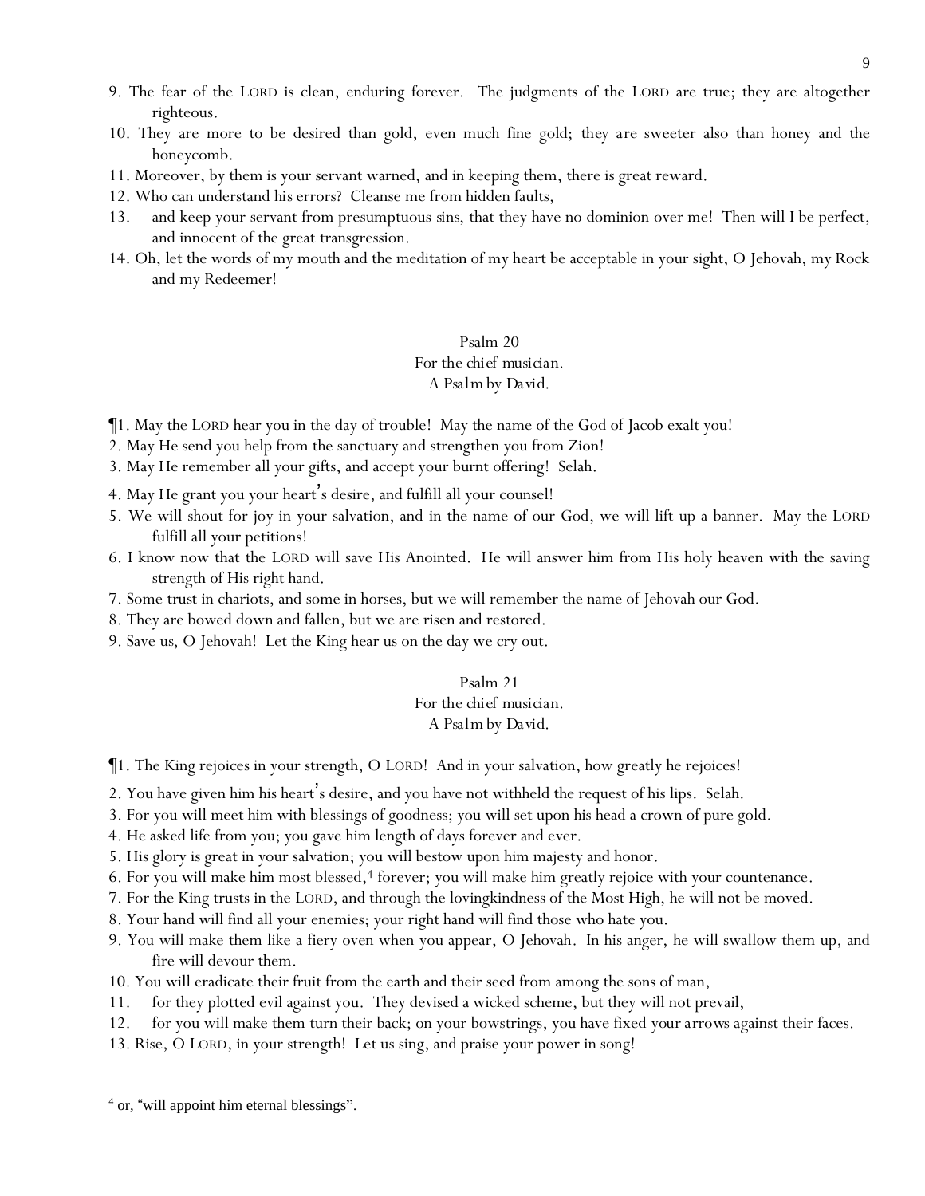9. The fear of the LORD is clean, enduring forever. The judgments of the LORD are true; they are altogether righteous.

10. They are more to be desired than gold, even much fine gold; they are sweeter also than honey and the honeycomb.

11. Moreover, by them is your servant warned, and in keeping them, there is great reward.

12. Who can understand his errors? Cleanse me from hidden faults,

13. and keep your servant from presumptuous sins, that they have no dominion over me! Then will I be perfect, and innocent of the great transgression.

14. Oh, let the words of my mouth and the meditation of my heart be acceptable in your sight, O Jehovah, my Rock and my Redeemer!

## Psalm 20

For the chief musician.
A Psalm by David.

¶1. May the LORD hear you in the day of trouble! May the name of the God of Jacob exalt you!

2. May He send you help from the sanctuary and strengthen you from Zion!

3. May He remember all your gifts, and accept your burnt offering! Selah.

4. May He grant you your heart's desire, and fulfill all your counsel!

5. We will shout for joy in your salvation, and in the name of our God, we will lift up a banner. May the LORD fulfill all your petitions!

6. I know now that the LORD will save His Anointed. He will answer him from His holy heaven with the saving strength of His right hand.

7. Some trust in chariots, and some in horses, but we will remember the name of Jehovah our God.

8. They are bowed down and fallen, but we are risen and restored.

9. Save us, O Jehovah! Let the King hear us on the day we cry out.

## Psalm 21

For the chief musician.
A Psalm by David.

¶1. The King rejoices in your strength, O LORD! And in your salvation, how greatly he rejoices!

2. You have given him his heart's desire, and you have not withheld the request of his lips. Selah.

3. For you will meet him with blessings of goodness; you will set upon his head a crown of pure gold.

4. He asked life from you; you gave him length of days forever and ever.

5. His glory is great in your salvation; you will bestow upon him majesty and honor.

6. For you will make him most blessed,[4] forever; you will make him greatly rejoice with your countenance.

7. For the King trusts in the LORD, and through the lovingkindness of the Most High, he will not be moved.

8. Your hand will find all your enemies; your right hand will find those who hate you.

9. You will make them like a fiery oven when you appear, O Jehovah. In his anger, he will swallow them up, and fire will devour them.

10. You will eradicate their fruit from the earth and their seed from among the sons of man,

11. for they plotted evil against you. They devised a wicked scheme, but they will not prevail,

12. for you will make them turn their back; on your bowstrings, you have fixed your arrows against their faces.

13. Rise, O LORD, in your strength! Let us sing, and praise your power in song!

---

[4] or, "will appoint him eternal blessings".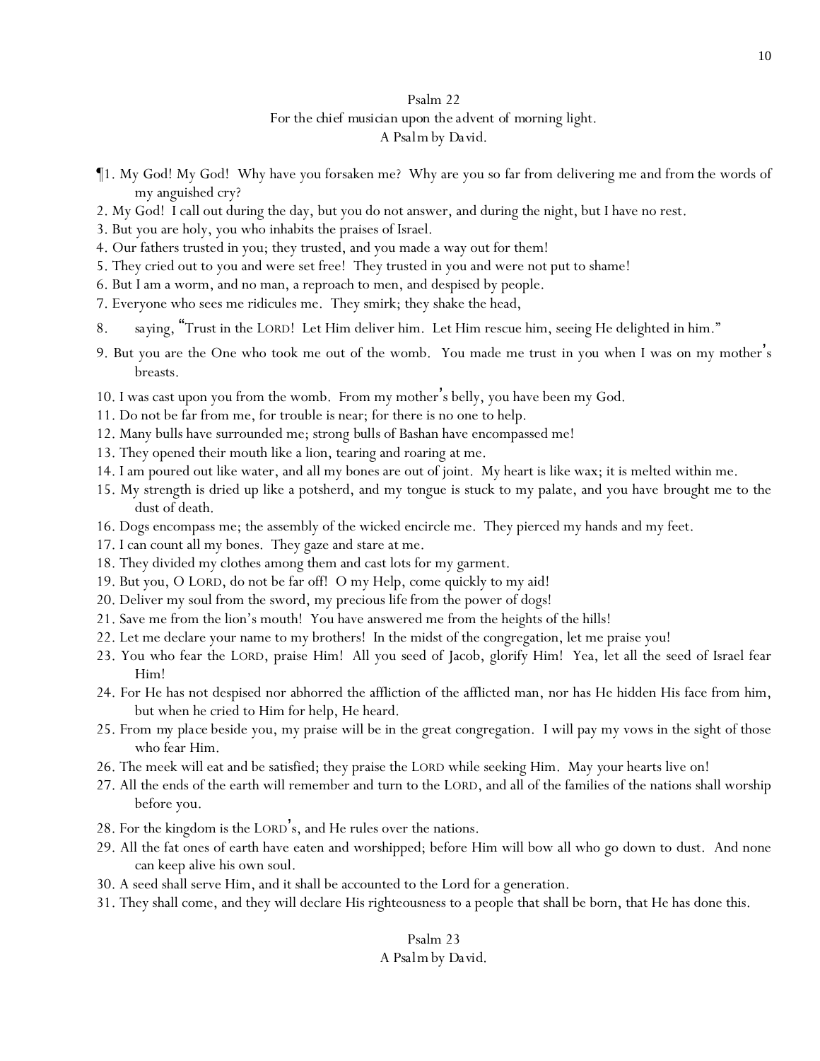## Psalm 22

For the chief musician upon the advent of morning light.
A Psalm by David.

¶1. My God! My God! Why have you forsaken me? Why are you so far from delivering me and from the words of my anguished cry?
2. My God! I call out during the day, but you do not answer, and during the night, but I have no rest.
3. But you are holy, you who inhabits the praises of Israel.
4. Our fathers trusted in you; they trusted, and you made a way out for them!
5. They cried out to you and were set free! They trusted in you and were not put to shame!
6. But I am a worm, and no man, a reproach to men, and despised by people.
7. Everyone who sees me ridicules me. They smirk; they shake the head,
8. saying, "Trust in the LORD! Let Him deliver him. Let Him rescue him, seeing He delighted in him."
9. But you are the One who took me out of the womb. You made me trust in you when I was on my mother's breasts.
10. I was cast upon you from the womb. From my mother's belly, you have been my God.
11. Do not be far from me, for trouble is near; for there is no one to help.
12. Many bulls have surrounded me; strong bulls of Bashan have encompassed me!
13. They opened their mouth like a lion, tearing and roaring at me.
14. I am poured out like water, and all my bones are out of joint. My heart is like wax; it is melted within me.
15. My strength is dried up like a potsherd, and my tongue is stuck to my palate, and you have brought me to the dust of death.
16. Dogs encompass me; the assembly of the wicked encircle me. They pierced my hands and my feet.
17. I can count all my bones. They gaze and stare at me.
18. They divided my clothes among them and cast lots for my garment.
19. But you, O LORD, do not be far off! O my Help, come quickly to my aid!
20. Deliver my soul from the sword, my precious life from the power of dogs!
21. Save me from the lion's mouth! You have answered me from the heights of the hills!
22. Let me declare your name to my brothers! In the midst of the congregation, let me praise you!
23. You who fear the LORD, praise Him! All you seed of Jacob, glorify Him! Yea, let all the seed of Israel fear Him!
24. For He has not despised nor abhorred the affliction of the afflicted man, nor has He hidden His face from him, but when he cried to Him for help, He heard.
25. From my place beside you, my praise will be in the great congregation. I will pay my vows in the sight of those who fear Him.
26. The meek will eat and be satisfied; they praise the LORD while seeking Him. May your hearts live on!
27. All the ends of the earth will remember and turn to the LORD, and all of the families of the nations shall worship before you.
28. For the kingdom is the LORD's, and He rules over the nations.
29. All the fat ones of earth have eaten and worshipped; before Him will bow all who go down to dust. And none can keep alive his own soul.
30. A seed shall serve Him, and it shall be accounted to the Lord for a generation.
31. They shall come, and they will declare His righteousness to a people that shall be born, that He has done this.

## Psalm 23

A Psalm by David.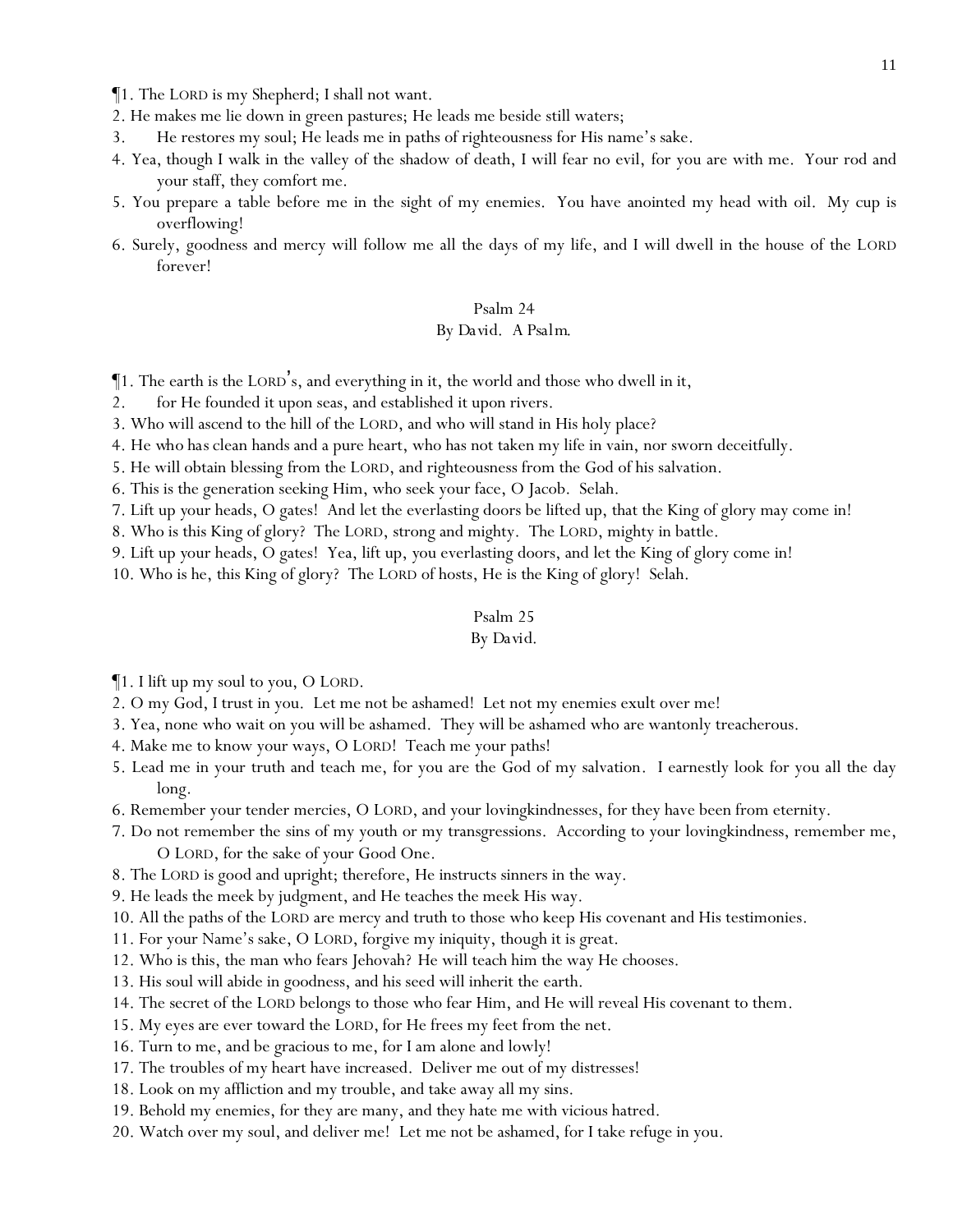¶1. The LORD is my Shepherd; I shall not want.

2. He makes me lie down in green pastures; He leads me beside still waters;

3. He restores my soul; He leads me in paths of righteousness for His name's sake.

4. Yea, though I walk in the valley of the shadow of death, I will fear no evil, for you are with me. Your rod and your staff, they comfort me.

5. You prepare a table before me in the sight of my enemies. You have anointed my head with oil. My cup is overflowing!

6. Surely, goodness and mercy will follow me all the days of my life, and I will dwell in the house of the LORD forever!

## Psalm 24

By David. A Psalm.

¶1. The earth is the LORD's, and everything in it, the world and those who dwell in it,

2. for He founded it upon seas, and established it upon rivers.

3. Who will ascend to the hill of the LORD, and who will stand in His holy place?

4. He who has clean hands and a pure heart, who has not taken my life in vain, nor sworn deceitfully.

5. He will obtain blessing from the LORD, and righteousness from the God of his salvation.

6. This is the generation seeking Him, who seek your face, O Jacob. Selah.

7. Lift up your heads, O gates! And let the everlasting doors be lifted up, that the King of glory may come in!

8. Who is this King of glory? The LORD, strong and mighty. The LORD, mighty in battle.

9. Lift up your heads, O gates! Yea, lift up, you everlasting doors, and let the King of glory come in!

10. Who is he, this King of glory? The LORD of hosts, He is the King of glory! Selah.

## Psalm 25

By David.

¶1. I lift up my soul to you, O LORD.

2. O my God, I trust in you. Let me not be ashamed! Let not my enemies exult over me!

3. Yea, none who wait on you will be ashamed. They will be ashamed who are wantonly treacherous.

4. Make me to know your ways, O LORD! Teach me your paths!

5. Lead me in your truth and teach me, for you are the God of my salvation. I earnestly look for you all the day long.

6. Remember your tender mercies, O LORD, and your lovingkindnesses, for they have been from eternity.

7. Do not remember the sins of my youth or my transgressions. According to your lovingkindness, remember me, O LORD, for the sake of your Good One.

8. The LORD is good and upright; therefore, He instructs sinners in the way.

9. He leads the meek by judgment, and He teaches the meek His way.

10. All the paths of the LORD are mercy and truth to those who keep His covenant and His testimonies.

11. For your Name's sake, O LORD, forgive my iniquity, though it is great.

12. Who is this, the man who fears Jehovah? He will teach him the way He chooses.

13. His soul will abide in goodness, and his seed will inherit the earth.

14. The secret of the LORD belongs to those who fear Him, and He will reveal His covenant to them.

15. My eyes are ever toward the LORD, for He frees my feet from the net.

16. Turn to me, and be gracious to me, for I am alone and lowly!

17. The troubles of my heart have increased. Deliver me out of my distresses!

18. Look on my affliction and my trouble, and take away all my sins.

19. Behold my enemies, for they are many, and they hate me with vicious hatred.

20. Watch over my soul, and deliver me! Let me not be ashamed, for I take refuge in you.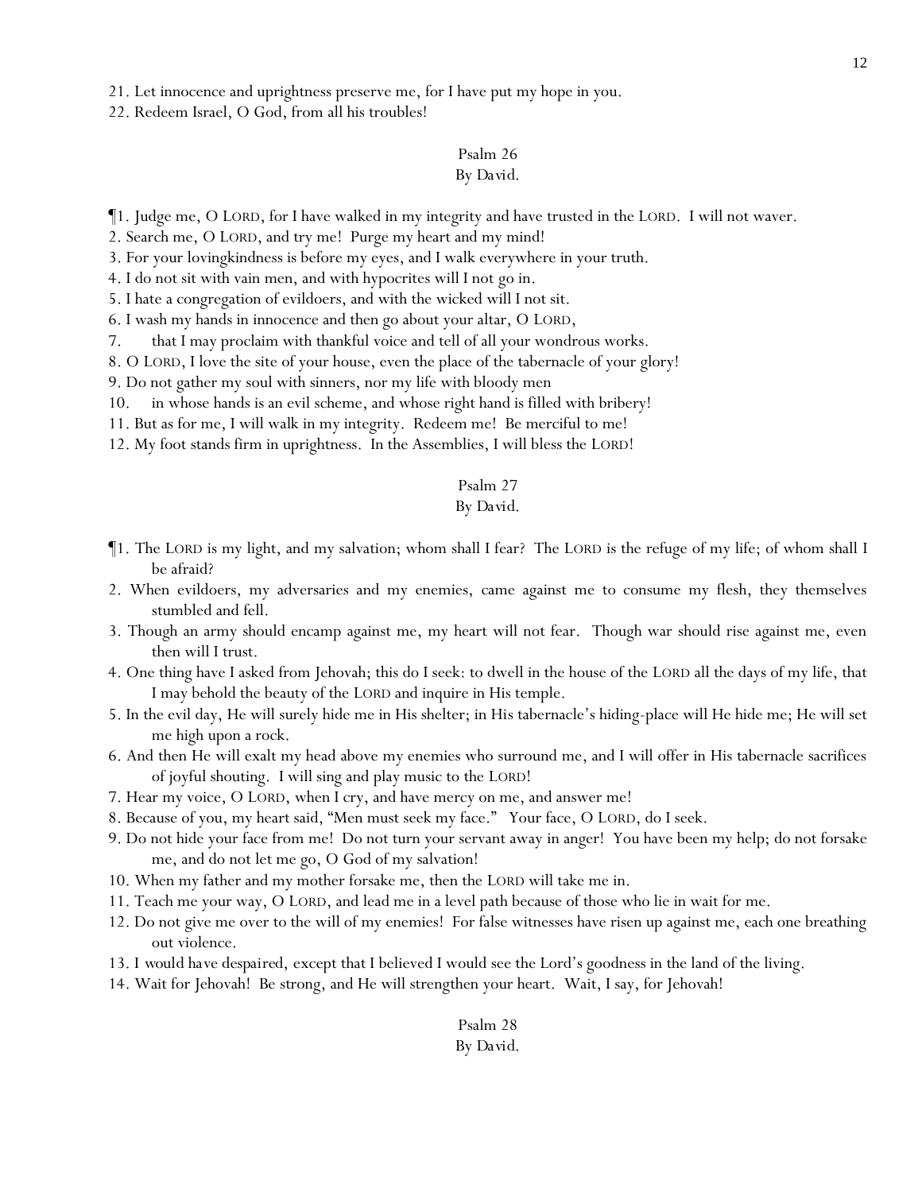21. Let innocence and uprightness preserve me, for I have put my hope in you.
22. Redeem Israel, O God, from all his troubles!

## Psalm 26
By David.

¶1. Judge me, O LORD, for I have walked in my integrity and have trusted in the LORD. I will not waver.
2. Search me, O LORD, and try me! Purge my heart and my mind!
3. For your lovingkindness is before my eyes, and I walk everywhere in your truth.
4. I do not sit with vain men, and with hypocrites will I not go in.
5. I hate a congregation of evildoers, and with the wicked will I not sit.
6. I wash my hands in innocence and then go about your altar, O LORD,
7. that I may proclaim with thankful voice and tell of all your wondrous works.
8. O LORD, I love the site of your house, even the place of the tabernacle of your glory!
9. Do not gather my soul with sinners, nor my life with bloody men
10. in whose hands is an evil scheme, and whose right hand is filled with bribery!
11. But as for me, I will walk in my integrity. Redeem me! Be merciful to me!
12. My foot stands firm in uprightness. In the Assemblies, I will bless the LORD!

## Psalm 27
By David.

¶1. The LORD is my light, and my salvation; whom shall I fear? The LORD is the refuge of my life; of whom shall I be afraid?
2. When evildoers, my adversaries and my enemies, came against me to consume my flesh, they themselves stumbled and fell.
3. Though an army should encamp against me, my heart will not fear. Though war should rise against me, even then will I trust.
4. One thing have I asked from Jehovah; this do I seek: to dwell in the house of the LORD all the days of my life, that I may behold the beauty of the LORD and inquire in His temple.
5. In the evil day, He will surely hide me in His shelter; in His tabernacle's hiding-place will He hide me; He will set me high upon a rock.
6. And then He will exalt my head above my enemies who surround me, and I will offer in His tabernacle sacrifices of joyful shouting. I will sing and play music to the LORD!
7. Hear my voice, O LORD, when I cry, and have mercy on me, and answer me!
8. Because of you, my heart said, "Men must seek my face." Your face, O LORD, do I seek.
9. Do not hide your face from me! Do not turn your servant away in anger! You have been my help; do not forsake me, and do not let me go, O God of my salvation!
10. When my father and my mother forsake me, then the LORD will take me in.
11. Teach me your way, O LORD, and lead me in a level path because of those who lie in wait for me.
12. Do not give me over to the will of my enemies! For false witnesses have risen up against me, each one breathing out violence.
13. I would have despaired, except that I believed I would see the Lord's goodness in the land of the living.
14. Wait for Jehovah! Be strong, and He will strengthen your heart. Wait, I say, for Jehovah!

## Psalm 28
By David.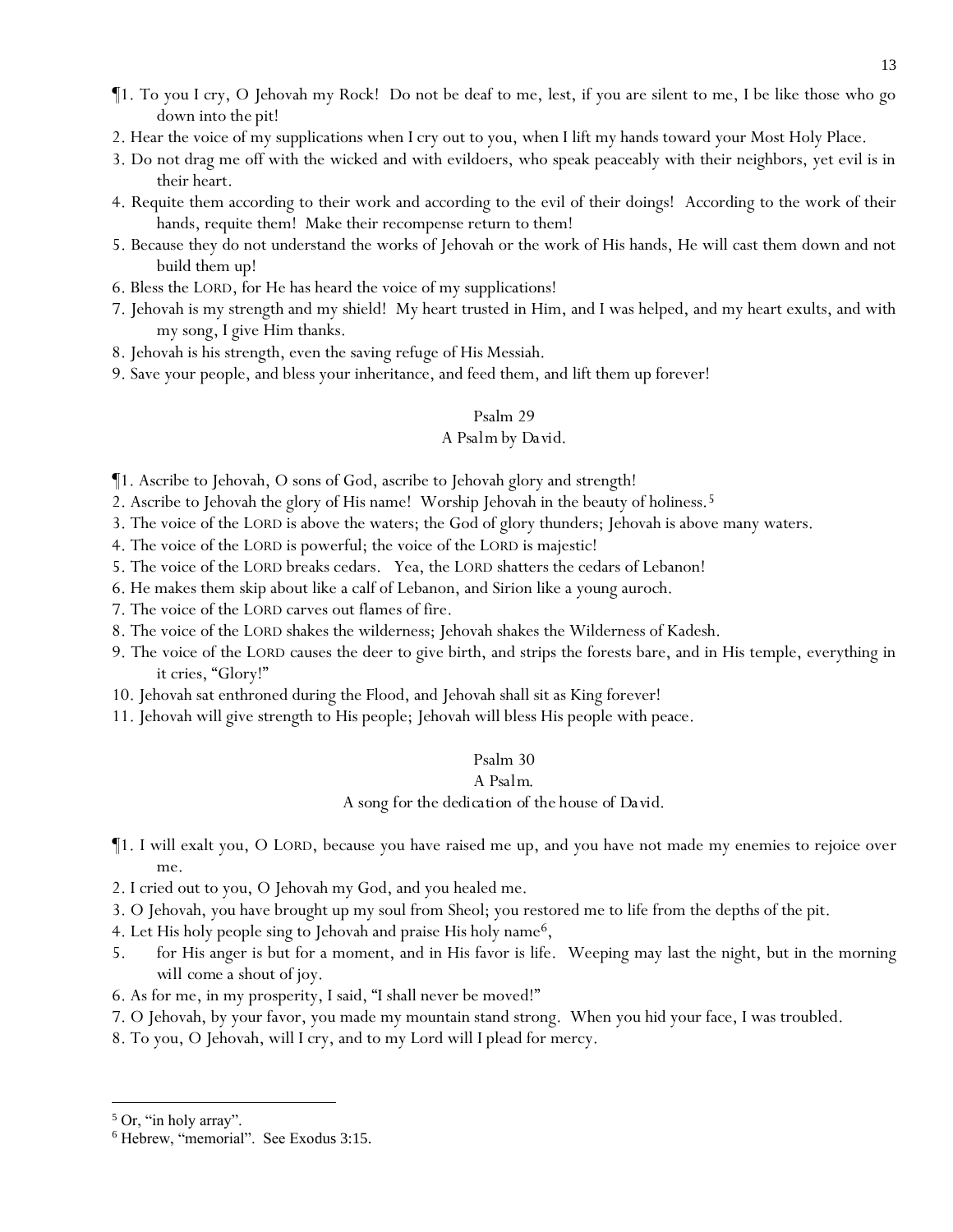¶1. To you I cry, O Jehovah my Rock! Do not be deaf to me, lest, if you are silent to me, I be like those who go down into the pit!

2. Hear the voice of my supplications when I cry out to you, when I lift my hands toward your Most Holy Place.

3. Do not drag me off with the wicked and with evildoers, who speak peaceably with their neighbors, yet evil is in their heart.

4. Requite them according to their work and according to the evil of their doings! According to the work of their hands, requite them! Make their recompense return to them!

5. Because they do not understand the works of Jehovah or the work of His hands, He will cast them down and not build them up!

6. Bless the LORD, for He has heard the voice of my supplications!

7. Jehovah is my strength and my shield! My heart trusted in Him, and I was helped, and my heart exults, and with my song, I give Him thanks.

8. Jehovah is his strength, even the saving refuge of His Messiah.

9. Save your people, and bless your inheritance, and feed them, and lift them up forever!

## Psalm 29

A Psalm by David.

¶1. Ascribe to Jehovah, O sons of God, ascribe to Jehovah glory and strength!

2. Ascribe to Jehovah the glory of His name! Worship Jehovah in the beauty of holiness.[5]

3. The voice of the LORD is above the waters; the God of glory thunders; Jehovah is above many waters.

4. The voice of the LORD is powerful; the voice of the LORD is majestic!

5. The voice of the LORD breaks cedars. Yea, the LORD shatters the cedars of Lebanon!

6. He makes them skip about like a calf of Lebanon, and Sirion like a young auroch.

7. The voice of the LORD carves out flames of fire.

8. The voice of the LORD shakes the wilderness; Jehovah shakes the Wilderness of Kadesh.

9. The voice of the LORD causes the deer to give birth, and strips the forests bare, and in His temple, everything in it cries, "Glory!"

10. Jehovah sat enthroned during the Flood, and Jehovah shall sit as King forever!

11. Jehovah will give strength to His people; Jehovah will bless His people with peace.

## Psalm 30

A Psalm.

A song for the dedication of the house of David.

¶1. I will exalt you, O LORD, because you have raised me up, and you have not made my enemies to rejoice over me.

2. I cried out to you, O Jehovah my God, and you healed me.

3. O Jehovah, you have brought up my soul from Sheol; you restored me to life from the depths of the pit.

4. Let His holy people sing to Jehovah and praise His holy name[6],

5. for His anger is but for a moment, and in His favor is life. Weeping may last the night, but in the morning will come a shout of joy.

6. As for me, in my prosperity, I said, "I shall never be moved!"

7. O Jehovah, by your favor, you made my mountain stand strong. When you hid your face, I was troubled.

8. To you, O Jehovah, will I cry, and to my Lord will I plead for mercy.

---

[5] Or, "in holy array".

[6] Hebrew, "memorial". See Exodus 3:15.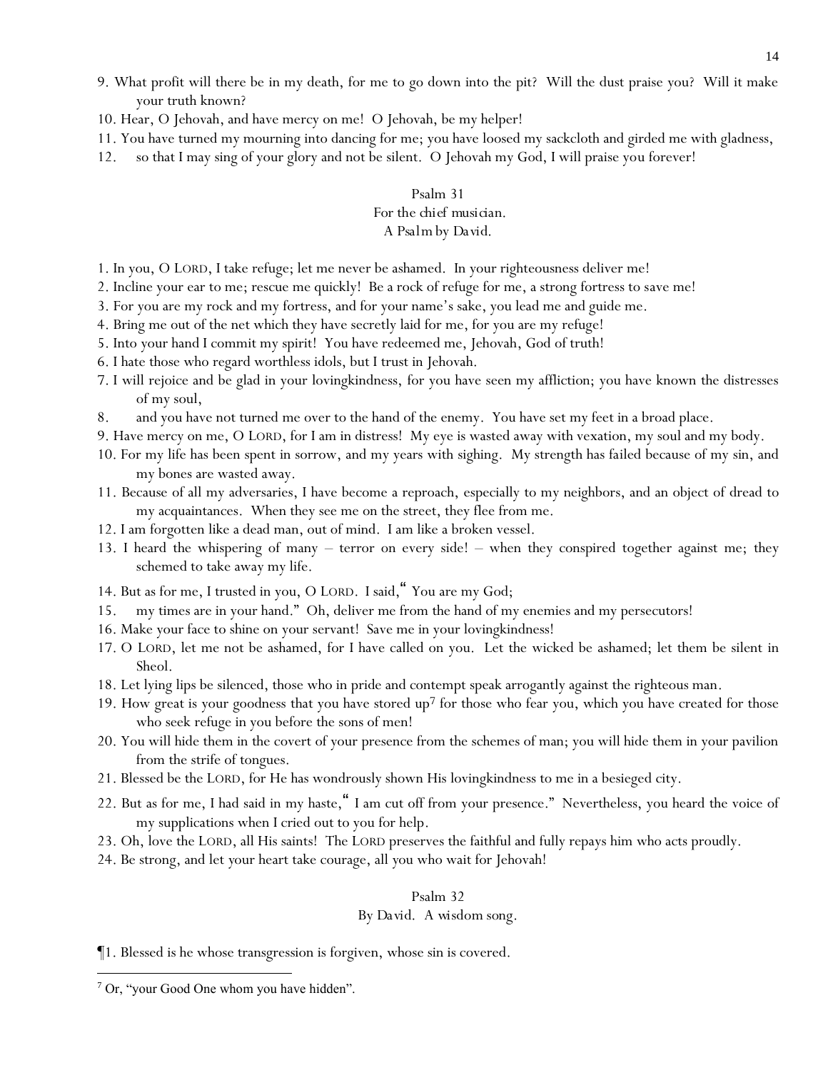9. What profit will there be in my death, for me to go down into the pit? Will the dust praise you? Will it make your truth known?
10. Hear, O Jehovah, and have mercy on me! O Jehovah, be my helper!
11. You have turned my mourning into dancing for me; you have loosed my sackcloth and girded me with gladness,
12. so that I may sing of your glory and not be silent. O Jehovah my God, I will praise you forever!

## Psalm 31

For the chief musician.
A Psalm by David.

1. In you, O LORD, I take refuge; let me never be ashamed. In your righteousness deliver me!
2. Incline your ear to me; rescue me quickly! Be a rock of refuge for me, a strong fortress to save me!
3. For you are my rock and my fortress, and for your name's sake, you lead me and guide me.
4. Bring me out of the net which they have secretly laid for me, for you are my refuge!
5. Into your hand I commit my spirit! You have redeemed me, Jehovah, God of truth!
6. I hate those who regard worthless idols, but I trust in Jehovah.
7. I will rejoice and be glad in your lovingkindness, for you have seen my affliction; you have known the distresses of my soul,
8. and you have not turned me over to the hand of the enemy. You have set my feet in a broad place.
9. Have mercy on me, O LORD, for I am in distress! My eye is wasted away with vexation, my soul and my body.
10. For my life has been spent in sorrow, and my years with sighing. My strength has failed because of my sin, and my bones are wasted away.
11. Because of all my adversaries, I have become a reproach, especially to my neighbors, and an object of dread to my acquaintances. When they see me on the street, they flee from me.
12. I am forgotten like a dead man, out of mind. I am like a broken vessel.
13. I heard the whispering of many – terror on every side! – when they conspired together against me; they schemed to take away my life.
14. But as for me, I trusted in you, O LORD. I said, "You are my God;
15. my times are in your hand." Oh, deliver me from the hand of my enemies and my persecutors!
16. Make your face to shine on your servant! Save me in your lovingkindness!
17. O LORD, let me not be ashamed, for I have called on you. Let the wicked be ashamed; let them be silent in Sheol.
18. Let lying lips be silenced, those who in pride and contempt speak arrogantly against the righteous man.
19. How great is your goodness that you have stored up[7] for those who fear you, which you have created for those who seek refuge in you before the sons of men!
20. You will hide them in the covert of your presence from the schemes of man; you will hide them in your pavilion from the strife of tongues.
21. Blessed be the LORD, for He has wondrously shown His lovingkindness to me in a besieged city.
22. But as for me, I had said in my haste, "I am cut off from your presence." Nevertheless, you heard the voice of my supplications when I cried out to you for help.
23. Oh, love the LORD, all His saints! The LORD preserves the faithful and fully repays him who acts proudly.
24. Be strong, and let your heart take courage, all you who wait for Jehovah!

## Psalm 32

By David. A wisdom song.

¶1. Blessed is he whose transgression is forgiven, whose sin is covered.

---

[7] Or, "your Good One whom you have hidden".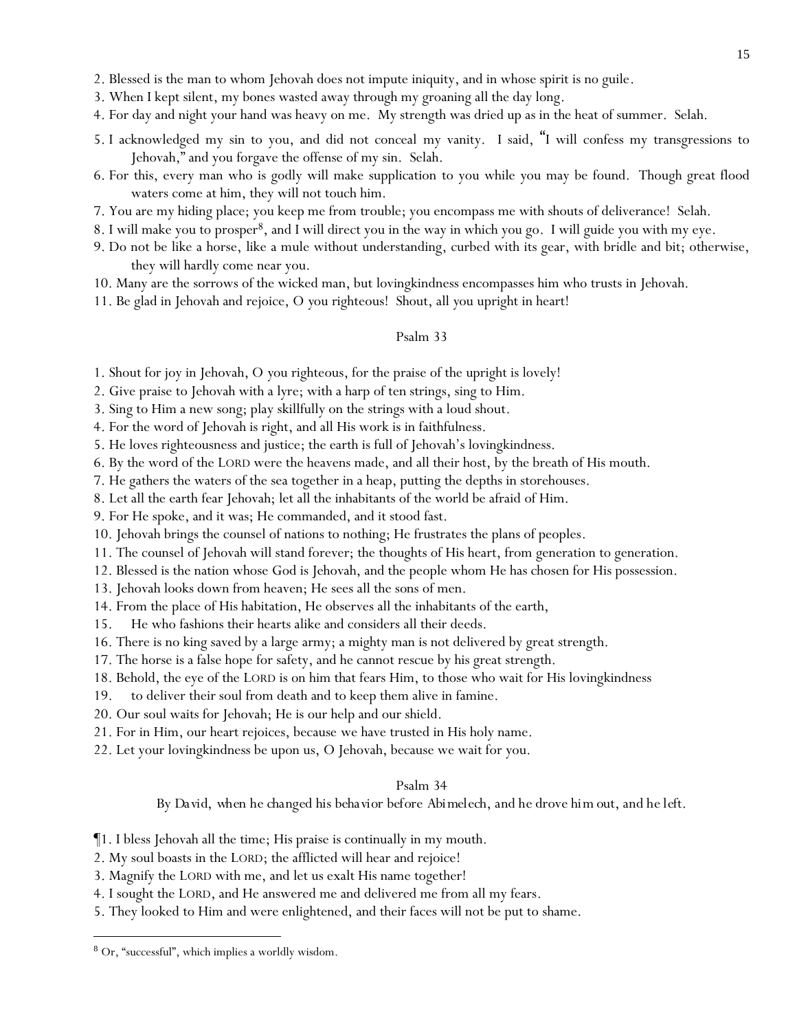2. Blessed is the man to whom Jehovah does not impute iniquity, and in whose spirit is no guile.
3. When I kept silent, my bones wasted away through my groaning all the day long.
4. For day and night your hand was heavy on me. My strength was dried up as in the heat of summer. Selah.
5. I acknowledged my sin to you, and did not conceal my vanity. I said, "I will confess my transgressions to Jehovah," and you forgave the offense of my sin. Selah.
6. For this, every man who is godly will make supplication to you while you may be found. Though great flood waters come at him, they will not touch him.
7. You are my hiding place; you keep me from trouble; you encompass me with shouts of deliverance! Selah.
8. I will make you to prosper[8], and I will direct you in the way in which you go. I will guide you with my eye.
9. Do not be like a horse, like a mule without understanding, curbed with its gear, with bridle and bit; otherwise, they will hardly come near you.
10. Many are the sorrows of the wicked man, but lovingkindness encompasses him who trusts in Jehovah.
11. Be glad in Jehovah and rejoice, O you righteous! Shout, all you upright in heart!

## Psalm 33

1. Shout for joy in Jehovah, O you righteous, for the praise of the upright is lovely!
2. Give praise to Jehovah with a lyre; with a harp of ten strings, sing to Him.
3. Sing to Him a new song; play skillfully on the strings with a loud shout.
4. For the word of Jehovah is right, and all His work is in faithfulness.
5. He loves righteousness and justice; the earth is full of Jehovah's lovingkindness.
6. By the word of the LORD were the heavens made, and all their host, by the breath of His mouth.
7. He gathers the waters of the sea together in a heap, putting the depths in storehouses.
8. Let all the earth fear Jehovah; let all the inhabitants of the world be afraid of Him.
9. For He spoke, and it was; He commanded, and it stood fast.
10. Jehovah brings the counsel of nations to nothing; He frustrates the plans of peoples.
11. The counsel of Jehovah will stand forever; the thoughts of His heart, from generation to generation.
12. Blessed is the nation whose God is Jehovah, and the people whom He has chosen for His possession.
13. Jehovah looks down from heaven; He sees all the sons of men.
14. From the place of His habitation, He observes all the inhabitants of the earth,
15. He who fashions their hearts alike and considers all their deeds.
16. There is no king saved by a large army; a mighty man is not delivered by great strength.
17. The horse is a false hope for safety, and he cannot rescue by his great strength.
18. Behold, the eye of the LORD is on him that fears Him, to those who wait for His lovingkindness
19. to deliver their soul from death and to keep them alive in famine.
20. Our soul waits for Jehovah; He is our help and our shield.
21. For in Him, our heart rejoices, because we have trusted in His holy name.
22. Let your lovingkindness be upon us, O Jehovah, because we wait for you.

## Psalm 34

*By David, when he changed his behavior before Abimelech, and he drove him out, and he left.*

¶1. I bless Jehovah all the time; His praise is continually in my mouth.
2. My soul boasts in the LORD; the afflicted will hear and rejoice!
3. Magnify the LORD with me, and let us exalt His name together!
4. I sought the LORD, and He answered me and delivered me from all my fears.
5. They looked to Him and were enlightened, and their faces will not be put to shame.

---

[8] Or, "successful", which implies a worldly wisdom.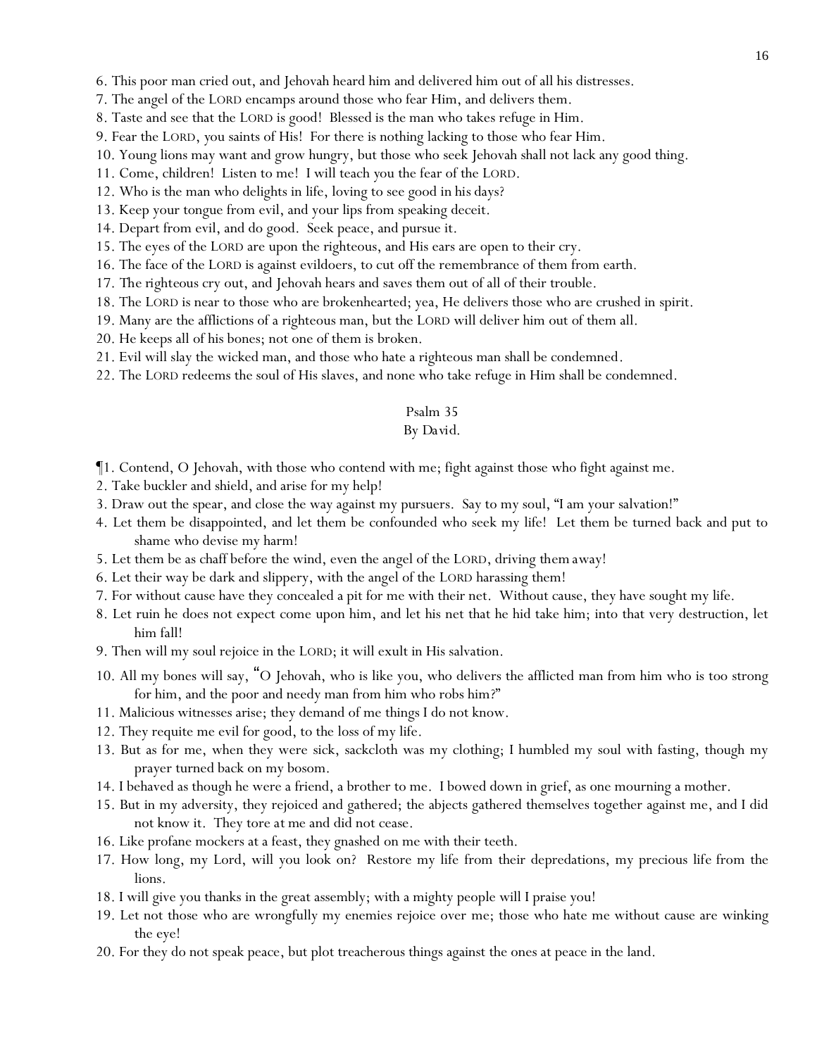6. This poor man cried out, and Jehovah heard him and delivered him out of all his distresses.
7. The angel of the LORD encamps around those who fear Him, and delivers them.
8. Taste and see that the LORD is good! Blessed is the man who takes refuge in Him.
9. Fear the LORD, you saints of His! For there is nothing lacking to those who fear Him.
10. Young lions may want and grow hungry, but those who seek Jehovah shall not lack any good thing.
11. Come, children! Listen to me! I will teach you the fear of the LORD.
12. Who is the man who delights in life, loving to see good in his days?
13. Keep your tongue from evil, and your lips from speaking deceit.
14. Depart from evil, and do good. Seek peace, and pursue it.
15. The eyes of the LORD are upon the righteous, and His ears are open to their cry.
16. The face of the LORD is against evildoers, to cut off the remembrance of them from earth.
17. The righteous cry out, and Jehovah hears and saves them out of all of their trouble.
18. The LORD is near to those who are brokenhearted; yea, He delivers those who are crushed in spirit.
19. Many are the afflictions of a righteous man, but the LORD will deliver him out of them all.
20. He keeps all of his bones; not one of them is broken.
21. Evil will slay the wicked man, and those who hate a righteous man shall be condemned.
22. The LORD redeems the soul of His slaves, and none who take refuge in Him shall be condemned.

## Psalm 35

By David.

¶1. Contend, O Jehovah, with those who contend with me; fight against those who fight against me.
2. Take buckler and shield, and arise for my help!
3. Draw out the spear, and close the way against my pursuers. Say to my soul, "I am your salvation!"
4. Let them be disappointed, and let them be confounded who seek my life! Let them be turned back and put to shame who devise my harm!
5. Let them be as chaff before the wind, even the angel of the LORD, driving them away!
6. Let their way be dark and slippery, with the angel of the LORD harassing them!
7. For without cause have they concealed a pit for me with their net. Without cause, they have sought my life.
8. Let ruin he does not expect come upon him, and let his net that he hid take him; into that very destruction, let him fall!
9. Then will my soul rejoice in the LORD; it will exult in His salvation.
10. All my bones will say, "O Jehovah, who is like you, who delivers the afflicted man from him who is too strong for him, and the poor and needy man from him who robs him?"
11. Malicious witnesses arise; they demand of me things I do not know.
12. They requite me evil for good, to the loss of my life.
13. But as for me, when they were sick, sackcloth was my clothing; I humbled my soul with fasting, though my prayer turned back on my bosom.
14. I behaved as though he were a friend, a brother to me. I bowed down in grief, as one mourning a mother.
15. But in my adversity, they rejoiced and gathered; the abjects gathered themselves together against me, and I did not know it. They tore at me and did not cease.
16. Like profane mockers at a feast, they gnashed on me with their teeth.
17. How long, my Lord, will you look on? Restore my life from their depredations, my precious life from the lions.
18. I will give you thanks in the great assembly; with a mighty people will I praise you!
19. Let not those who are wrongfully my enemies rejoice over me; those who hate me without cause are winking the eye!
20. For they do not speak peace, but plot treacherous things against the ones at peace in the land.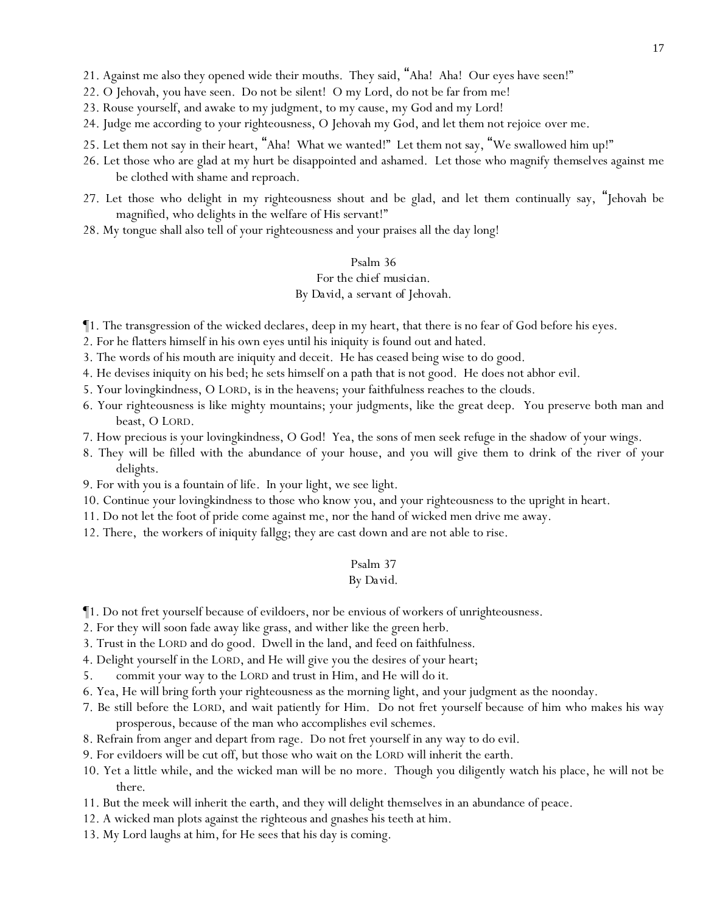21. Against me also they opened wide their mouths. They said, "Aha! Aha! Our eyes have seen!"
22. O Jehovah, you have seen. Do not be silent! O my Lord, do not be far from me!
23. Rouse yourself, and awake to my judgment, to my cause, my God and my Lord!
24. Judge me according to your righteousness, O Jehovah my God, and let them not rejoice over me.
25. Let them not say in their heart, "Aha! What we wanted!" Let them not say, "We swallowed him up!"
26. Let those who are glad at my hurt be disappointed and ashamed. Let those who magnify themselves against me be clothed with shame and reproach.
27. Let those who delight in my righteousness shout and be glad, and let them continually say, "Jehovah be magnified, who delights in the welfare of His servant!"
28. My tongue shall also tell of your righteousness and your praises all the day long!

## Psalm 36

For the chief musician.
By David, a servant of Jehovah.

¶1. The transgression of the wicked declares, deep in my heart, that there is no fear of God before his eyes.
2. For he flatters himself in his own eyes until his iniquity is found out and hated.
3. The words of his mouth are iniquity and deceit. He has ceased being wise to do good.
4. He devises iniquity on his bed; he sets himself on a path that is not good. He does not abhor evil.
5. Your lovingkindness, O LORD, is in the heavens; your faithfulness reaches to the clouds.
6. Your righteousness is like mighty mountains; your judgments, like the great deep. You preserve both man and beast, O LORD.
7. How precious is your lovingkindness, O God! Yea, the sons of men seek refuge in the shadow of your wings.
8. They will be filled with the abundance of your house, and you will give them to drink of the river of your delights.
9. For with you is a fountain of life. In your light, we see light.
10. Continue your lovingkindness to those who know you, and your righteousness to the upright in heart.
11. Do not let the foot of pride come against me, nor the hand of wicked men drive me away.
12. There, the workers of iniquity fallgg; they are cast down and are not able to rise.

## Psalm 37

By David.

¶1. Do not fret yourself because of evildoers, nor be envious of workers of unrighteousness.
2. For they will soon fade away like grass, and wither like the green herb.
3. Trust in the LORD and do good. Dwell in the land, and feed on faithfulness.
4. Delight yourself in the LORD, and He will give you the desires of your heart;
5. commit your way to the LORD and trust in Him, and He will do it.
6. Yea, He will bring forth your righteousness as the morning light, and your judgment as the noonday.
7. Be still before the LORD, and wait patiently for Him. Do not fret yourself because of him who makes his way prosperous, because of the man who accomplishes evil schemes.
8. Refrain from anger and depart from rage. Do not fret yourself in any way to do evil.
9. For evildoers will be cut off, but those who wait on the LORD will inherit the earth.
10. Yet a little while, and the wicked man will be no more. Though you diligently watch his place, he will not be there.
11. But the meek will inherit the earth, and they will delight themselves in an abundance of peace.
12. A wicked man plots against the righteous and gnashes his teeth at him.
13. My Lord laughs at him, for He sees that his day is coming.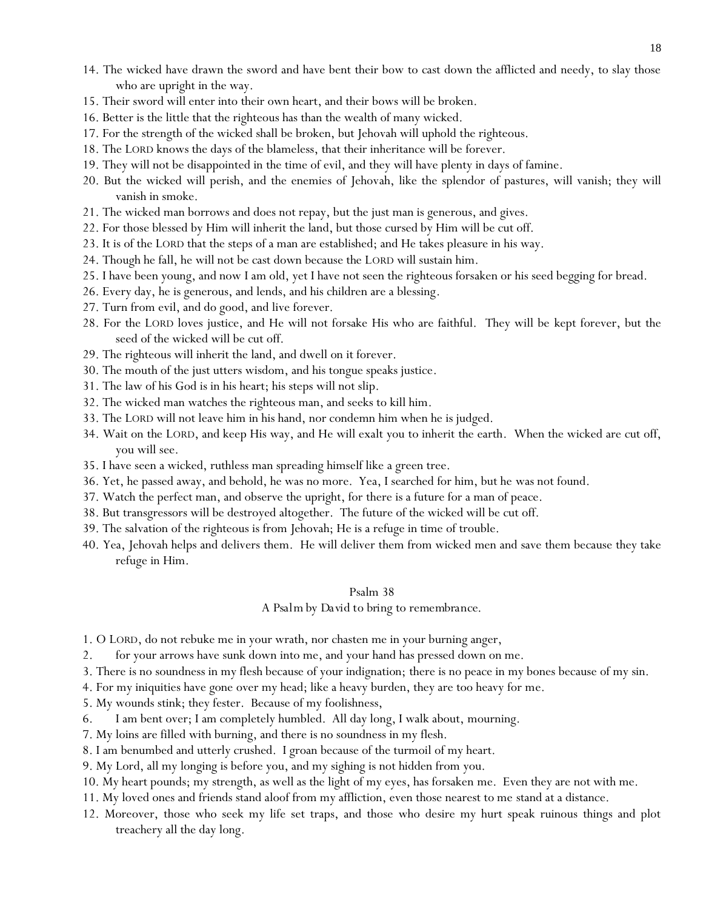14. The wicked have drawn the sword and have bent their bow to cast down the afflicted and needy, to slay those who are upright in the way.
15. Their sword will enter into their own heart, and their bows will be broken.
16. Better is the little that the righteous has than the wealth of many wicked.
17. For the strength of the wicked shall be broken, but Jehovah will uphold the righteous.
18. The LORD knows the days of the blameless, that their inheritance will be forever.
19. They will not be disappointed in the time of evil, and they will have plenty in days of famine.
20. But the wicked will perish, and the enemies of Jehovah, like the splendor of pastures, will vanish; they will vanish in smoke.
21. The wicked man borrows and does not repay, but the just man is generous, and gives.
22. For those blessed by Him will inherit the land, but those cursed by Him will be cut off.
23. It is of the LORD that the steps of a man are established; and He takes pleasure in his way.
24. Though he fall, he will not be cast down because the LORD will sustain him.
25. I have been young, and now I am old, yet I have not seen the righteous forsaken or his seed begging for bread.
26. Every day, he is generous, and lends, and his children are a blessing.
27. Turn from evil, and do good, and live forever.
28. For the LORD loves justice, and He will not forsake His who are faithful. They will be kept forever, but the seed of the wicked will be cut off.
29. The righteous will inherit the land, and dwell on it forever.
30. The mouth of the just utters wisdom, and his tongue speaks justice.
31. The law of his God is in his heart; his steps will not slip.
32. The wicked man watches the righteous man, and seeks to kill him.
33. The LORD will not leave him in his hand, nor condemn him when he is judged.
34. Wait on the LORD, and keep His way, and He will exalt you to inherit the earth. When the wicked are cut off, you will see.
35. I have seen a wicked, ruthless man spreading himself like a green tree.
36. Yet, he passed away, and behold, he was no more. Yea, I searched for him, but he was not found.
37. Watch the perfect man, and observe the upright, for there is a future for a man of peace.
38. But transgressors will be destroyed altogether. The future of the wicked will be cut off.
39. The salvation of the righteous is from Jehovah; He is a refuge in time of trouble.
40. Yea, Jehovah helps and delivers them. He will deliver them from wicked men and save them because they take refuge in Him.

## Psalm 38

A Psalm by David to bring to remembrance.

1. O LORD, do not rebuke me in your wrath, nor chasten me in your burning anger,
2. for your arrows have sunk down into me, and your hand has pressed down on me.
3. There is no soundness in my flesh because of your indignation; there is no peace in my bones because of my sin.
4. For my iniquities have gone over my head; like a heavy burden, they are too heavy for me.
5. My wounds stink; they fester. Because of my foolishness,
6. I am bent over; I am completely humbled. All day long, I walk about, mourning.
7. My loins are filled with burning, and there is no soundness in my flesh.
8. I am benumbed and utterly crushed. I groan because of the turmoil of my heart.
9. My Lord, all my longing is before you, and my sighing is not hidden from you.
10. My heart pounds; my strength, as well as the light of my eyes, has forsaken me. Even they are not with me.
11. My loved ones and friends stand aloof from my affliction, even those nearest to me stand at a distance.
12. Moreover, those who seek my life set traps, and those who desire my hurt speak ruinous things and plot treachery all the day long.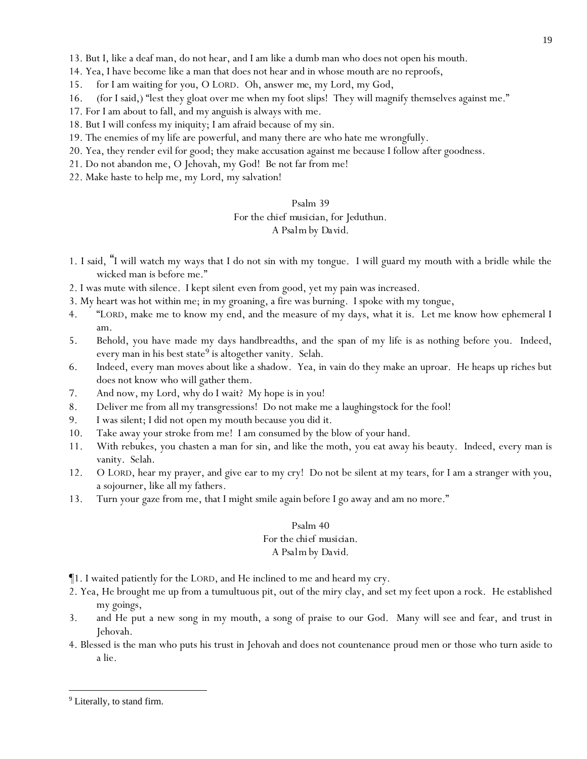13. But I, like a deaf man, do not hear, and I am like a dumb man who does not open his mouth.
14. Yea, I have become like a man that does not hear and in whose mouth are no reproofs,
15. for I am waiting for you, O LORD. Oh, answer me, my Lord, my God,
16. (for I said,) "lest they gloat over me when my foot slips! They will magnify themselves against me."
17. For I am about to fall, and my anguish is always with me.
18. But I will confess my iniquity; I am afraid because of my sin.
19. The enemies of my life are powerful, and many there are who hate me wrongfully.
20. Yea, they render evil for good; they make accusation against me because I follow after goodness.
21. Do not abandon me, O Jehovah, my God! Be not far from me!
22. Make haste to help me, my Lord, my salvation!

## Psalm 39

For the chief musician, for Jeduthun.
A Psalm by David.

1. I said, "I will watch my ways that I do not sin with my tongue. I will guard my mouth with a bridle while the wicked man is before me."
2. I was mute with silence. I kept silent even from good, yet my pain was increased.
3. My heart was hot within me; in my groaning, a fire was burning. I spoke with my tongue,
4. "LORD, make me to know my end, and the measure of my days, what it is. Let me know how ephemeral I am.
5. Behold, you have made my days handbreadths, and the span of my life is as nothing before you. Indeed, every man in his best state[9] is altogether vanity. Selah.
6. Indeed, every man moves about like a shadow. Yea, in vain do they make an uproar. He heaps up riches but does not know who will gather them.
7. And now, my Lord, why do I wait? My hope is in you!
8. Deliver me from all my transgressions! Do not make me a laughingstock for the fool!
9. I was silent; I did not open my mouth because you did it.
10. Take away your stroke from me! I am consumed by the blow of your hand.
11. With rebukes, you chasten a man for sin, and like the moth, you eat away his beauty. Indeed, every man is vanity. Selah.
12. O LORD, hear my prayer, and give ear to my cry! Do not be silent at my tears, for I am a stranger with you, a sojourner, like all my fathers.
13. Turn your gaze from me, that I might smile again before I go away and am no more."

## Psalm 40

For the chief musician.
A Psalm by David.

¶1. I waited patiently for the LORD, and He inclined to me and heard my cry.
2. Yea, He brought me up from a tumultuous pit, out of the miry clay, and set my feet upon a rock. He established my goings,
3. and He put a new song in my mouth, a song of praise to our God. Many will see and fear, and trust in Jehovah.
4. Blessed is the man who puts his trust in Jehovah and does not countenance proud men or those who turn aside to a lie.

---

[9] Literally, to stand firm.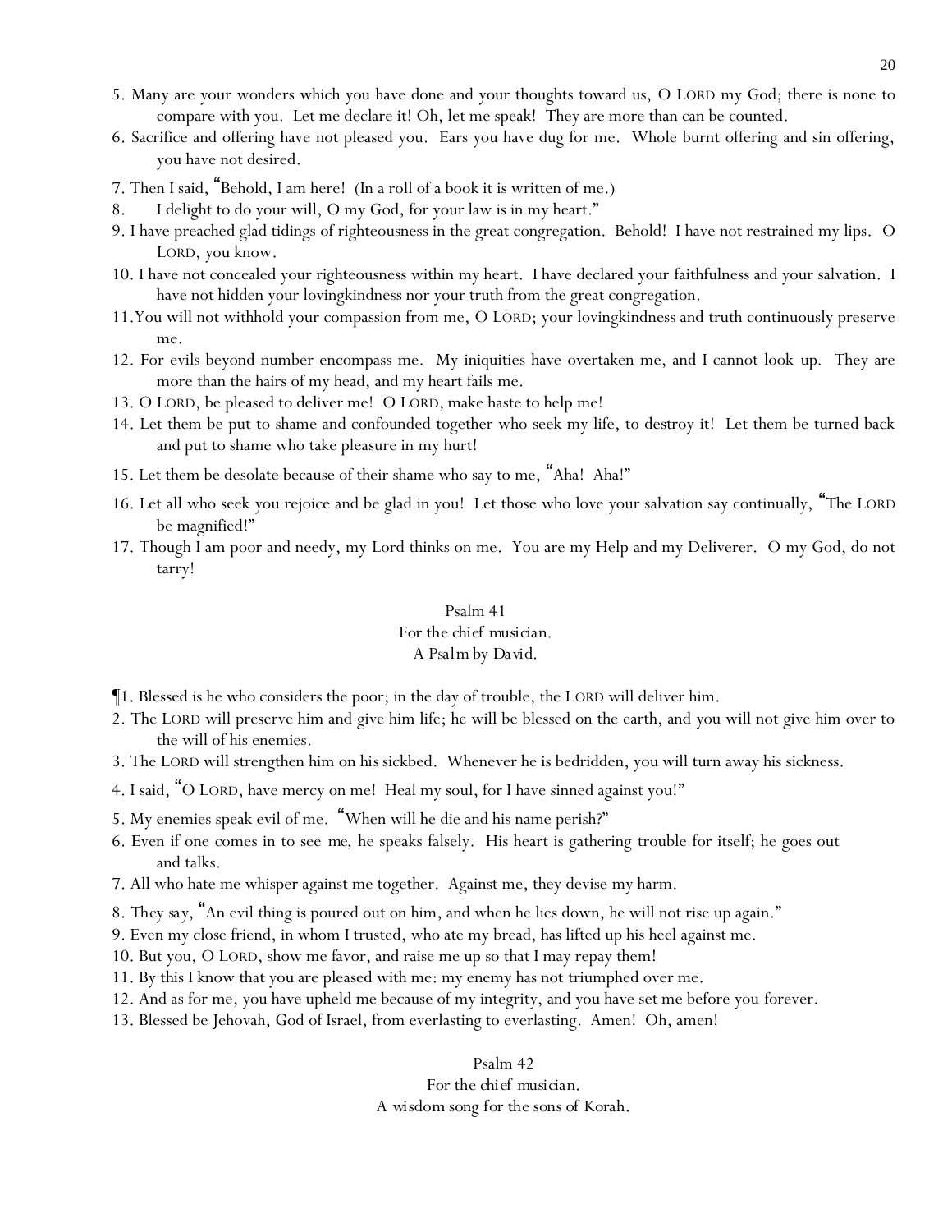5. Many are your wonders which you have done and your thoughts toward us, O LORD my God; there is none to compare with you. Let me declare it! Oh, let me speak! They are more than can be counted.

6. Sacrifice and offering have not pleased you. Ears you have dug for me. Whole burnt offering and sin offering, you have not desired.

7. Then I said, "Behold, I am here! (In a roll of a book it is written of me.)

8. I delight to do your will, O my God, for your law is in my heart."

9. I have preached glad tidings of righteousness in the great congregation. Behold! I have not restrained my lips. O LORD, you know.

10. I have not concealed your righteousness within my heart. I have declared your faithfulness and your salvation. I have not hidden your lovingkindness nor your truth from the great congregation.

11. You will not withhold your compassion from me, O LORD; your lovingkindness and truth continuously preserve me.

12. For evils beyond number encompass me. My iniquities have overtaken me, and I cannot look up. They are more than the hairs of my head, and my heart fails me.

13. O LORD, be pleased to deliver me! O LORD, make haste to help me!

14. Let them be put to shame and confounded together who seek my life, to destroy it! Let them be turned back and put to shame who take pleasure in my hurt!

15. Let them be desolate because of their shame who say to me, "Aha! Aha!"

16. Let all who seek you rejoice and be glad in you! Let those who love your salvation say continually, "The LORD be magnified!"

17. Though I am poor and needy, my Lord thinks on me. You are my Help and my Deliverer. O my God, do not tarry!

## Psalm 41

For the chief musician.
A Psalm by David.

¶1. Blessed is he who considers the poor; in the day of trouble, the LORD will deliver him.

2. The LORD will preserve him and give him life; he will be blessed on the earth, and you will not give him over to the will of his enemies.

3. The LORD will strengthen him on his sickbed. Whenever he is bedridden, you will turn away his sickness.

4. I said, "O LORD, have mercy on me! Heal my soul, for I have sinned against you!"

5. My enemies speak evil of me. "When will he die and his name perish?"

6. Even if one comes in to see me, he speaks falsely. His heart is gathering trouble for itself; he goes out and talks.

7. All who hate me whisper against me together. Against me, they devise my harm.

8. They say, "An evil thing is poured out on him, and when he lies down, he will not rise up again."

9. Even my close friend, in whom I trusted, who ate my bread, has lifted up his heel against me.

10. But you, O LORD, show me favor, and raise me up so that I may repay them!

11. By this I know that you are pleased with me: my enemy has not triumphed over me.

12. And as for me, you have upheld me because of my integrity, and you have set me before you forever.

13. Blessed be Jehovah, God of Israel, from everlasting to everlasting. Amen! Oh, amen!

## Psalm 42

For the chief musician.
A wisdom song for the sons of Korah.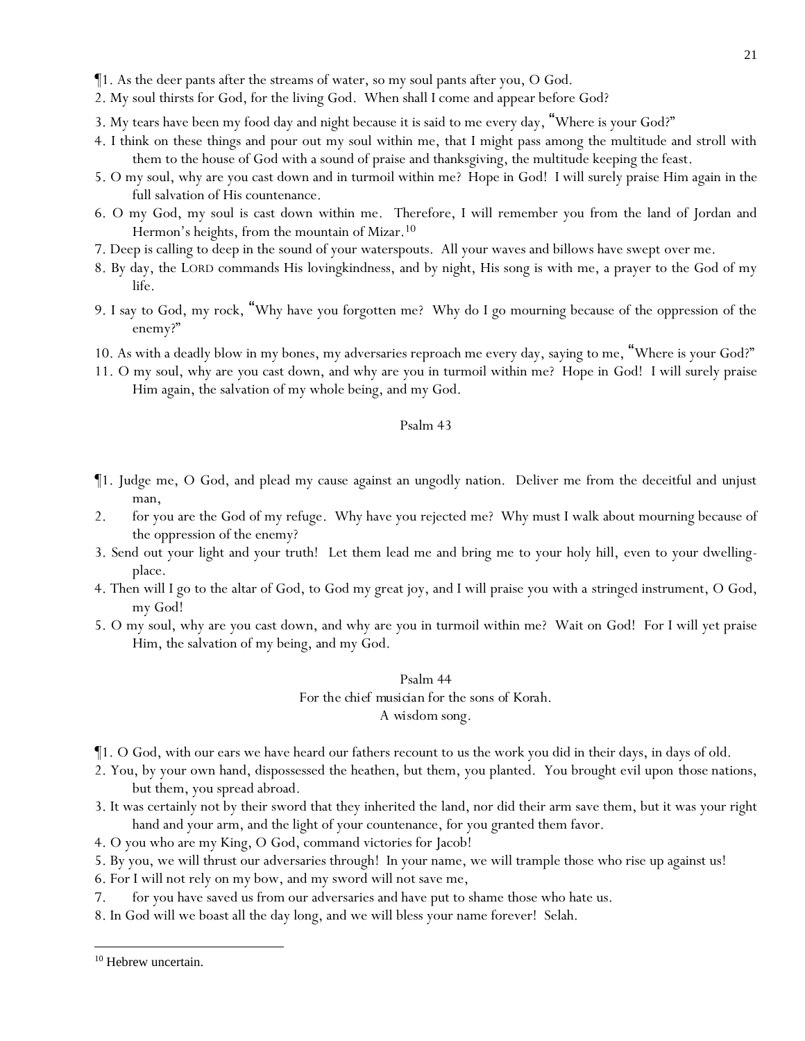¶1. As the deer pants after the streams of water, so my soul pants after you, O God.

2. My soul thirsts for God, for the living God. When shall I come and appear before God?

3. My tears have been my food day and night because it is said to me every day, "Where is your God?"

4. I think on these things and pour out my soul within me, that I might pass among the multitude and stroll with them to the house of God with a sound of praise and thanksgiving, the multitude keeping the feast.

5. O my soul, why are you cast down and in turmoil within me? Hope in God! I will surely praise Him again in the full salvation of His countenance.

6. O my God, my soul is cast down within me. Therefore, I will remember you from the land of Jordan and Hermon's heights, from the mountain of Mizar.[10]

7. Deep is calling to deep in the sound of your waterspouts. All your waves and billows have swept over me.

8. By day, the LORD commands His lovingkindness, and by night, His song is with me, a prayer to the God of my life.

9. I say to God, my rock, "Why have you forgotten me? Why do I go mourning because of the oppression of the enemy?"

10. As with a deadly blow in my bones, my adversaries reproach me every day, saying to me, "Where is your God?"

11. O my soul, why are you cast down, and why are you in turmoil within me? Hope in God! I will surely praise Him again, the salvation of my whole being, and my God.

## Psalm 43

¶1. Judge me, O God, and plead my cause against an ungodly nation. Deliver me from the deceitful and unjust man,

2. for you are the God of my refuge. Why have you rejected me? Why must I walk about mourning because of the oppression of the enemy?

3. Send out your light and your truth! Let them lead me and bring me to your holy hill, even to your dwelling-place.

4. Then will I go to the altar of God, to God my great joy, and I will praise you with a stringed instrument, O God, my God!

5. O my soul, why are you cast down, and why are you in turmoil within me? Wait on God! For I will yet praise Him, the salvation of my being, and my God.

## Psalm 44

For the chief musician for the sons of Korah.
A wisdom song.

¶1. O God, with our ears we have heard our fathers recount to us the work you did in their days, in days of old.

2. You, by your own hand, dispossessed the heathen, but them, you planted. You brought evil upon those nations, but them, you spread abroad.

3. It was certainly not by their sword that they inherited the land, nor did their arm save them, but it was your right hand and your arm, and the light of your countenance, for you granted them favor.

4. O you who are my King, O God, command victories for Jacob!

5. By you, we will thrust our adversaries through! In your name, we will trample those who rise up against us!

6. For I will not rely on my bow, and my sword will not save me,

7. for you have saved us from our adversaries and have put to shame those who hate us.

8. In God will we boast all the day long, and we will bless your name forever! Selah.

---

[10] Hebrew uncertain.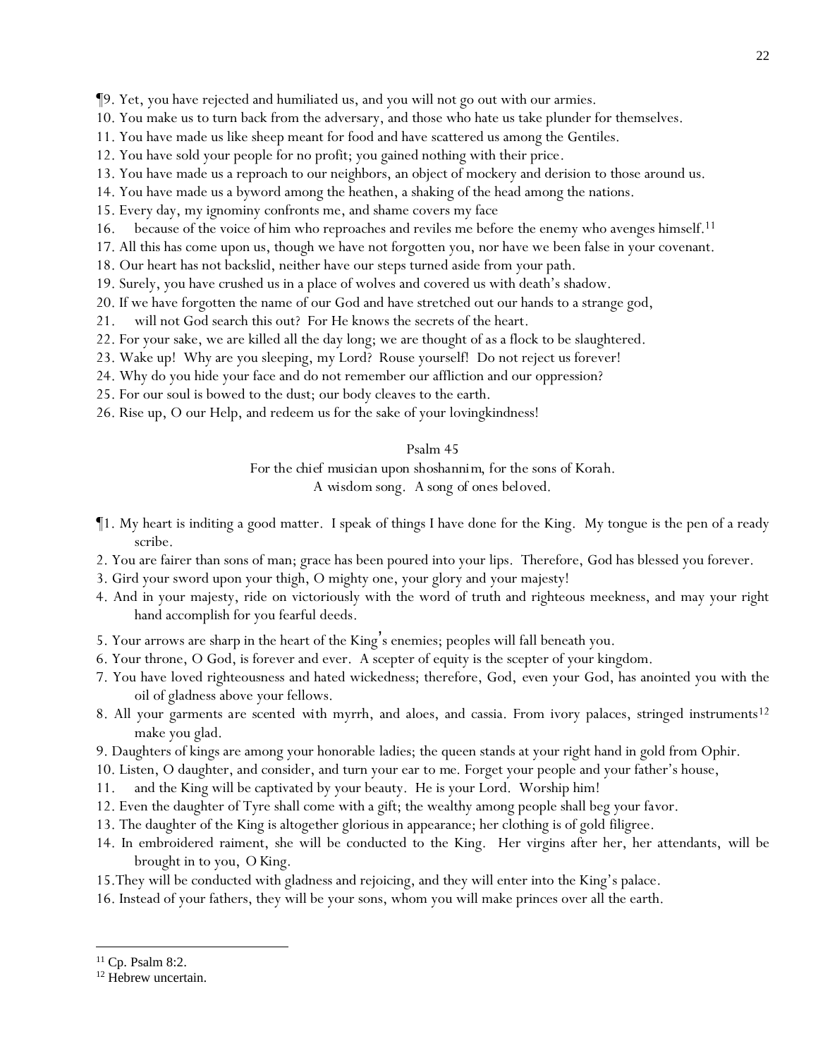¶9. Yet, you have rejected and humiliated us, and you will not go out with our armies.

10. You make us to turn back from the adversary, and those who hate us take plunder for themselves.

11. You have made us like sheep meant for food and have scattered us among the Gentiles.

12. You have sold your people for no profit; you gained nothing with their price.

13. You have made us a reproach to our neighbors, an object of mockery and derision to those around us.

14. You have made us a byword among the heathen, a shaking of the head among the nations.

15. Every day, my ignominy confronts me, and shame covers my face

16. because of the voice of him who reproaches and reviles me before the enemy who avenges himself.[11]

17. All this has come upon us, though we have not forgotten you, nor have we been false in your covenant.

18. Our heart has not backslid, neither have our steps turned aside from your path.

19. Surely, you have crushed us in a place of wolves and covered us with death's shadow.

20. If we have forgotten the name of our God and have stretched out our hands to a strange god,

21. will not God search this out? For He knows the secrets of the heart.

22. For your sake, we are killed all the day long; we are thought of as a flock to be slaughtered.

23. Wake up! Why are you sleeping, my Lord? Rouse yourself! Do not reject us forever!

24. Why do you hide your face and do not remember our affliction and our oppression?

25. For our soul is bowed to the dust; our body cleaves to the earth.

26. Rise up, O our Help, and redeem us for the sake of your lovingkindness!

## Psalm 45

For the chief musician upon shoshannim, for the sons of Korah.
A wisdom song. A song of ones beloved.

¶1. My heart is inditing a good matter. I speak of things I have done for the King. My tongue is the pen of a ready scribe.

2. You are fairer than sons of man; grace has been poured into your lips. Therefore, God has blessed you forever.

3. Gird your sword upon your thigh, O mighty one, your glory and your majesty!

4. And in your majesty, ride on victoriously with the word of truth and righteous meekness, and may your right hand accomplish for you fearful deeds.

5. Your arrows are sharp in the heart of the King's enemies; peoples will fall beneath you.

6. Your throne, O God, is forever and ever. A scepter of equity is the scepter of your kingdom.

7. You have loved righteousness and hated wickedness; therefore, God, even your God, has anointed you with the oil of gladness above your fellows.

8. All your garments are scented with myrrh, and aloes, and cassia. From ivory palaces, stringed instruments[12] make you glad.

9. Daughters of kings are among your honorable ladies; the queen stands at your right hand in gold from Ophir.

10. Listen, O daughter, and consider, and turn your ear to me. Forget your people and your father's house,

11. and the King will be captivated by your beauty. He is your Lord. Worship him!

12. Even the daughter of Tyre shall come with a gift; the wealthy among people shall beg your favor.

13. The daughter of the King is altogether glorious in appearance; her clothing is of gold filigree.

14. In embroidered raiment, she will be conducted to the King. Her virgins after her, her attendants, will be brought in to you, O King.

15. They will be conducted with gladness and rejoicing, and they will enter into the King's palace.

16. Instead of your fathers, they will be your sons, whom you will make princes over all the earth.

---

[11] Cp. Psalm 8:2.

[12] Hebrew uncertain.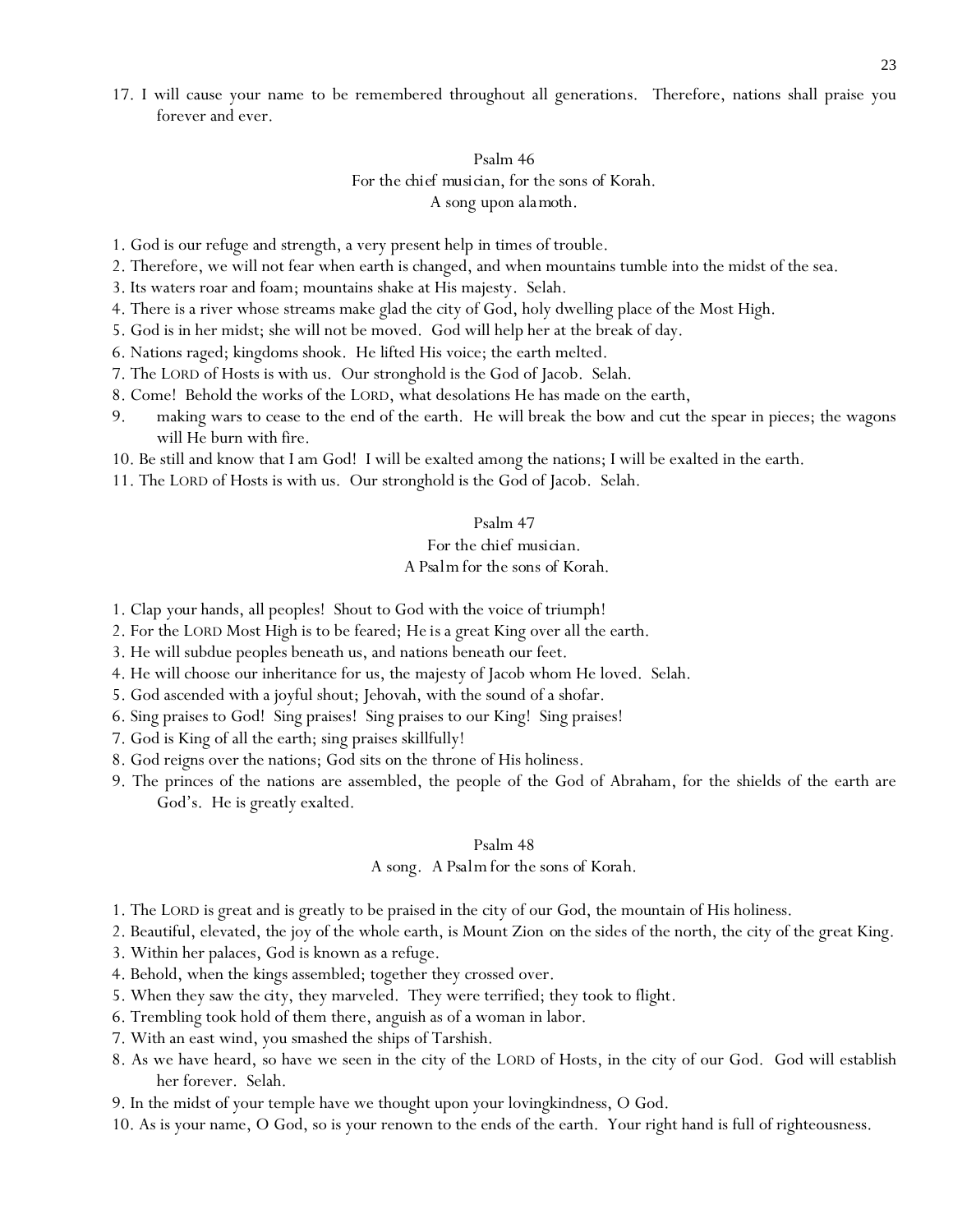17. I will cause your name to be remembered throughout all generations. Therefore, nations shall praise you forever and ever.

## Psalm 46

For the chief musician, for the sons of Korah.
A song upon alamoth.

1. God is our refuge and strength, a very present help in times of trouble.
2. Therefore, we will not fear when earth is changed, and when mountains tumble into the midst of the sea.
3. Its waters roar and foam; mountains shake at His majesty. Selah.
4. There is a river whose streams make glad the city of God, holy dwelling place of the Most High.
5. God is in her midst; she will not be moved. God will help her at the break of day.
6. Nations raged; kingdoms shook. He lifted His voice; the earth melted.
7. The LORD of Hosts is with us. Our stronghold is the God of Jacob. Selah.
8. Come! Behold the works of the LORD, what desolations He has made on the earth,
9. making wars to cease to the end of the earth. He will break the bow and cut the spear in pieces; the wagons will He burn with fire.
10. Be still and know that I am God! I will be exalted among the nations; I will be exalted in the earth.
11. The LORD of Hosts is with us. Our stronghold is the God of Jacob. Selah.

## Psalm 47

For the chief musician.
A Psalm for the sons of Korah.

1. Clap your hands, all peoples! Shout to God with the voice of triumph!
2. For the LORD Most High is to be feared; He is a great King over all the earth.
3. He will subdue peoples beneath us, and nations beneath our feet.
4. He will choose our inheritance for us, the majesty of Jacob whom He loved. Selah.
5. God ascended with a joyful shout; Jehovah, with the sound of a shofar.
6. Sing praises to God! Sing praises! Sing praises to our King! Sing praises!
7. God is King of all the earth; sing praises skillfully!
8. God reigns over the nations; God sits on the throne of His holiness.
9. The princes of the nations are assembled, the people of the God of Abraham, for the shields of the earth are God's. He is greatly exalted.

## Psalm 48

A song. A Psalm for the sons of Korah.

1. The LORD is great and is greatly to be praised in the city of our God, the mountain of His holiness.
2. Beautiful, elevated, the joy of the whole earth, is Mount Zion on the sides of the north, the city of the great King.
3. Within her palaces, God is known as a refuge.
4. Behold, when the kings assembled; together they crossed over.
5. When they saw the city, they marveled. They were terrified; they took to flight.
6. Trembling took hold of them there, anguish as of a woman in labor.
7. With an east wind, you smashed the ships of Tarshish.
8. As we have heard, so have we seen in the city of the LORD of Hosts, in the city of our God. God will establish her forever. Selah.
9. In the midst of your temple have we thought upon your lovingkindness, O God.
10. As is your name, O God, so is your renown to the ends of the earth. Your right hand is full of righteousness.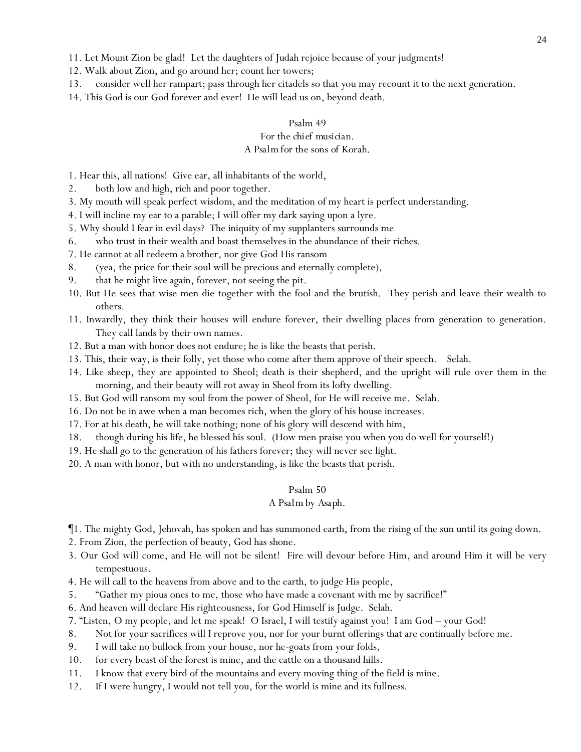11. Let Mount Zion be glad! Let the daughters of Judah rejoice because of your judgments!
12. Walk about Zion, and go around her; count her towers;
13. consider well her rampart; pass through her citadels so that you may recount it to the next generation.
14. This God is our God forever and ever! He will lead us on, beyond death.

## Psalm 49

For the chief musician.
A Psalm for the sons of Korah.

1. Hear this, all nations! Give ear, all inhabitants of the world,
2. both low and high, rich and poor together.
3. My mouth will speak perfect wisdom, and the meditation of my heart is perfect understanding.
4. I will incline my ear to a parable; I will offer my dark saying upon a lyre.
5. Why should I fear in evil days? The iniquity of my supplanters surrounds me
6. who trust in their wealth and boast themselves in the abundance of their riches.
7. He cannot at all redeem a brother, nor give God His ransom
8. (yea, the price for their soul will be precious and eternally complete),
9. that he might live again, forever, not seeing the pit.
10. But He sees that wise men die together with the fool and the brutish. They perish and leave their wealth to others.
11. Inwardly, they think their houses will endure forever, their dwelling places from generation to generation. They call lands by their own names.
12. But a man with honor does not endure; he is like the beasts that perish.
13. This, their way, is their folly, yet those who come after them approve of their speech. Selah.
14. Like sheep, they are appointed to Sheol; death is their shepherd, and the upright will rule over them in the morning, and their beauty will rot away in Sheol from its lofty dwelling.
15. But God will ransom my soul from the power of Sheol, for He will receive me. Selah.
16. Do not be in awe when a man becomes rich, when the glory of his house increases.
17. For at his death, he will take nothing; none of his glory will descend with him,
18. though during his life, he blessed his soul. (How men praise you when you do well for yourself!)
19. He shall go to the generation of his fathers forever; they will never see light.
20. A man with honor, but with no understanding, is like the beasts that perish.

## Psalm 50

A Psalm by Asaph.

¶1. The mighty God, Jehovah, has spoken and has summoned earth, from the rising of the sun until its going down.
2. From Zion, the perfection of beauty, God has shone.
3. Our God will come, and He will not be silent! Fire will devour before Him, and around Him it will be very tempestuous.
4. He will call to the heavens from above and to the earth, to judge His people,
5. "Gather my pious ones to me, those who have made a covenant with me by sacrifice!"
6. And heaven will declare His righteousness, for God Himself is Judge. Selah.
7. "Listen, O my people, and let me speak! O Israel, I will testify against you! I am God – your God!
8. Not for your sacrifices will I reprove you, nor for your burnt offerings that are continually before me.
9. I will take no bullock from your house, nor he-goats from your folds,
10. for every beast of the forest is mine, and the cattle on a thousand hills.
11. I know that every bird of the mountains and every moving thing of the field is mine.
12. If I were hungry, I would not tell you, for the world is mine and its fullness.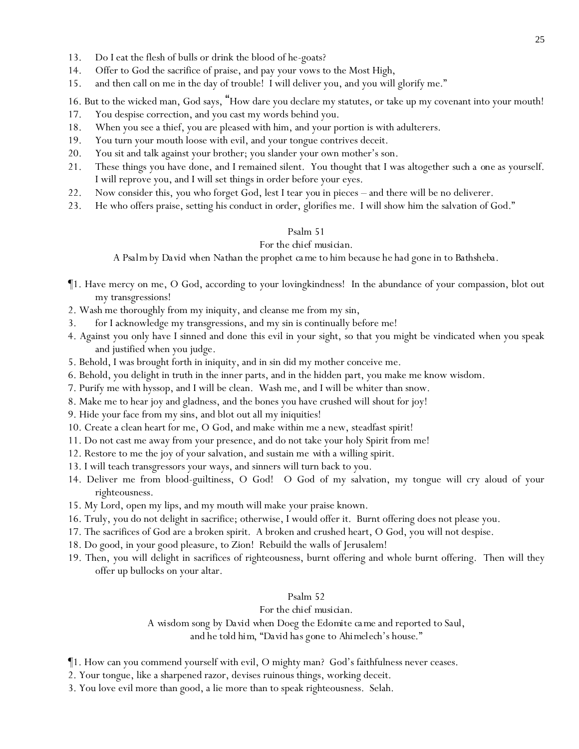13. Do I eat the flesh of bulls or drink the blood of he-goats?
14. Offer to God the sacrifice of praise, and pay your vows to the Most High,
15. and then call on me in the day of trouble! I will deliver you, and you will glorify me."

16. But to the wicked man, God says, "How dare you declare my statutes, or take up my covenant into your mouth!
17. You despise correction, and you cast my words behind you.
18. When you see a thief, you are pleased with him, and your portion is with adulterers.
19. You turn your mouth loose with evil, and your tongue contrives deceit.
20. You sit and talk against your brother; you slander your own mother's son.
21. These things you have done, and I remained silent. You thought that I was altogether such a one as yourself. I will reprove you, and I will set things in order before your eyes.
22. Now consider this, you who forget God, lest I tear you in pieces – and there will be no deliverer.
23. He who offers praise, setting his conduct in order, glorifies me. I will show him the salvation of God."

## Psalm 51

For the chief musician.

*A Psalm by David when Nathan the prophet came to him because he had gone in to Bathsheba.*

¶1. Have mercy on me, O God, according to your lovingkindness! In the abundance of your compassion, blot out my transgressions!
2. Wash me thoroughly from my iniquity, and cleanse me from my sin,
3. for I acknowledge my transgressions, and my sin is continually before me!
4. Against you only have I sinned and done this evil in your sight, so that you might be vindicated when you speak and justified when you judge.
5. Behold, I was brought forth in iniquity, and in sin did my mother conceive me.
6. Behold, you delight in truth in the inner parts, and in the hidden part, you make me know wisdom.
7. Purify me with hyssop, and I will be clean. Wash me, and I will be whiter than snow.
8. Make me to hear joy and gladness, and the bones you have crushed will shout for joy!
9. Hide your face from my sins, and blot out all my iniquities!
10. Create a clean heart for me, O God, and make within me a new, steadfast spirit!
11. Do not cast me away from your presence, and do not take your holy Spirit from me!
12. Restore to me the joy of your salvation, and sustain me with a willing spirit.
13. I will teach transgressors your ways, and sinners will turn back to you.
14. Deliver me from blood-guiltiness, O God! O God of my salvation, my tongue will cry aloud of your righteousness.
15. My Lord, open my lips, and my mouth will make your praise known.
16. Truly, you do not delight in sacrifice; otherwise, I would offer it. Burnt offering does not please you.
17. The sacrifices of God are a broken spirit. A broken and crushed heart, O God, you will not despise.
18. Do good, in your good pleasure, to Zion! Rebuild the walls of Jerusalem!
19. Then, you will delight in sacrifices of righteousness, burnt offering and whole burnt offering. Then will they offer up bullocks on your altar.

## Psalm 52

For the chief musician.

*A wisdom song by David when Doeg the Edomite came and reported to Saul, and he told him, "David has gone to Ahimelech's house."*

¶1. How can you commend yourself with evil, O mighty man? God's faithfulness never ceases.
2. Your tongue, like a sharpened razor, devises ruinous things, working deceit.
3. You love evil more than good, a lie more than to speak righteousness. Selah.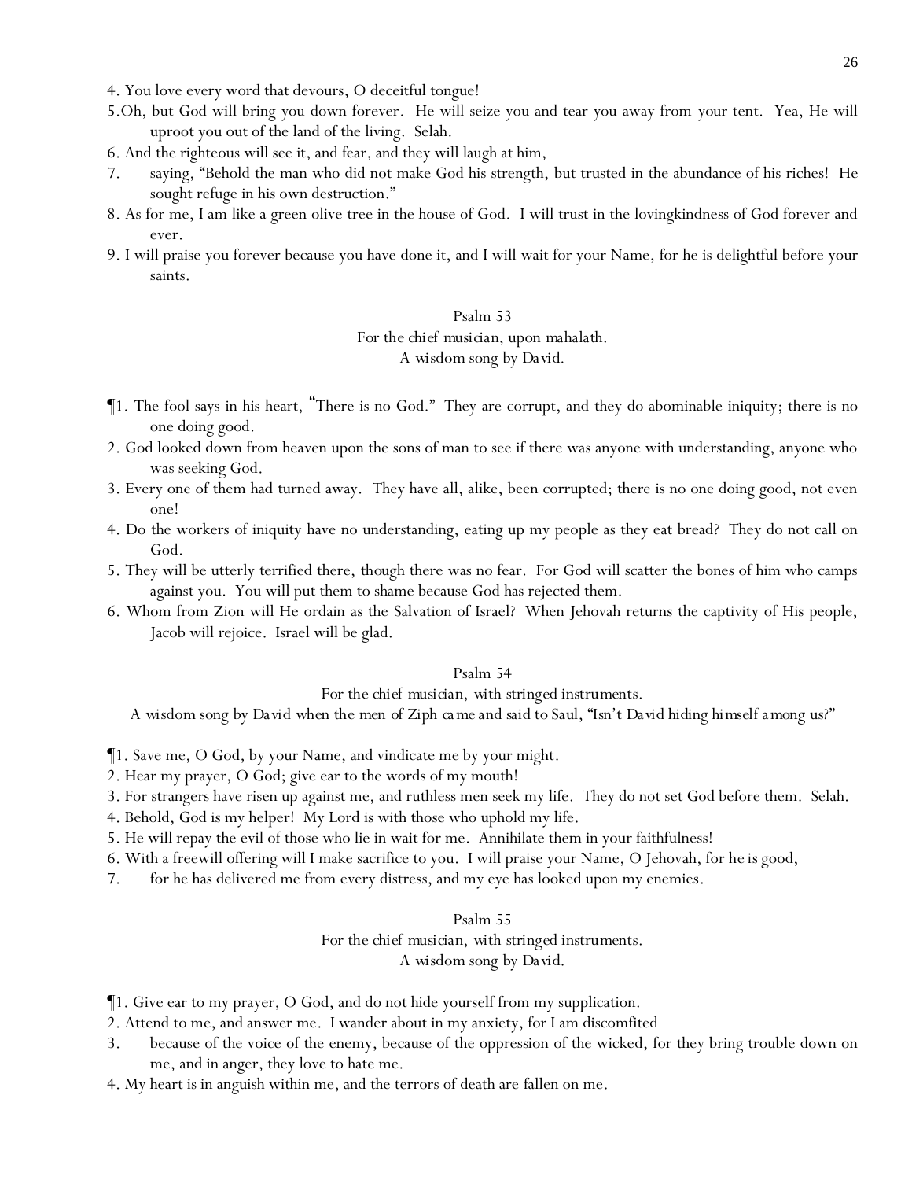4. You love every word that devours, O deceitful tongue!

5.Oh, but God will bring you down forever. He will seize you and tear you away from your tent. Yea, He will uproot you out of the land of the living. Selah.

6. And the righteous will see it, and fear, and they will laugh at him,

7. saying, "Behold the man who did not make God his strength, but trusted in the abundance of his riches! He sought refuge in his own destruction."

8. As for me, I am like a green olive tree in the house of God. I will trust in the lovingkindness of God forever and ever.

9. I will praise you forever because you have done it, and I will wait for your Name, for he is delightful before your saints.

## Psalm 53

For the chief musician, upon mahalath.
A wisdom song by David.

¶1. The fool says in his heart, "There is no God." They are corrupt, and they do abominable iniquity; there is no one doing good.

2. God looked down from heaven upon the sons of man to see if there was anyone with understanding, anyone who was seeking God.

3. Every one of them had turned away. They have all, alike, been corrupted; there is no one doing good, not even one!

4. Do the workers of iniquity have no understanding, eating up my people as they eat bread? They do not call on God.

5. They will be utterly terrified there, though there was no fear. For God will scatter the bones of him who camps against you. You will put them to shame because God has rejected them.

6. Whom from Zion will He ordain as the Salvation of Israel? When Jehovah returns the captivity of His people, Jacob will rejoice. Israel will be glad.

## Psalm 54

For the chief musician, with stringed instruments.
A wisdom song by David when the men of Ziph came and said to Saul, "Isn't David hiding himself among us?"

¶1. Save me, O God, by your Name, and vindicate me by your might.

2. Hear my prayer, O God; give ear to the words of my mouth!

3. For strangers have risen up against me, and ruthless men seek my life. They do not set God before them. Selah.

4. Behold, God is my helper! My Lord is with those who uphold my life.

5. He will repay the evil of those who lie in wait for me. Annihilate them in your faithfulness!

6. With a freewill offering will I make sacrifice to you. I will praise your Name, O Jehovah, for he is good,

7. for he has delivered me from every distress, and my eye has looked upon my enemies.

## Psalm 55

For the chief musician, with stringed instruments.
A wisdom song by David.

¶1. Give ear to my prayer, O God, and do not hide yourself from my supplication.

2. Attend to me, and answer me. I wander about in my anxiety, for I am discomfited

3. because of the voice of the enemy, because of the oppression of the wicked, for they bring trouble down on me, and in anger, they love to hate me.

4. My heart is in anguish within me, and the terrors of death are fallen on me.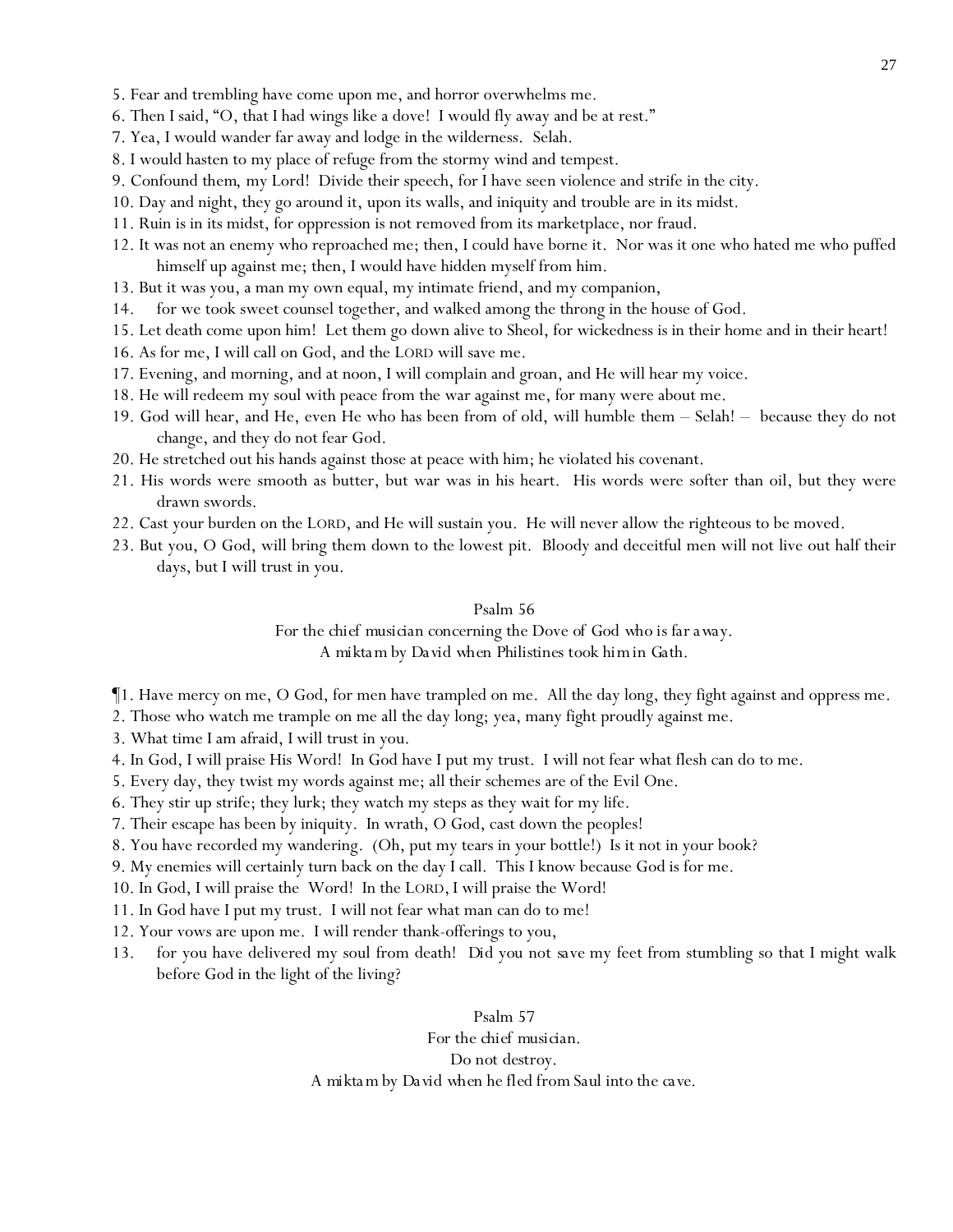5. Fear and trembling have come upon me, and horror overwhelms me.
6. Then I said, "O, that I had wings like a dove! I would fly away and be at rest."
7. Yea, I would wander far away and lodge in the wilderness. Selah.
8. I would hasten to my place of refuge from the stormy wind and tempest.
9. Confound them, my Lord! Divide their speech, for I have seen violence and strife in the city.
10. Day and night, they go around it, upon its walls, and iniquity and trouble are in its midst.
11. Ruin is in its midst, for oppression is not removed from its marketplace, nor fraud.
12. It was not an enemy who reproached me; then, I could have borne it. Nor was it one who hated me who puffed himself up against me; then, I would have hidden myself from him.
13. But it was you, a man my own equal, my intimate friend, and my companion,
14. for we took sweet counsel together, and walked among the throng in the house of God.
15. Let death come upon him! Let them go down alive to Sheol, for wickedness is in their home and in their heart!
16. As for me, I will call on God, and the LORD will save me.
17. Evening, and morning, and at noon, I will complain and groan, and He will hear my voice.
18. He will redeem my soul with peace from the war against me, for many were about me.
19. God will hear, and He, even He who has been from of old, will humble them – Selah! – because they do not change, and they do not fear God.
20. He stretched out his hands against those at peace with him; he violated his covenant.
21. His words were smooth as butter, but war was in his heart. His words were softer than oil, but they were drawn swords.
22. Cast your burden on the LORD, and He will sustain you. He will never allow the righteous to be moved.
23. But you, O God, will bring them down to the lowest pit. Bloody and deceitful men will not live out half their days, but I will trust in you.

## Psalm 56

*For the chief musician concerning the Dove of God who is far away.*
*A miktam by David when Philistines took him in Gath.*

¶1. Have mercy on me, O God, for men have trampled on me. All the day long, they fight against and oppress me.
2. Those who watch me trample on me all the day long; yea, many fight proudly against me.
3. What time I am afraid, I will trust in you.
4. In God, I will praise His Word! In God have I put my trust. I will not fear what flesh can do to me.
5. Every day, they twist my words against me; all their schemes are of the Evil One.
6. They stir up strife; they lurk; they watch my steps as they wait for my life.
7. Their escape has been by iniquity. In wrath, O God, cast down the peoples!
8. You have recorded my wandering. (Oh, put my tears in your bottle!) Is it not in your book?
9. My enemies will certainly turn back on the day I call. This I know because God is for me.
10. In God, I will praise the Word! In the LORD, I will praise the Word!
11. In God have I put my trust. I will not fear what man can do to me!
12. Your vows are upon me. I will render thank-offerings to you,
13. for you have delivered my soul from death! Did you not save my feet from stumbling so that I might walk before God in the light of the living?

## Psalm 57

*For the chief musician.*
*Do not destroy.*
*A miktam by David when he fled from Saul into the cave.*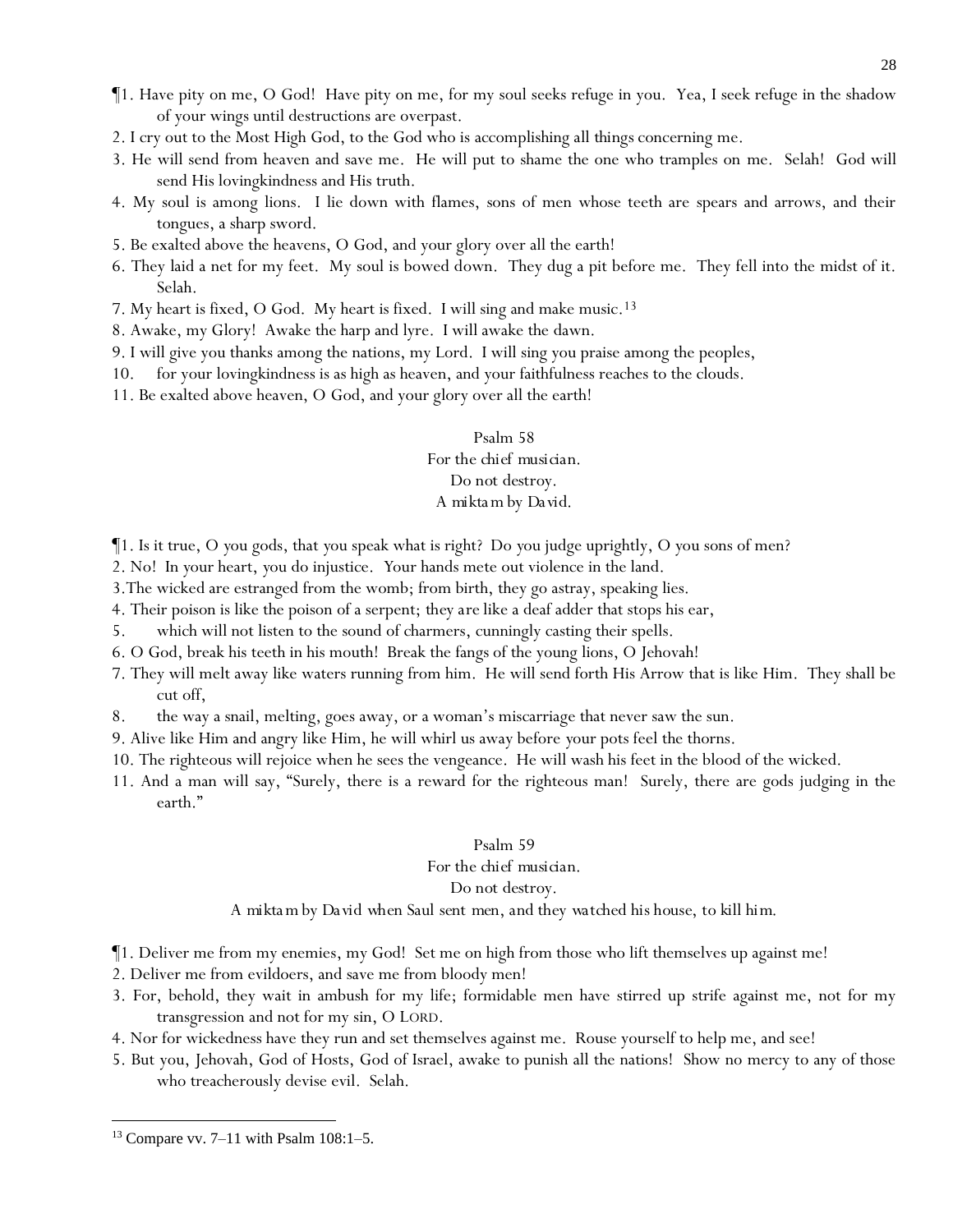¶1. Have pity on me, O God! Have pity on me, for my soul seeks refuge in you. Yea, I seek refuge in the shadow of your wings until destructions are overpast.

2. I cry out to the Most High God, to the God who is accomplishing all things concerning me.

3. He will send from heaven and save me. He will put to shame the one who tramples on me. Selah! God will send His lovingkindness and His truth.

4. My soul is among lions. I lie down with flames, sons of men whose teeth are spears and arrows, and their tongues, a sharp sword.

5. Be exalted above the heavens, O God, and your glory over all the earth!

6. They laid a net for my feet. My soul is bowed down. They dug a pit before me. They fell into the midst of it. Selah.

7. My heart is fixed, O God. My heart is fixed. I will sing and make music.[13]

8. Awake, my Glory! Awake the harp and lyre. I will awake the dawn.

9. I will give you thanks among the nations, my Lord. I will sing you praise among the peoples,

10. for your lovingkindness is as high as heaven, and your faithfulness reaches to the clouds.

11. Be exalted above heaven, O God, and your glory over all the earth!

## Psalm 58

For the chief musician.
Do not destroy.
A miktam by David.

¶1. Is it true, O you gods, that you speak what is right? Do you judge uprightly, O you sons of men?

2. No! In your heart, you do injustice. Your hands mete out violence in the land.

3.The wicked are estranged from the womb; from birth, they go astray, speaking lies.

4. Their poison is like the poison of a serpent; they are like a deaf adder that stops his ear,

5. which will not listen to the sound of charmers, cunningly casting their spells.

6. O God, break his teeth in his mouth! Break the fangs of the young lions, O Jehovah!

7. They will melt away like waters running from him. He will send forth His Arrow that is like Him. They shall be cut off,

8. the way a snail, melting, goes away, or a woman's miscarriage that never saw the sun.

9. Alive like Him and angry like Him, he will whirl us away before your pots feel the thorns.

10. The righteous will rejoice when he sees the vengeance. He will wash his feet in the blood of the wicked.

11. And a man will say, "Surely, there is a reward for the righteous man! Surely, there are gods judging in the earth."

## Psalm 59

For the chief musician.
Do not destroy.
A miktam by David when Saul sent men, and they watched his house, to kill him.

¶1. Deliver me from my enemies, my God! Set me on high from those who lift themselves up against me!

2. Deliver me from evildoers, and save me from bloody men!

3. For, behold, they wait in ambush for my life; formidable men have stirred up strife against me, not for my transgression and not for my sin, O LORD.

4. Nor for wickedness have they run and set themselves against me. Rouse yourself to help me, and see!

5. But you, Jehovah, God of Hosts, God of Israel, awake to punish all the nations! Show no mercy to any of those who treacherously devise evil. Selah.

---

[13] Compare vv. 7–11 with Psalm 108:1–5.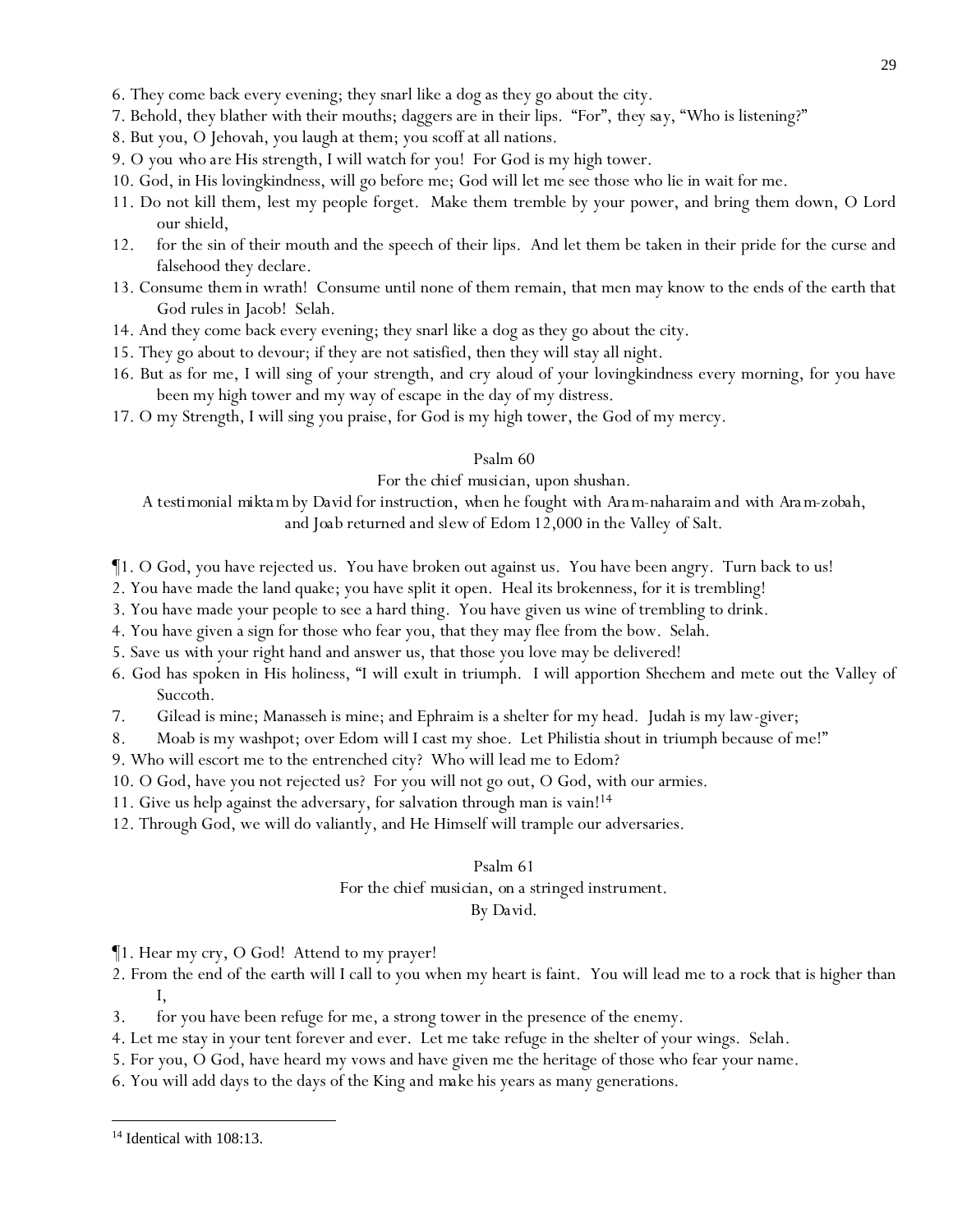6. They come back every evening; they snarl like a dog as they go about the city.
7. Behold, they blather with their mouths; daggers are in their lips. "For", they say, "Who is listening?"
8. But you, O Jehovah, you laugh at them; you scoff at all nations.
9. O you who are His strength, I will watch for you! For God is my high tower.
10. God, in His lovingkindness, will go before me; God will let me see those who lie in wait for me.
11. Do not kill them, lest my people forget. Make them tremble by your power, and bring them down, O Lord our shield,
12. for the sin of their mouth and the speech of their lips. And let them be taken in their pride for the curse and falsehood they declare.
13. Consume them in wrath! Consume until none of them remain, that men may know to the ends of the earth that God rules in Jacob! Selah.
14. And they come back every evening; they snarl like a dog as they go about the city.
15. They go about to devour; if they are not satisfied, then they will stay all night.
16. But as for me, I will sing of your strength, and cry aloud of your lovingkindness every morning, for you have been my high tower and my way of escape in the day of my distress.
17. O my Strength, I will sing you praise, for God is my high tower, the God of my mercy.

## Psalm 60

For the chief musician, upon shushan.
A testimonial miktam by David for instruction, when he fought with Aram-naharaim and with Aram-zobah, and Joab returned and slew of Edom 12,000 in the Valley of Salt.

¶1. O God, you have rejected us. You have broken out against us. You have been angry. Turn back to us!
2. You have made the land quake; you have split it open. Heal its brokenness, for it is trembling!
3. You have made your people to see a hard thing. You have given us wine of trembling to drink.
4. You have given a sign for those who fear you, that they may flee from the bow. Selah.
5. Save us with your right hand and answer us, that those you love may be delivered!
6. God has spoken in His holiness, "I will exult in triumph. I will apportion Shechem and mete out the Valley of Succoth.
7. Gilead is mine; Manasseh is mine; and Ephraim is a shelter for my head. Judah is my law-giver;
8. Moab is my washpot; over Edom will I cast my shoe. Let Philistia shout in triumph because of me!"
9. Who will escort me to the entrenched city? Who will lead me to Edom?
10. O God, have you not rejected us? For you will not go out, O God, with our armies.
11. Give us help against the adversary, for salvation through man is vain![14]
12. Through God, we will do valiantly, and He Himself will trample our adversaries.

## Psalm 61

For the chief musician, on a stringed instrument.
By David.

¶1. Hear my cry, O God! Attend to my prayer!
2. From the end of the earth will I call to you when my heart is faint. You will lead me to a rock that is higher than I,
3. for you have been refuge for me, a strong tower in the presence of the enemy.
4. Let me stay in your tent forever and ever. Let me take refuge in the shelter of your wings. Selah.
5. For you, O God, have heard my vows and have given me the heritage of those who fear your name.
6. You will add days to the days of the King and make his years as many generations.

---

[14] Identical with 108:13.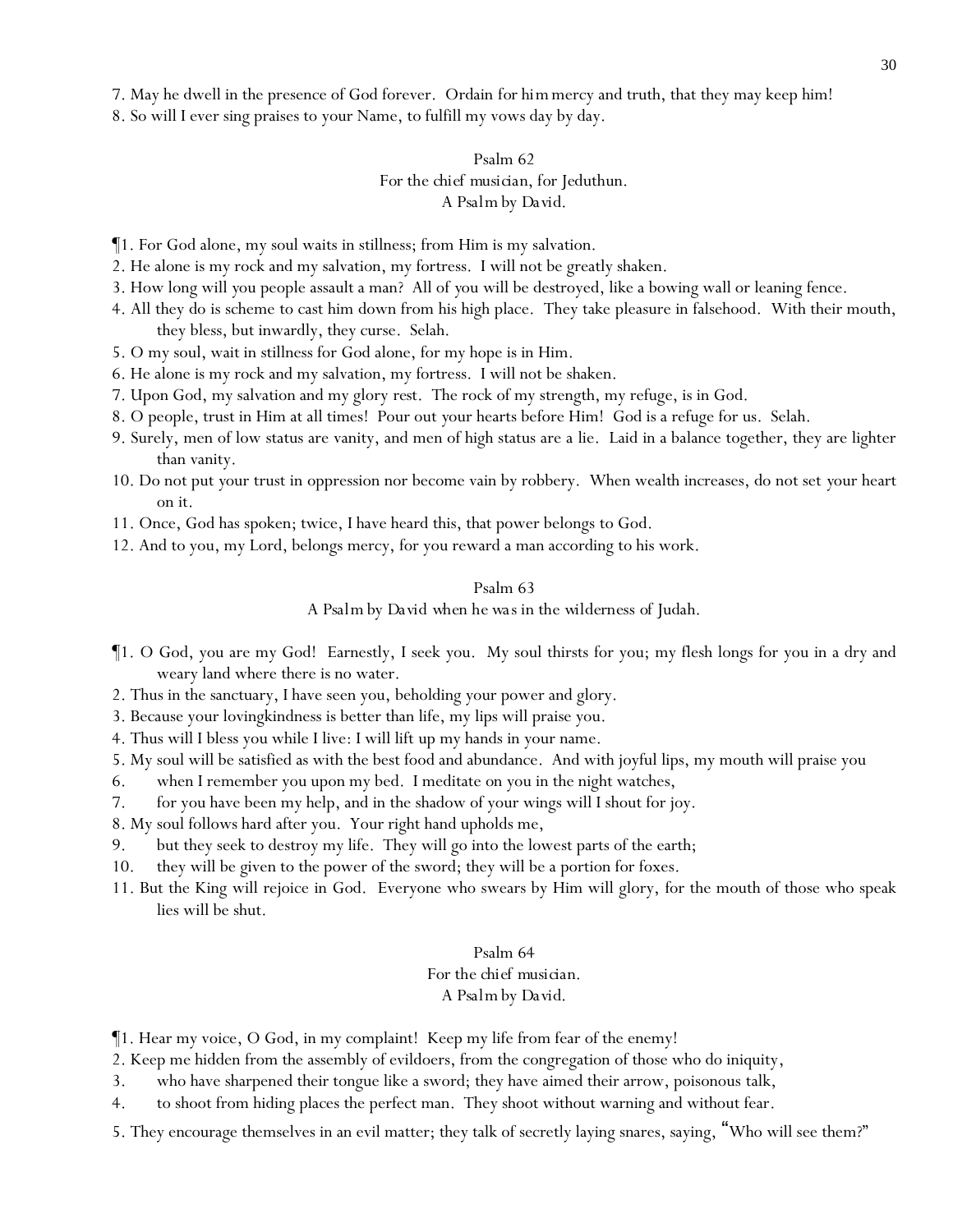7. May he dwell in the presence of God forever. Ordain for him mercy and truth, that they may keep him!
8. So will I ever sing praises to your Name, to fulfill my vows day by day.

## Psalm 62

For the chief musician, for Jeduthun.
A Psalm by David.

¶1. For God alone, my soul waits in stillness; from Him is my salvation.
2. He alone is my rock and my salvation, my fortress. I will not be greatly shaken.
3. How long will you people assault a man? All of you will be destroyed, like a bowing wall or leaning fence.
4. All they do is scheme to cast him down from his high place. They take pleasure in falsehood. With their mouth, they bless, but inwardly, they curse. Selah.
5. O my soul, wait in stillness for God alone, for my hope is in Him.
6. He alone is my rock and my salvation, my fortress. I will not be shaken.
7. Upon God, my salvation and my glory rest. The rock of my strength, my refuge, is in God.
8. O people, trust in Him at all times! Pour out your hearts before Him! God is a refuge for us. Selah.
9. Surely, men of low status are vanity, and men of high status are a lie. Laid in a balance together, they are lighter than vanity.
10. Do not put your trust in oppression nor become vain by robbery. When wealth increases, do not set your heart on it.
11. Once, God has spoken; twice, I have heard this, that power belongs to God.
12. And to you, my Lord, belongs mercy, for you reward a man according to his work.

## Psalm 63

A Psalm by David when he was in the wilderness of Judah.

¶1. O God, you are my God! Earnestly, I seek you. My soul thirsts for you; my flesh longs for you in a dry and weary land where there is no water.
2. Thus in the sanctuary, I have seen you, beholding your power and glory.
3. Because your lovingkindness is better than life, my lips will praise you.
4. Thus will I bless you while I live: I will lift up my hands in your name.
5. My soul will be satisfied as with the best food and abundance. And with joyful lips, my mouth will praise you
6. when I remember you upon my bed. I meditate on you in the night watches,
7. for you have been my help, and in the shadow of your wings will I shout for joy.
8. My soul follows hard after you. Your right hand upholds me,
9. but they seek to destroy my life. They will go into the lowest parts of the earth;
10. they will be given to the power of the sword; they will be a portion for foxes.
11. But the King will rejoice in God. Everyone who swears by Him will glory, for the mouth of those who speak lies will be shut.

## Psalm 64

For the chief musician.
A Psalm by David.

¶1. Hear my voice, O God, in my complaint! Keep my life from fear of the enemy!
2. Keep me hidden from the assembly of evildoers, from the congregation of those who do iniquity,
3. who have sharpened their tongue like a sword; they have aimed their arrow, poisonous talk,
4. to shoot from hiding places the perfect man. They shoot without warning and without fear.
5. They encourage themselves in an evil matter; they talk of secretly laying snares, saying, "Who will see them?"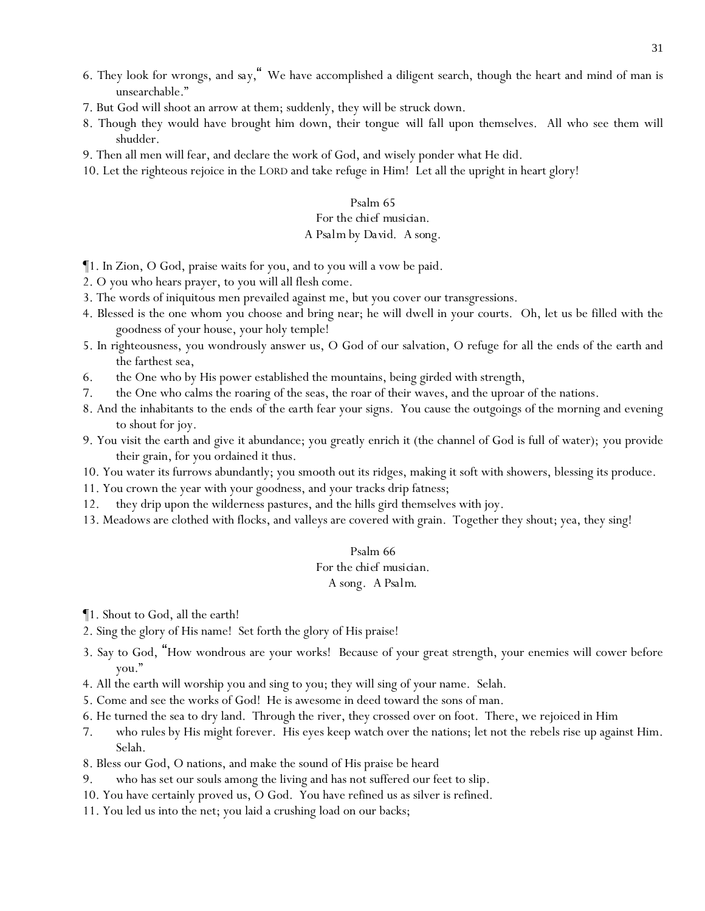6. They look for wrongs, and say, "We have accomplished a diligent search, though the heart and mind of man is unsearchable."
7. But God will shoot an arrow at them; suddenly, they will be struck down.
8. Though they would have brought him down, their tongue will fall upon themselves. All who see them will shudder.
9. Then all men will fear, and declare the work of God, and wisely ponder what He did.
10. Let the righteous rejoice in the LORD and take refuge in Him! Let all the upright in heart glory!

## Psalm 65

For the chief musician.
A Psalm by David. A song.

¶1. In Zion, O God, praise waits for you, and to you will a vow be paid.
2. O you who hears prayer, to you will all flesh come.
3. The words of iniquitous men prevailed against me, but you cover our transgressions.
4. Blessed is the one whom you choose and bring near; he will dwell in your courts. Oh, let us be filled with the goodness of your house, your holy temple!
5. In righteousness, you wondrously answer us, O God of our salvation, O refuge for all the ends of the earth and the farthest sea,
6. the One who by His power established the mountains, being girded with strength,
7. the One who calms the roaring of the seas, the roar of their waves, and the uproar of the nations.
8. And the inhabitants to the ends of the earth fear your signs. You cause the outgoings of the morning and evening to shout for joy.
9. You visit the earth and give it abundance; you greatly enrich it (the channel of God is full of water); you provide their grain, for you ordained it thus.
10. You water its furrows abundantly; you smooth out its ridges, making it soft with showers, blessing its produce.
11. You crown the year with your goodness, and your tracks drip fatness;
12. they drip upon the wilderness pastures, and the hills gird themselves with joy.
13. Meadows are clothed with flocks, and valleys are covered with grain. Together they shout; yea, they sing!

## Psalm 66

For the chief musician.
A song. A Psalm.

¶1. Shout to God, all the earth!
2. Sing the glory of His name! Set forth the glory of His praise!
3. Say to God, "How wondrous are your works! Because of your great strength, your enemies will cower before you."
4. All the earth will worship you and sing to you; they will sing of your name. Selah.
5. Come and see the works of God! He is awesome in deed toward the sons of man.
6. He turned the sea to dry land. Through the river, they crossed over on foot. There, we rejoiced in Him
7. who rules by His might forever. His eyes keep watch over the nations; let not the rebels rise up against Him. Selah.
8. Bless our God, O nations, and make the sound of His praise be heard
9. who has set our souls among the living and has not suffered our feet to slip.
10. You have certainly proved us, O God. You have refined us as silver is refined.
11. You led us into the net; you laid a crushing load on our backs;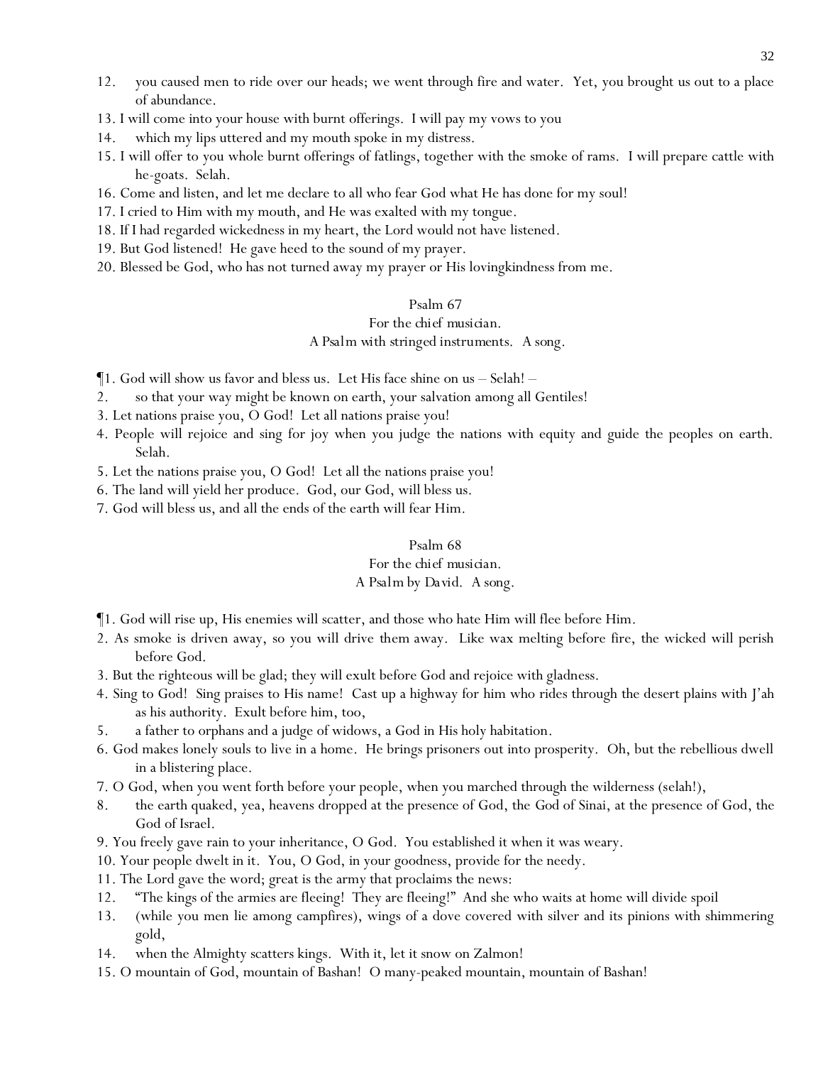12. you caused men to ride over our heads; we went through fire and water. Yet, you brought us out to a place of abundance.
13. I will come into your house with burnt offerings. I will pay my vows to you
14. which my lips uttered and my mouth spoke in my distress.
15. I will offer to you whole burnt offerings of fatlings, together with the smoke of rams. I will prepare cattle with he-goats. Selah.
16. Come and listen, and let me declare to all who fear God what He has done for my soul!
17. I cried to Him with my mouth, and He was exalted with my tongue.
18. If I had regarded wickedness in my heart, the Lord would not have listened.
19. But God listened! He gave heed to the sound of my prayer.
20. Blessed be God, who has not turned away my prayer or His lovingkindness from me.

## Psalm 67

For the chief musician.
A Psalm with stringed instruments. A song.

¶1. God will show us favor and bless us. Let His face shine on us – Selah! –
2. so that your way might be known on earth, your salvation among all Gentiles!
3. Let nations praise you, O God! Let all nations praise you!
4. People will rejoice and sing for joy when you judge the nations with equity and guide the peoples on earth. Selah.
5. Let the nations praise you, O God! Let all the nations praise you!
6. The land will yield her produce. God, our God, will bless us.
7. God will bless us, and all the ends of the earth will fear Him.

## Psalm 68

For the chief musician.
A Psalm by David. A song.

¶1. God will rise up, His enemies will scatter, and those who hate Him will flee before Him.
2. As smoke is driven away, so you will drive them away. Like wax melting before fire, the wicked will perish before God.
3. But the righteous will be glad; they will exult before God and rejoice with gladness.
4. Sing to God! Sing praises to His name! Cast up a highway for him who rides through the desert plains with J'ah as his authority. Exult before him, too,
5. a father to orphans and a judge of widows, a God in His holy habitation.
6. God makes lonely souls to live in a home. He brings prisoners out into prosperity. Oh, but the rebellious dwell in a blistering place.
7. O God, when you went forth before your people, when you marched through the wilderness (selah!),
8. the earth quaked, yea, heavens dropped at the presence of God, the God of Sinai, at the presence of God, the God of Israel.
9. You freely gave rain to your inheritance, O God. You established it when it was weary.
10. Your people dwelt in it. You, O God, in your goodness, provide for the needy.
11. The Lord gave the word; great is the army that proclaims the news:
12. "The kings of the armies are fleeing! They are fleeing!" And she who waits at home will divide spoil
13. (while you men lie among campfires), wings of a dove covered with silver and its pinions with shimmering gold,
14. when the Almighty scatters kings. With it, let it snow on Zalmon!
15. O mountain of God, mountain of Bashan! O many-peaked mountain, mountain of Bashan!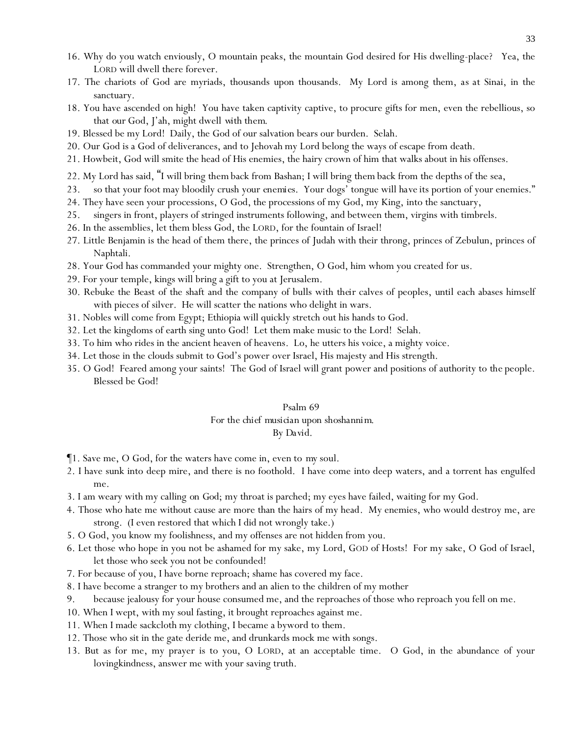16. Why do you watch enviously, O mountain peaks, the mountain God desired for His dwelling-place? Yea, the LORD will dwell there forever.
17. The chariots of God are myriads, thousands upon thousands. My Lord is among them, as at Sinai, in the sanctuary.
18. You have ascended on high! You have taken captivity captive, to procure gifts for men, even the rebellious, so that our God, J'ah, might dwell with them.
19. Blessed be my Lord! Daily, the God of our salvation bears our burden. Selah.
20. Our God is a God of deliverances, and to Jehovah my Lord belong the ways of escape from death.
21. Howbeit, God will smite the head of His enemies, the hairy crown of him that walks about in his offenses.
22. My Lord has said, "I will bring them back from Bashan; I will bring them back from the depths of the sea,
23. so that your foot may bloodily crush your enemies. Your dogs' tongue will have its portion of your enemies."
24. They have seen your processions, O God, the processions of my God, my King, into the sanctuary,
25. singers in front, players of stringed instruments following, and between them, virgins with timbrels.
26. In the assemblies, let them bless God, the LORD, for the fountain of Israel!
27. Little Benjamin is the head of them there, the princes of Judah with their throng, princes of Zebulun, princes of Naphtali.
28. Your God has commanded your mighty one. Strengthen, O God, him whom you created for us.
29. For your temple, kings will bring a gift to you at Jerusalem.
30. Rebuke the Beast of the shaft and the company of bulls with their calves of peoples, until each abases himself with pieces of silver. He will scatter the nations who delight in wars.
31. Nobles will come from Egypt; Ethiopia will quickly stretch out his hands to God.
32. Let the kingdoms of earth sing unto God! Let them make music to the Lord! Selah.
33. To him who rides in the ancient heaven of heavens. Lo, he utters his voice, a mighty voice.
34. Let those in the clouds submit to God's power over Israel, His majesty and His strength.
35. O God! Feared among your saints! The God of Israel will grant power and positions of authority to the people. Blessed be God!

## Psalm 69

For the chief musician upon shoshannim.
By David.

¶1. Save me, O God, for the waters have come in, even to my soul.
2. I have sunk into deep mire, and there is no foothold. I have come into deep waters, and a torrent has engulfed me.
3. I am weary with my calling on God; my throat is parched; my eyes have failed, waiting for my God.
4. Those who hate me without cause are more than the hairs of my head. My enemies, who would destroy me, are strong. (I even restored that which I did not wrongly take.)
5. O God, you know my foolishness, and my offenses are not hidden from you.
6. Let those who hope in you not be ashamed for my sake, my Lord, GOD of Hosts! For my sake, O God of Israel, let those who seek you not be confounded!
7. For because of you, I have borne reproach; shame has covered my face.
8. I have become a stranger to my brothers and an alien to the children of my mother
9. because jealousy for your house consumed me, and the reproaches of those who reproach you fell on me.
10. When I wept, with my soul fasting, it brought reproaches against me.
11. When I made sackcloth my clothing, I became a byword to them.
12. Those who sit in the gate deride me, and drunkards mock me with songs.
13. But as for me, my prayer is to you, O LORD, at an acceptable time. O God, in the abundance of your lovingkindness, answer me with your saving truth.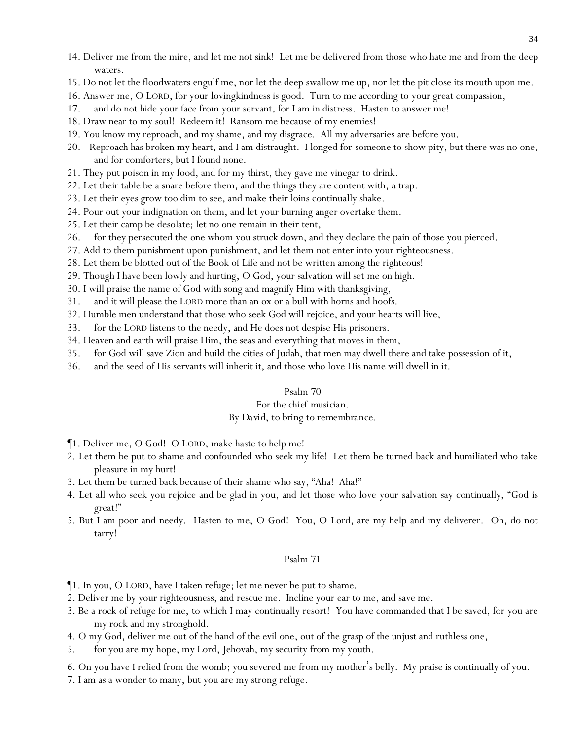14. Deliver me from the mire, and let me not sink! Let me be delivered from those who hate me and from the deep waters.
15. Do not let the floodwaters engulf me, nor let the deep swallow me up, nor let the pit close its mouth upon me.
16. Answer me, O LORD, for your lovingkindness is good. Turn to me according to your great compassion,
17. and do not hide your face from your servant, for I am in distress. Hasten to answer me!
18. Draw near to my soul! Redeem it! Ransom me because of my enemies!
19. You know my reproach, and my shame, and my disgrace. All my adversaries are before you.
20. Reproach has broken my heart, and I am distraught. I longed for someone to show pity, but there was no one, and for comforters, but I found none.
21. They put poison in my food, and for my thirst, they gave me vinegar to drink.
22. Let their table be a snare before them, and the things they are content with, a trap.
23. Let their eyes grow too dim to see, and make their loins continually shake.
24. Pour out your indignation on them, and let your burning anger overtake them.
25. Let their camp be desolate; let no one remain in their tent,
26. for they persecuted the one whom you struck down, and they declare the pain of those you pierced.
27. Add to them punishment upon punishment, and let them not enter into your righteousness.
28. Let them be blotted out of the Book of Life and not be written among the righteous!
29. Though I have been lowly and hurting, O God, your salvation will set me on high.
30. I will praise the name of God with song and magnify Him with thanksgiving,
31. and it will please the LORD more than an ox or a bull with horns and hoofs.
32. Humble men understand that those who seek God will rejoice, and your hearts will live,
33. for the LORD listens to the needy, and He does not despise His prisoners.
34. Heaven and earth will praise Him, the seas and everything that moves in them,
35. for God will save Zion and build the cities of Judah, that men may dwell there and take possession of it,
36. and the seed of His servants will inherit it, and those who love His name will dwell in it.

## Psalm 70

*For the chief musician.*
*By David, to bring to remembrance.*

¶1. Deliver me, O God! O LORD, make haste to help me!
2. Let them be put to shame and confounded who seek my life! Let them be turned back and humiliated who take pleasure in my hurt!
3. Let them be turned back because of their shame who say, "Aha! Aha!"
4. Let all who seek you rejoice and be glad in you, and let those who love your salvation say continually, "God is great!"
5. But I am poor and needy. Hasten to me, O God! You, O Lord, are my help and my deliverer. Oh, do not tarry!

## Psalm 71

¶1. In you, O LORD, have I taken refuge; let me never be put to shame.
2. Deliver me by your righteousness, and rescue me. Incline your ear to me, and save me.
3. Be a rock of refuge for me, to which I may continually resort! You have commanded that I be saved, for you are my rock and my stronghold.
4. O my God, deliver me out of the hand of the evil one, out of the grasp of the unjust and ruthless one,
5. for you are my hope, my Lord, Jehovah, my security from my youth.
6. On you have I relied from the womb; you severed me from my mother's belly. My praise is continually of you.
7. I am as a wonder to many, but you are my strong refuge.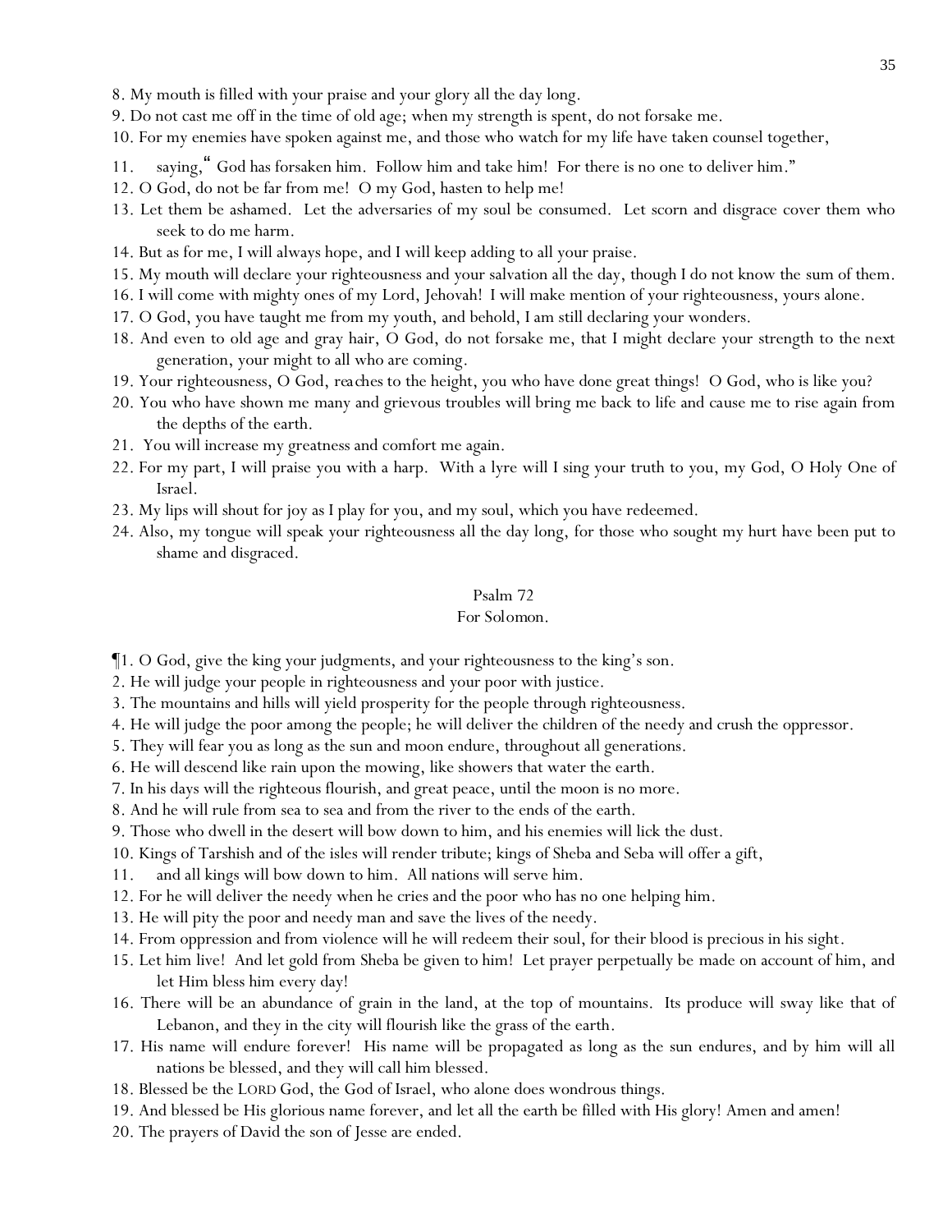8. My mouth is filled with your praise and your glory all the day long.
9. Do not cast me off in the time of old age; when my strength is spent, do not forsake me.
10. For my enemies have spoken against me, and those who watch for my life have taken counsel together,
11. saying, "God has forsaken him. Follow him and take him! For there is no one to deliver him."
12. O God, do not be far from me! O my God, hasten to help me!
13. Let them be ashamed. Let the adversaries of my soul be consumed. Let scorn and disgrace cover them who seek to do me harm.
14. But as for me, I will always hope, and I will keep adding to all your praise.
15. My mouth will declare your righteousness and your salvation all the day, though I do not know the sum of them.
16. I will come with mighty ones of my Lord, Jehovah! I will make mention of your righteousness, yours alone.
17. O God, you have taught me from my youth, and behold, I am still declaring your wonders.
18. And even to old age and gray hair, O God, do not forsake me, that I might declare your strength to the next generation, your might to all who are coming.
19. Your righteousness, O God, reaches to the height, you who have done great things! O God, who is like you?
20. You who have shown me many and grievous troubles will bring me back to life and cause me to rise again from the depths of the earth.
21. You will increase my greatness and comfort me again.
22. For my part, I will praise you with a harp. With a lyre will I sing your truth to you, my God, O Holy One of Israel.
23. My lips will shout for joy as I play for you, and my soul, which you have redeemed.
24. Also, my tongue will speak your righteousness all the day long, for those who sought my hurt have been put to shame and disgraced.

## Psalm 72

For Solomon.

¶1. O God, give the king your judgments, and your righteousness to the king's son.
2. He will judge your people in righteousness and your poor with justice.
3. The mountains and hills will yield prosperity for the people through righteousness.
4. He will judge the poor among the people; he will deliver the children of the needy and crush the oppressor.
5. They will fear you as long as the sun and moon endure, throughout all generations.
6. He will descend like rain upon the mowing, like showers that water the earth.
7. In his days will the righteous flourish, and great peace, until the moon is no more.
8. And he will rule from sea to sea and from the river to the ends of the earth.
9. Those who dwell in the desert will bow down to him, and his enemies will lick the dust.
10. Kings of Tarshish and of the isles will render tribute; kings of Sheba and Seba will offer a gift,
11. and all kings will bow down to him. All nations will serve him.
12. For he will deliver the needy when he cries and the poor who has no one helping him.
13. He will pity the poor and needy man and save the lives of the needy.
14. From oppression and from violence will he will redeem their soul, for their blood is precious in his sight.
15. Let him live! And let gold from Sheba be given to him! Let prayer perpetually be made on account of him, and let Him bless him every day!
16. There will be an abundance of grain in the land, at the top of mountains. Its produce will sway like that of Lebanon, and they in the city will flourish like the grass of the earth.
17. His name will endure forever! His name will be propagated as long as the sun endures, and by him will all nations be blessed, and they will call him blessed.
18. Blessed be the LORD God, the God of Israel, who alone does wondrous things.
19. And blessed be His glorious name forever, and let all the earth be filled with His glory! Amen and amen!
20. The prayers of David the son of Jesse are ended.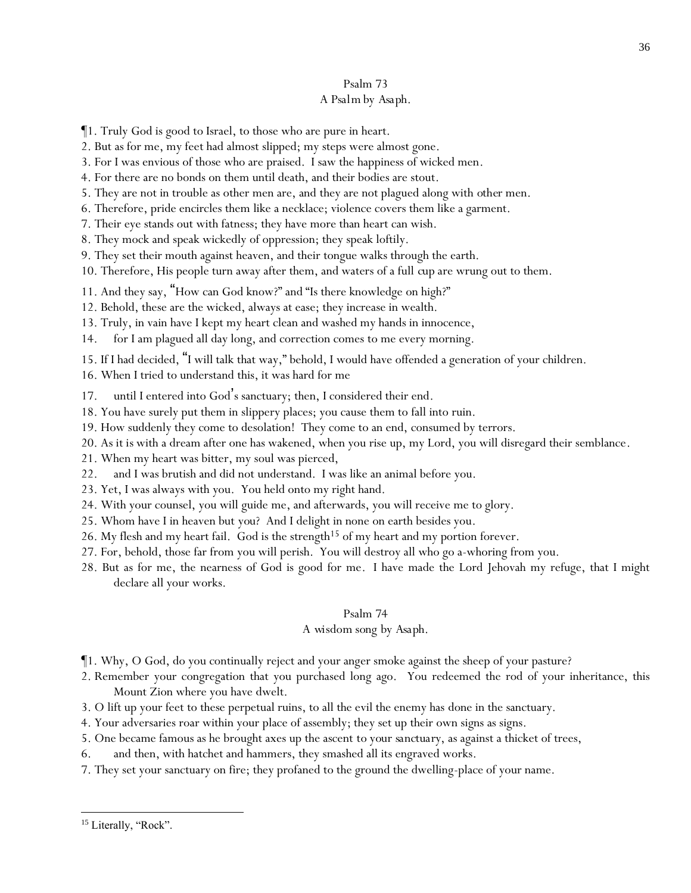## Psalm 73

A Psalm by Asaph.

¶1. Truly God is good to Israel, to those who are pure in heart.
2. But as for me, my feet had almost slipped; my steps were almost gone.
3. For I was envious of those who are praised. I saw the happiness of wicked men.
4. For there are no bonds on them until death, and their bodies are stout.
5. They are not in trouble as other men are, and they are not plagued along with other men.
6. Therefore, pride encircles them like a necklace; violence covers them like a garment.
7. Their eye stands out with fatness; they have more than heart can wish.
8. They mock and speak wickedly of oppression; they speak loftily.
9. They set their mouth against heaven, and their tongue walks through the earth.
10. Therefore, His people turn away after them, and waters of a full cup are wrung out to them.
11. And they say, "How can God know?" and "Is there knowledge on high?"
12. Behold, these are the wicked, always at ease; they increase in wealth.
13. Truly, in vain have I kept my heart clean and washed my hands in innocence,
14. for I am plagued all day long, and correction comes to me every morning.
15. If I had decided, "I will talk that way," behold, I would have offended a generation of your children.
16. When I tried to understand this, it was hard for me
17. until I entered into God's sanctuary; then, I considered their end.
18. You have surely put them in slippery places; you cause them to fall into ruin.
19. How suddenly they come to desolation! They come to an end, consumed by terrors.
20. As it is with a dream after one has wakened, when you rise up, my Lord, you will disregard their semblance.
21. When my heart was bitter, my soul was pierced,
22. and I was brutish and did not understand. I was like an animal before you.
23. Yet, I was always with you. You held onto my right hand.
24. With your counsel, you will guide me, and afterwards, you will receive me to glory.
25. Whom have I in heaven but you? And I delight in none on earth besides you.
26. My flesh and my heart fail. God is the strength[15] of my heart and my portion forever.
27. For, behold, those far from you will perish. You will destroy all who go a-whoring from you.
28. But as for me, the nearness of God is good for me. I have made the Lord Jehovah my refuge, that I might declare all your works.

## Psalm 74

A wisdom song by Asaph.

¶1. Why, O God, do you continually reject and your anger smoke against the sheep of your pasture?
2. Remember your congregation that you purchased long ago. You redeemed the rod of your inheritance, this Mount Zion where you have dwelt.
3. O lift up your feet to these perpetual ruins, to all the evil the enemy has done in the sanctuary.
4. Your adversaries roar within your place of assembly; they set up their own signs as signs.
5. One became famous as he brought axes up the ascent to your sanctuary, as against a thicket of trees,
6. and then, with hatchet and hammers, they smashed all its engraved works.
7. They set your sanctuary on fire; they profaned to the ground the dwelling-place of your name.

---

[15] Literally, "Rock".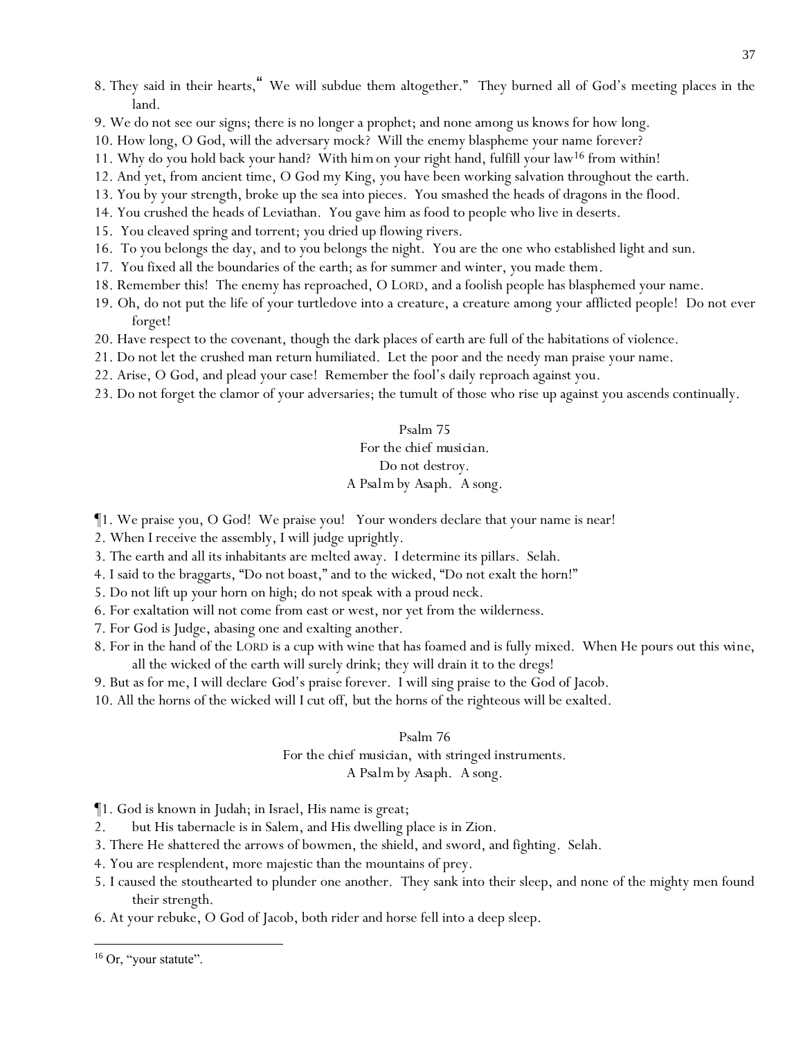8. They said in their hearts, " We will subdue them altogether." They burned all of God's meeting places in the land.
9. We do not see our signs; there is no longer a prophet; and none among us knows for how long.
10. How long, O God, will the adversary mock? Will the enemy blaspheme your name forever?
11. Why do you hold back your hand? With *him* on your right hand, fulfill your law[16] from within!
12. And yet, from ancient time, O God my King, you have been working salvation throughout the earth.
13. You by your strength, broke up the sea into pieces. You smashed the heads of dragons in the flood.
14. You crushed the heads of Leviathan. You gave him as food to people who live in deserts.
15. You cleaved spring and torrent; you dried up flowing rivers.
16. To you belongs the day, and to you belongs the night. You are the one who established light and sun.
17. You fixed all the boundaries of the earth; as for summer and winter, you made them.
18. Remember this! The enemy has reproached, O LORD, and a foolish people has blasphemed your name.
19. Oh, do not put the life of your turtledove into a creature, a creature among your afflicted people! Do not ever forget!
20. Have respect to the covenant, though the dark places of earth are full of the habitations of violence.
21. Do not let the crushed man return humiliated. Let the poor and the needy man praise your name.
22. Arise, O God, and plead your case! Remember the fool's daily reproach against you.
23. Do not forget the clamor of your adversaries; the tumult of those who rise up against you ascends continually.

## Psalm 75

For the chief musician.
Do not destroy.
A Psalm by Asaph. A song.

¶1. We praise you, O God! We praise you! Your wonders declare that your name is near!
2. When I receive the assembly, I will judge uprightly.
3. The earth and all its inhabitants are melted away. I determine its pillars. Selah.
4. I said to the braggarts, "Do not boast," and to the wicked, "Do not exalt the horn!"
5. Do not lift up your horn on high; do not speak with a proud neck.
6. For exaltation will not come from east or west, nor yet from the wilderness.
7. For God is Judge, abasing one and exalting another.
8. For in the hand of the LORD is a cup with wine that has foamed and is fully mixed. When He pours out this wine, all the wicked of the earth will surely drink; they will drain it to the dregs!
9. But as for me, I will declare God's praise forever. I will sing praise to the God of Jacob.
10. All the horns of the wicked will I cut off, but the horns of the righteous will be exalted.

## Psalm 76

For the chief musician, with stringed instruments.
A Psalm by Asaph. A song.

¶1. God is known in Judah; in Israel, His name is great;
2. but His tabernacle is in Salem, and His dwelling place is in Zion.
3. There He shattered the arrows of bowmen, the shield, and sword, and fighting. Selah.
4. You are resplendent, more majestic than the mountains of prey.
5. I caused the stouthearted to plunder one another. They sank into their sleep, and none of the mighty men found their strength.
6. At your rebuke, O God of Jacob, both rider and horse fell into a deep sleep.

---

[16] Or, "your statute".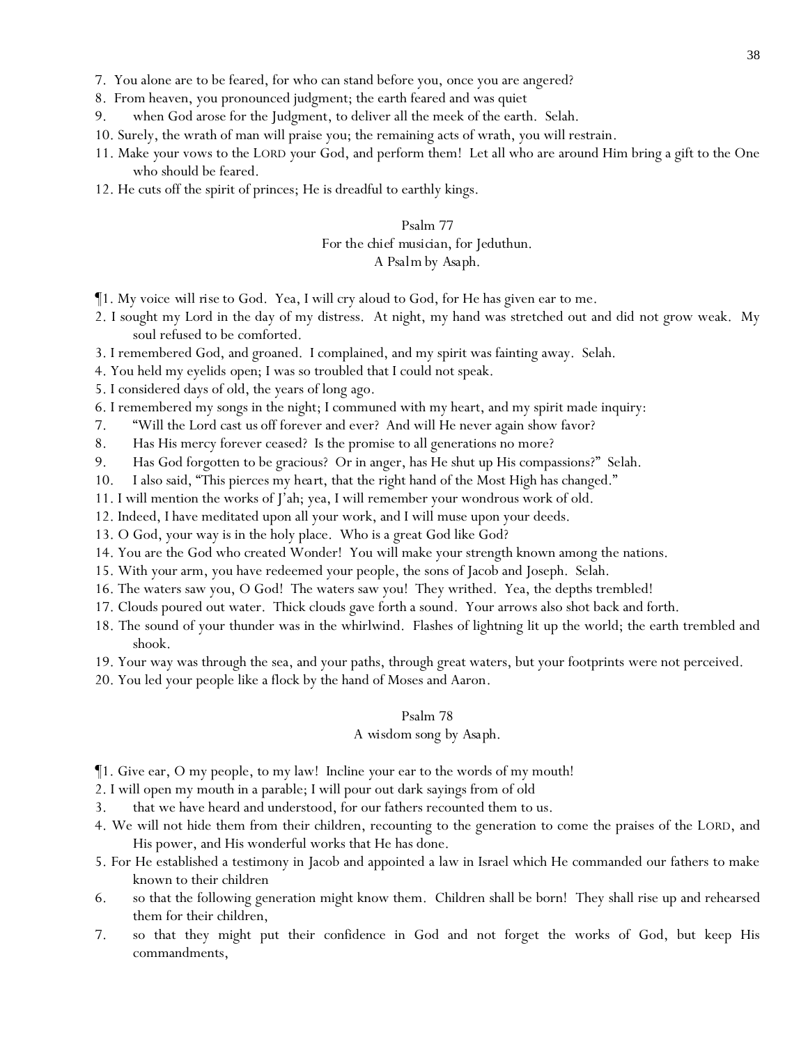7. You alone are to be feared, for who can stand before you, once you are angered?
8. From heaven, you pronounced judgment; the earth feared and was quiet
9. when God arose for the Judgment, to deliver all the meek of the earth. Selah.
10. Surely, the wrath of man will praise you; the remaining acts of wrath, you will restrain.
11. Make your vows to the LORD your God, and perform them! Let all who are around Him bring a gift to the One who should be feared.
12. He cuts off the spirit of princes; He is dreadful to earthly kings.

## Psalm 77

*For the chief musician, for Jeduthun.*
*A Psalm by Asaph.*

¶1. My voice will rise to God. Yea, I will cry aloud to God, for He has given ear to me.
2. I sought my Lord in the day of my distress. At night, my hand was stretched out and did not grow weak. My soul refused to be comforted.
3. I remembered God, and groaned. I complained, and my spirit was fainting away. Selah.
4. You held my eyelids open; I was so troubled that I could not speak.
5. I considered days of old, the years of long ago.
6. I remembered my songs in the night; I communed with my heart, and my spirit made inquiry:
7. "Will the Lord cast us off forever and ever? And will He never again show favor?
8. Has His mercy forever ceased? Is the promise to all generations no more?
9. Has God forgotten to be gracious? Or in anger, has He shut up His compassions?" Selah.
10. I also said, "This pierces my heart, that the right hand of the Most High has changed."
11. I will mention the works of J'ah; yea, I will remember your wondrous work of old.
12. Indeed, I have meditated upon all your work, and I will muse upon your deeds.
13. O God, your way is in the holy place. Who is a great God like God?
14. You are the God who created Wonder! You will make your strength known among the nations.
15. With your arm, you have redeemed your people, the sons of Jacob and Joseph. Selah.
16. The waters saw you, O God! The waters saw you! They writhed. Yea, the depths trembled!
17. Clouds poured out water. Thick clouds gave forth a sound. Your arrows also shot back and forth.
18. The sound of your thunder was in the whirlwind. Flashes of lightning lit up the world; the earth trembled and shook.
19. Your way was through the sea, and your paths, through great waters, but your footprints were not perceived.
20. You led your people like a flock by the hand of Moses and Aaron.

## Psalm 78

*A wisdom song by Asaph.*

¶1. Give ear, O my people, to my law! Incline your ear to the words of my mouth!
2. I will open my mouth in a parable; I will pour out dark sayings from of old
3. that we have heard and understood, for our fathers recounted them to us.
4. We will not hide them from their children, recounting to the generation to come the praises of the LORD, and His power, and His wonderful works that He has done.
5. For He established a testimony in Jacob and appointed a law in Israel which He commanded our fathers to make known to their children
6. so that the following generation might know them. Children shall be born! They shall rise up and rehearsed them for their children,
7. so that they might put their confidence in God and not forget the works of God, but keep His commandments,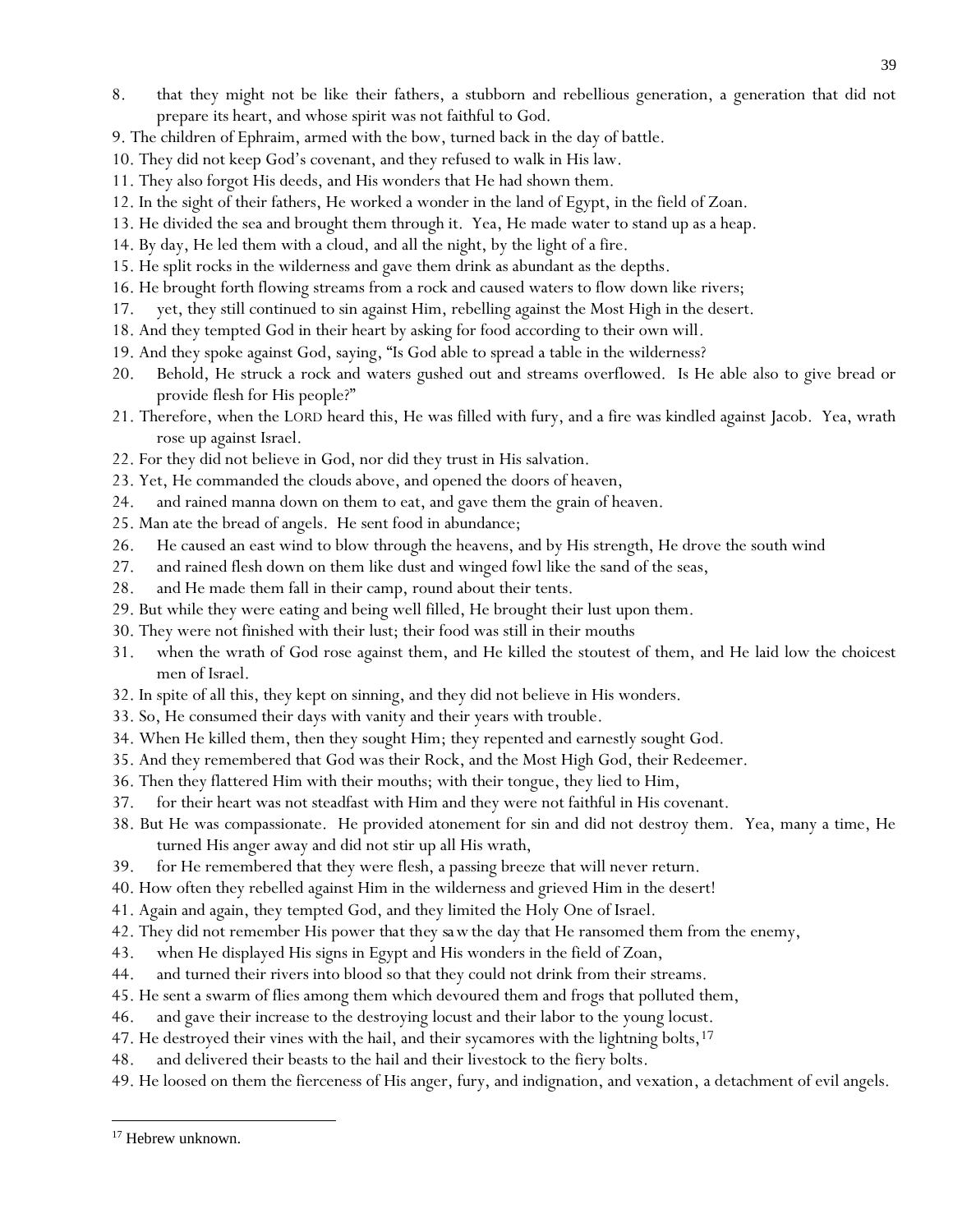8. that they might not be like their fathers, a stubborn and rebellious generation, a generation that did not prepare its heart, and whose spirit was not faithful to God.
9. The children of Ephraim, armed with the bow, turned back in the day of battle.
10. They did not keep God's covenant, and they refused to walk in His law.
11. They also forgot His deeds, and His wonders that He had shown them.
12. In the sight of their fathers, He worked a wonder in the land of Egypt, in the field of Zoan.
13. He divided the sea and brought them through it. Yea, He made water to stand up as a heap.
14. By day, He led them with a cloud, and all the night, by the light of a fire.
15. He split rocks in the wilderness and gave them drink as abundant as the depths.
16. He brought forth flowing streams from a rock and caused waters to flow down like rivers;
17. yet, they still continued to sin against Him, rebelling against the Most High in the desert.
18. And they tempted God in their heart by asking for food according to their own will.
19. And they spoke against God, saying, "Is God able to spread a table in the wilderness?
20. Behold, He struck a rock and waters gushed out and streams overflowed. Is He able also to give bread or provide flesh for His people?"
21. Therefore, when the LORD heard this, He was filled with fury, and a fire was kindled against Jacob. Yea, wrath rose up against Israel.
22. For they did not believe in God, nor did they trust in His salvation.
23. Yet, He commanded the clouds above, and opened the doors of heaven,
24. and rained manna down on them to eat, and gave them the grain of heaven.
25. Man ate the bread of angels. He sent food in abundance;
26. He caused an east wind to blow through the heavens, and by His strength, He drove the south wind
27. and rained flesh down on them like dust and winged fowl like the sand of the seas,
28. and He made them fall in their camp, round about their tents.
29. But while they were eating and being well filled, He brought their lust upon them.
30. They were not finished with their lust; their food was still in their mouths
31. when the wrath of God rose against them, and He killed the stoutest of them, and He laid low the choicest men of Israel.
32. In spite of all this, they kept on sinning, and they did not believe in His wonders.
33. So, He consumed their days with vanity and their years with trouble.
34. When He killed them, then they sought Him; they repented and earnestly sought God.
35. And they remembered that God was their Rock, and the Most High God, their Redeemer.
36. Then they flattered Him with their mouths; with their tongue, they lied to Him,
37. for their heart was not steadfast with Him and they were not faithful in His covenant.
38. But He was compassionate. He provided atonement for sin and did not destroy them. Yea, many a time, He turned His anger away and did not stir up all His wrath,
39. for He remembered that they were flesh, a passing breeze that will never return.
40. How often they rebelled against Him in the wilderness and grieved Him in the desert!
41. Again and again, they tempted God, and they limited the Holy One of Israel.
42. They did not remember His power that they saw the day that He ransomed them from the enemy,
43. when He displayed His signs in Egypt and His wonders in the field of Zoan,
44. and turned their rivers into blood so that they could not drink from their streams.
45. He sent a swarm of flies among them which devoured them and frogs that polluted them,
46. and gave their increase to the destroying locust and their labor to the young locust.
47. He destroyed their vines with the hail, and their sycamores with the lightning bolts,[17]
48. and delivered their beasts to the hail and their livestock to the fiery bolts.
49. He loosed on them the fierceness of His anger, fury, and indignation, and vexation, a detachment of evil angels.

---

[17] Hebrew unknown.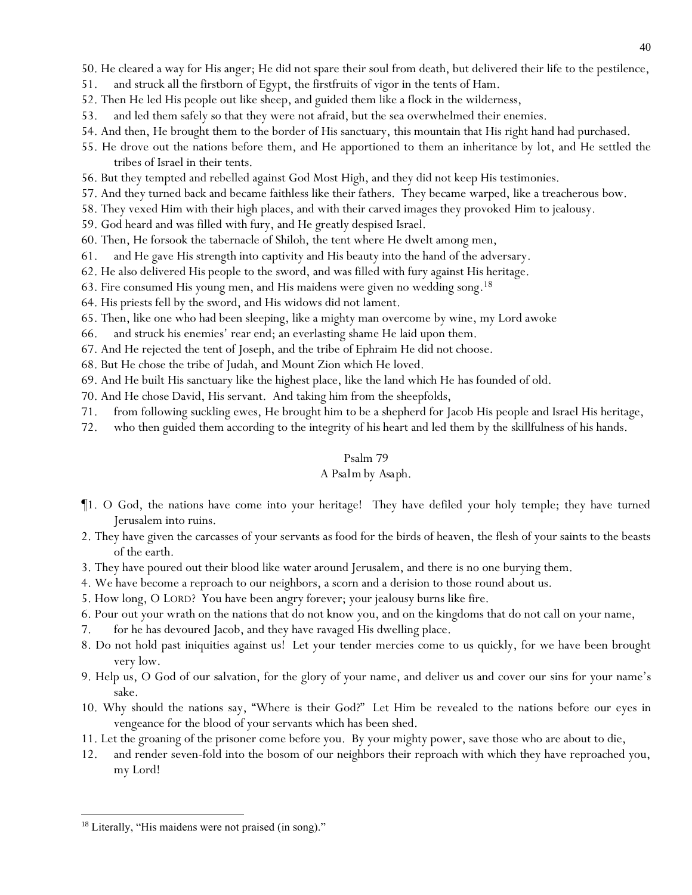50. He cleared a way for His anger; He did not spare their soul from death, but delivered their life to the pestilence,
51. and struck all the firstborn of Egypt, the firstfruits of vigor in the tents of Ham.
52. Then He led His people out like sheep, and guided them like a flock in the wilderness,
53. and led them safely so that they were not afraid, but the sea overwhelmed their enemies.
54. And then, He brought them to the border of His sanctuary, this mountain that His right hand had purchased.
55. He drove out the nations before them, and He apportioned to them an inheritance by lot, and He settled the tribes of Israel in their tents.
56. But they tempted and rebelled against God Most High, and they did not keep His testimonies.
57. And they turned back and became faithless like their fathers. They became warped, like a treacherous bow.
58. They vexed Him with their high places, and with their carved images they provoked Him to jealousy.
59. God heard and was filled with fury, and He greatly despised Israel.
60. Then, He forsook the tabernacle of Shiloh, the tent where He dwelt among men,
61. and He gave His strength into captivity and His beauty into the hand of the adversary.
62. He also delivered His people to the sword, and was filled with fury against His heritage.
63. Fire consumed His young men, and His maidens were given no wedding song.[18]
64. His priests fell by the sword, and His widows did not lament.
65. Then, like one who had been sleeping, like a mighty man overcome by wine, my Lord awoke
66. and struck his enemies' rear end; an everlasting shame He laid upon them.
67. And He rejected the tent of Joseph, and the tribe of Ephraim He did not choose.
68. But He chose the tribe of Judah, and Mount Zion which He loved.
69. And He built His sanctuary like the highest place, like the land which He has founded of old.
70. And He chose David, His servant. And taking him from the sheepfolds,
71. from following suckling ewes, He brought him to be a shepherd for Jacob His people and Israel His heritage,
72. who then guided them according to the integrity of his heart and led them by the skillfulness of his hands.

## Psalm 79

A Psalm by Asaph.

¶1. O God, the nations have come into your heritage! They have defiled your holy temple; they have turned Jerusalem into ruins.
2. They have given the carcasses of your servants as food for the birds of heaven, the flesh of your saints to the beasts of the earth.
3. They have poured out their blood like water around Jerusalem, and there is no one burying them.
4. We have become a reproach to our neighbors, a scorn and a derision to those round about us.
5. How long, O LORD? You have been angry forever; your jealousy burns like fire.
6. Pour out your wrath on the nations that do not know you, and on the kingdoms that do not call on your name,
7. for he has devoured Jacob, and they have ravaged His dwelling place.
8. Do not hold past iniquities against us! Let your tender mercies come to us quickly, for we have been brought very low.
9. Help us, O God of our salvation, for the glory of your name, and deliver us and cover our sins for your name's sake.
10. Why should the nations say, "Where is their God?" Let Him be revealed to the nations before our eyes in vengeance for the blood of your servants which has been shed.
11. Let the groaning of the prisoner come before you. By your mighty power, save those who are about to die,
12. and render seven-fold into the bosom of our neighbors their reproach with which they have reproached you, my Lord!

---

[18] Literally, "His maidens were not praised (in song)."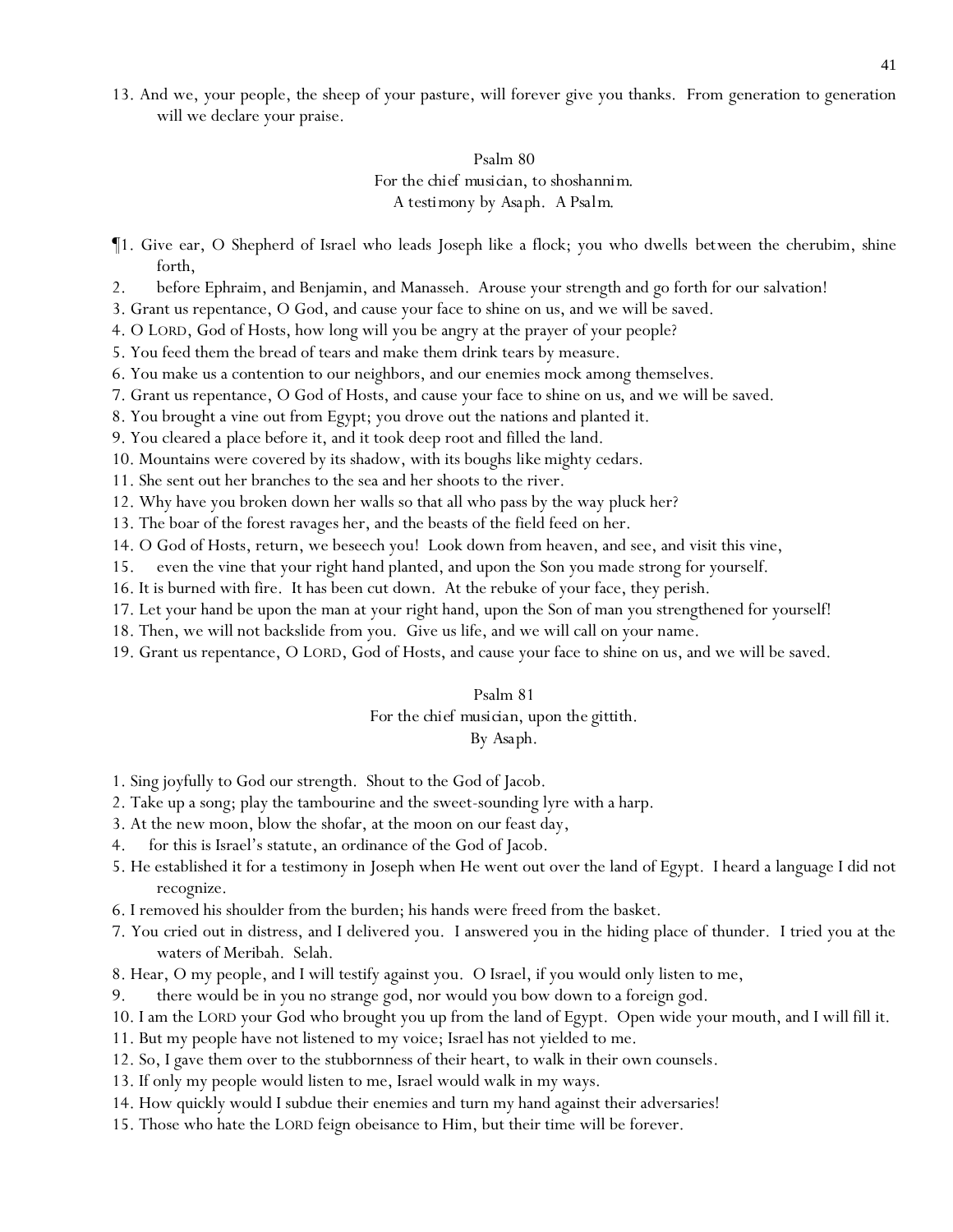13. And we, your people, the sheep of your pasture, will forever give you thanks. From generation to generation will we declare your praise.

## Psalm 80

For the chief musician, to shoshannim.
A testimony by Asaph. A Psalm.

¶1. Give ear, O Shepherd of Israel who leads Joseph like a flock; you who dwells between the cherubim, shine forth,
2. before Ephraim, and Benjamin, and Manasseh. Arouse your strength and go forth for our salvation!
3. Grant us repentance, O God, and cause your face to shine on us, and we will be saved.
4. O LORD, God of Hosts, how long will you be angry at the prayer of your people?
5. You feed them the bread of tears and make them drink tears by measure.
6. You make us a contention to our neighbors, and our enemies mock among themselves.
7. Grant us repentance, O God of Hosts, and cause your face to shine on us, and we will be saved.
8. You brought a vine out from Egypt; you drove out the nations and planted it.
9. You cleared a place before it, and it took deep root and filled the land.
10. Mountains were covered by its shadow, with its boughs like mighty cedars.
11. She sent out her branches to the sea and her shoots to the river.
12. Why have you broken down her walls so that all who pass by the way pluck her?
13. The boar of the forest ravages her, and the beasts of the field feed on her.
14. O God of Hosts, return, we beseech you! Look down from heaven, and see, and visit this vine,
15. even the vine that your right hand planted, and upon the Son you made strong for yourself.
16. It is burned with fire. It has been cut down. At the rebuke of your face, they perish.
17. Let your hand be upon the man at your right hand, upon the Son of man you strengthened for yourself!
18. Then, we will not backslide from you. Give us life, and we will call on your name.
19. Grant us repentance, O LORD, God of Hosts, and cause your face to shine on us, and we will be saved.

## Psalm 81

For the chief musician, upon the gittith.
By Asaph.

1. Sing joyfully to God our strength. Shout to the God of Jacob.
2. Take up a song; play the tambourine and the sweet-sounding lyre with a harp.
3. At the new moon, blow the shofar, at the moon on our feast day,
4. for this is Israel's statute, an ordinance of the God of Jacob.
5. He established it for a testimony in Joseph when He went out over the land of Egypt. I heard a language I did not recognize.
6. I removed his shoulder from the burden; his hands were freed from the basket.
7. You cried out in distress, and I delivered you. I answered you in the hiding place of thunder. I tried you at the waters of Meribah. Selah.
8. Hear, O my people, and I will testify against you. O Israel, if you would only listen to me,
9. there would be in you no strange god, nor would you bow down to a foreign god.
10. I am the LORD your God who brought you up from the land of Egypt. Open wide your mouth, and I will fill it.
11. But my people have not listened to my voice; Israel has not yielded to me.
12. So, I gave them over to the stubbornness of their heart, to walk in their own counsels.
13. If only my people would listen to me, Israel would walk in my ways.
14. How quickly would I subdue their enemies and turn my hand against their adversaries!
15. Those who hate the LORD feign obeisance to Him, but their time will be forever.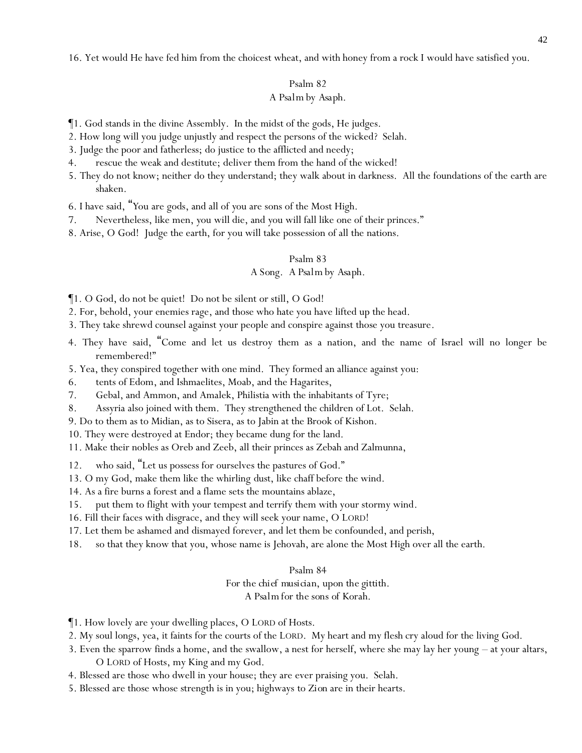16. Yet would He have fed him from the choicest wheat, and with honey from a rock I would have satisfied you.

## Psalm 82

A Psalm by Asaph.

¶1. God stands in the divine Assembly. In the midst of the gods, He judges.
2. How long will you judge unjustly and respect the persons of the wicked? Selah.
3. Judge the poor and fatherless; do justice to the afflicted and needy;
4. rescue the weak and destitute; deliver them from the hand of the wicked!
5. They do not know; neither do they understand; they walk about in darkness. All the foundations of the earth are shaken.
6. I have said, "You are gods, and all of you are sons of the Most High.
7. Nevertheless, like men, you will die, and you will fall like one of their princes."
8. Arise, O God! Judge the earth, for you will take possession of all the nations.

## Psalm 83

A Song. A Psalm by Asaph.

¶1. O God, do not be quiet! Do not be silent or still, O God!
2. For, behold, your enemies rage, and those who hate you have lifted up the head.
3. They take shrewd counsel against your people and conspire against those you treasure.
4. They have said, "Come and let us destroy them as a nation, and the name of Israel will no longer be remembered!"
5. Yea, they conspired together with one mind. They formed an alliance against you:
6. tents of Edom, and Ishmaelites, Moab, and the Hagarites,
7. Gebal, and Ammon, and Amalek, Philistia with the inhabitants of Tyre;
8. Assyria also joined with them. They strengthened the children of Lot. Selah.
9. Do to them as to Midian, as to Sisera, as to Jabin at the Brook of Kishon.
10. They were destroyed at Endor; they became dung for the land.
11. Make their nobles as Oreb and Zeeb, all their princes as Zebah and Zalmunna,
12. who said, "Let us possess for ourselves the pastures of God."
13. O my God, make them like the whirling dust, like chaff before the wind.
14. As a fire burns a forest and a flame sets the mountains ablaze,
15. put them to flight with your tempest and terrify them with your stormy wind.
16. Fill their faces with disgrace, and they will seek your name, O LORD!
17. Let them be ashamed and dismayed forever, and let them be confounded, and perish,
18. so that they know that you, whose name is Jehovah, are alone the Most High over all the earth.

## Psalm 84

For the chief musician, upon the gittith.
A Psalm for the sons of Korah.

¶1. How lovely are your dwelling places, O LORD of Hosts.
2. My soul longs, yea, it faints for the courts of the LORD. My heart and my flesh cry aloud for the living God.
3. Even the sparrow finds a home, and the swallow, a nest for herself, where she may lay her young – at your altars, O LORD of Hosts, my King and my God.
4. Blessed are those who dwell in your house; they are ever praising you. Selah.
5. Blessed are those whose strength is in you; highways to Zion are in their hearts.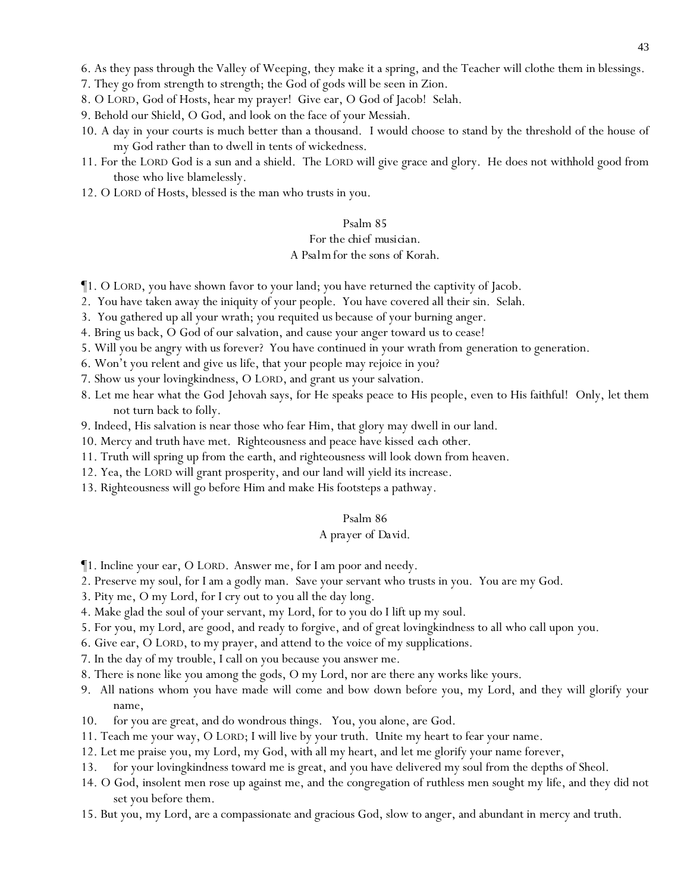6. As they pass through the Valley of Weeping, they make it a spring, and the Teacher will clothe them in blessings.
7. They go from strength to strength; the God of gods will be seen in Zion.
8. O LORD, God of Hosts, hear my prayer! Give ear, O God of Jacob! Selah.
9. Behold our Shield, O God, and look on the face of your Messiah.
10. A day in your courts is much better than a thousand. I would choose to stand by the threshold of the house of my God rather than to dwell in tents of wickedness.
11. For the LORD God is a sun and a shield. The LORD will give grace and glory. He does not withhold good from those who live blamelessly.
12. O LORD of Hosts, blessed is the man who trusts in you.

## Psalm 85

*For the chief musician.*
*A Psalm for the sons of Korah.*

¶1. O LORD, you have shown favor to your land; you have returned the captivity of Jacob.
2. You have taken away the iniquity of your people. You have covered all their sin. Selah.
3. You gathered up all your wrath; you requited us because of your burning anger.
4. Bring us back, O God of our salvation, and cause your anger toward us to cease!
5. Will you be angry with us forever? You have continued in your wrath from generation to generation.
6. Won't you relent and give us life, that your people may rejoice in you?
7. Show us your lovingkindness, O LORD, and grant us your salvation.
8. Let me hear what the God Jehovah says, for He speaks peace to His people, even to His faithful! Only, let them not turn back to folly.
9. Indeed, His salvation is near those who fear Him, that glory may dwell in our land.
10. Mercy and truth have met. Righteousness and peace have kissed *each other*.
11. Truth will spring up from the earth, and righteousness will look down from heaven.
12. Yea, the LORD will grant prosperity, and our land will yield its increase.
13. Righteousness will go before Him and make His footsteps a pathway.

## Psalm 86

*A prayer of David.*

¶1. Incline your ear, O LORD. Answer me, for I am poor and needy.
2. Preserve my soul, for I am a godly man. Save your servant who trusts in you. You are my God.
3. Pity me, O my Lord, for I cry out to you all the day long.
4. Make glad the soul of your servant, my Lord, for to you do I lift up my soul.
5. For you, my Lord, are good, and ready to forgive, and of great lovingkindness to all who call upon you.
6. Give ear, O LORD, to my prayer, and attend to the voice of my supplications.
7. In the day of my trouble, I call on you because you answer me.
8. There is none like you among the gods, O my Lord, nor are there any works like yours.
9. All nations whom you have made will come and bow down before you, my Lord, and they will glorify your name,
10. for you are great, and do wondrous things. You, you alone, are God.
11. Teach me your way, O LORD; I will live by your truth. Unite my heart to fear your name.
12. Let me praise you, my Lord, my God, with all my heart, and let me glorify your name forever,
13. for your lovingkindness toward me is great, and you have delivered my soul from the depths of Sheol.
14. O God, insolent men rose up against me, and the congregation of ruthless men sought my life, and they did not set you before them.
15. But you, my Lord, are a compassionate and gracious God, slow to anger, and abundant in mercy and truth.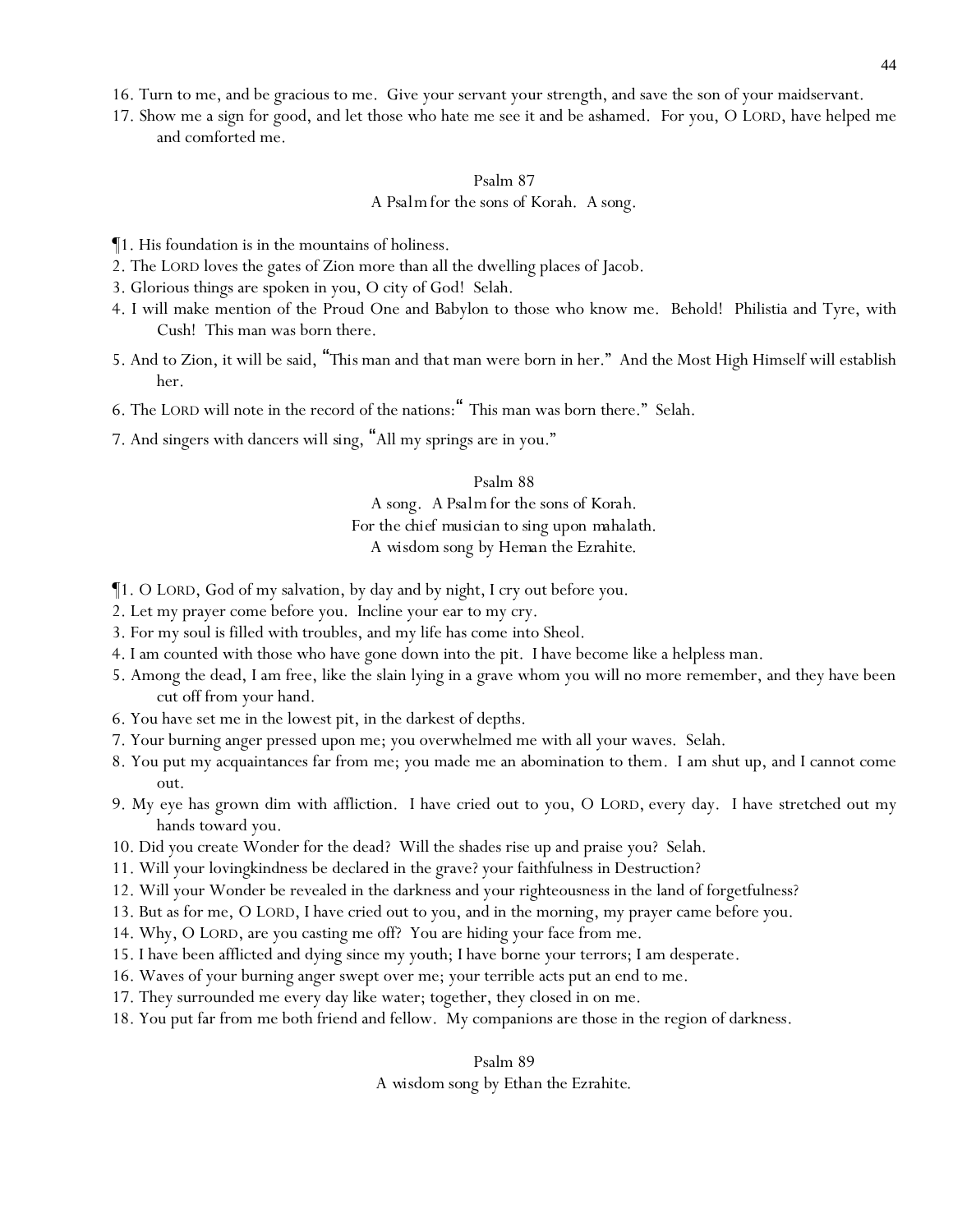16. Turn to me, and be gracious to me. Give your servant your strength, and save the son of your maidservant.
17. Show me a sign for good, and let those who hate me see it and be ashamed. For you, O LORD, have helped me and comforted me.

## Psalm 87

A Psalm for the sons of Korah. A song.

¶1. His foundation is in the mountains of holiness.
2. The LORD loves the gates of Zion more than all the dwelling places of Jacob.
3. Glorious things are spoken in you, O city of God! Selah.
4. I will make mention of the Proud One and Babylon to those who know me. Behold! Philistia and Tyre, with Cush! This man was born there.
5. And to Zion, it will be said, "This man and that man were born in her." And the Most High Himself will establish her.
6. The LORD will note in the record of the nations:" This man was born there." Selah.
7. And singers with dancers will sing, "All my springs are in you."

## Psalm 88

A song. A Psalm for the sons of Korah.
For the chief musician to sing upon mahalath.
A wisdom song by Heman the Ezrahite.

¶1. O LORD, God of my salvation, by day and by night, I cry out before you.
2. Let my prayer come before you. Incline your ear to my cry.
3. For my soul is filled with troubles, and my life has come into Sheol.
4. I am counted with those who have gone down into the pit. I have become like a helpless man.
5. Among the dead, I am free, like the slain lying in a grave whom you will no more remember, and they have been cut off from your hand.
6. You have set me in the lowest pit, in the darkest of depths.
7. Your burning anger pressed upon me; you overwhelmed me with all your waves. Selah.
8. You put my acquaintances far from me; you made me an abomination to them. I am shut up, and I cannot come out.
9. My eye has grown dim with affliction. I have cried out to you, O LORD, every day. I have stretched out my hands toward you.
10. Did you create Wonder for the dead? Will the shades rise up and praise you? Selah.
11. Will your lovingkindness be declared in the grave? your faithfulness in Destruction?
12. Will your Wonder be revealed in the darkness and your righteousness in the land of forgetfulness?
13. But as for me, O LORD, I have cried out to you, and in the morning, my prayer came before you.
14. Why, O LORD, are you casting me off? You are hiding your face from me.
15. I have been afflicted and dying since my youth; I have borne your terrors; I am desperate.
16. Waves of your burning anger swept over me; your terrible acts put an end to me.
17. They surrounded me every day like water; together, they closed in on me.
18. You put far from me both friend and fellow. My companions are those in the region of darkness.

## Psalm 89

A wisdom song by Ethan the Ezrahite.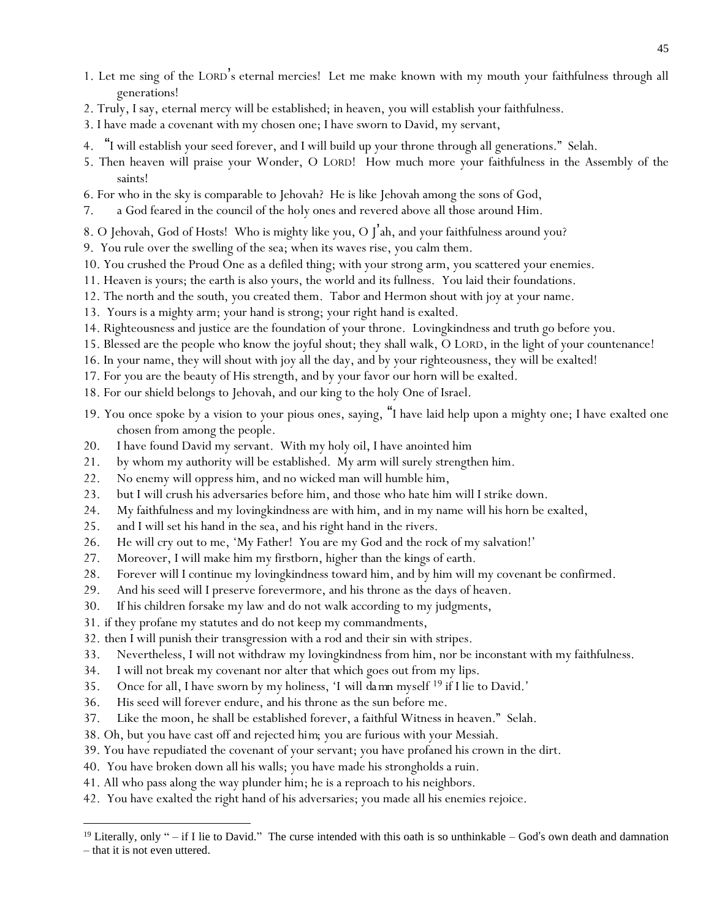1. Let me sing of the LORD's eternal mercies! Let me make known with my mouth your faithfulness through all generations!
2. Truly, I say, eternal mercy will be established; in heaven, you will establish your faithfulness.
3. I have made a covenant with my chosen one; I have sworn to David, my servant,
4. "I will establish your seed forever, and I will build up your throne through all generations." Selah.
5. Then heaven will praise your Wonder, O LORD! How much more your faithfulness in the Assembly of the saints!
6. For who in the sky is comparable to Jehovah? He is like Jehovah among the sons of God,
7. a God feared in the council of the holy ones and revered above all those around Him.
8. O Jehovah, God of Hosts! Who is mighty like you, O J'ah, and your faithfulness around you?
9. You rule over the swelling of the sea; when its waves rise, you calm them.
10. You crushed the Proud One as a defiled thing; with your strong arm, you scattered your enemies.
11. Heaven is yours; the earth is also yours, the world and its fullness. You laid their foundations.
12. The north and the south, you created them. Tabor and Hermon shout with joy at your name.
13. Yours is a mighty arm; your hand is strong; your right hand is exalted.
14. Righteousness and justice are the foundation of your throne. Lovingkindness and truth go before you.
15. Blessed are the people who know the joyful shout; they shall walk, O LORD, in the light of your countenance!
16. In your name, they will shout with joy all the day, and by your righteousness, they will be exalted!
17. For you are the beauty of His strength, and by your favor our horn will be exalted.
18. For our shield belongs to Jehovah, and our king to the holy One of Israel.
19. You once spoke by a vision to your pious ones, saying, "I have laid help upon a mighty one; I have exalted one chosen from among the people.
20. I have found David my servant. With my holy oil, I have anointed him
21. by whom my authority will be established. My arm will surely strengthen him.
22. No enemy will oppress him, and no wicked man will humble him,
23. but I will crush his adversaries before him, and those who hate him will I strike down.
24. My faithfulness and my lovingkindness are with him, and in my name will his horn be exalted,
25. and I will set his hand in the sea, and his right hand in the rivers.
26. He will cry out to me, 'My Father! You are my God and the rock of my salvation!'
27. Moreover, I will make him my firstborn, higher than the kings of earth.
28. Forever will I continue my lovingkindness toward him, and by him will my covenant be confirmed.
29. And his seed will I preserve forevermore, and his throne as the days of heaven.
30. If his children forsake my law and do not walk according to my judgments,
31. if they profane my statutes and do not keep my commandments,
32. then I will punish their transgression with a rod and their sin with stripes.
33. Nevertheless, I will not withdraw my lovingkindness from him, nor be inconstant with my faithfulness.
34. I will not break my covenant nor alter that which goes out from my lips.
35. Once for all, I have sworn by my holiness, 'I will *damn myself* [19] if I lie to David.'
36. His seed will forever endure, and his throne as the sun before me.
37. Like the moon, he shall be established forever, a faithful Witness in heaven." Selah.
38. Oh, but you have cast off and rejected him; you are furious with your Messiah.
39. You have repudiated the covenant of your servant; you have profaned his crown in the dirt.
40. You have broken down all his walls; you have made his strongholds a ruin.
41. All who pass along the way plunder him; he is a reproach to his neighbors.
42. You have exalted the right hand of his adversaries; you made all his enemies rejoice.

---

[19] Literally, only " – if I lie to David." The curse intended with this oath is so unthinkable – God's own death and damnation – that it is not even uttered.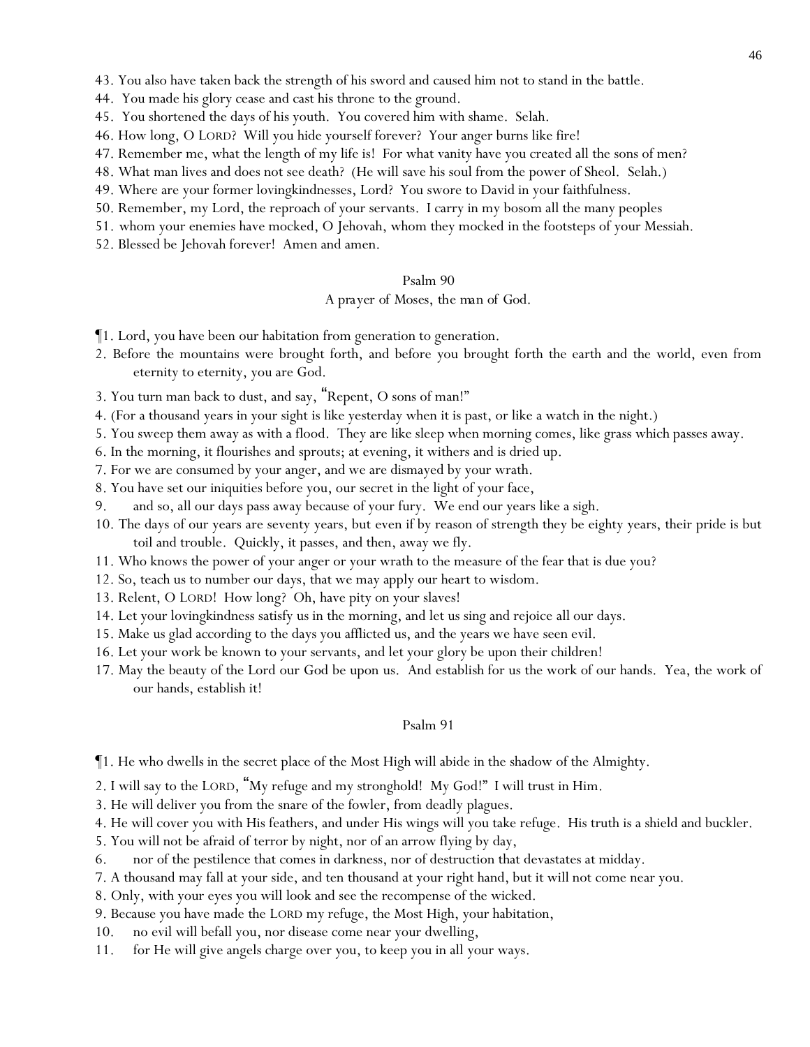43. You also have taken back the strength of his sword and caused him not to stand in the battle.
44. You made his glory cease and cast his throne to the ground.
45. You shortened the days of his youth. You covered him with shame. Selah.
46. How long, O LORD? Will you hide yourself forever? Your anger burns like fire!
47. Remember me, what the length of my life is! For what vanity have you created all the sons of men?
48. What man lives and does not see death? (He will save his soul from the power of Sheol. Selah.)
49. Where are your former lovingkindnesses, Lord? You swore to David in your faithfulness.
50. Remember, my Lord, the reproach of your servants. I carry in my bosom all the many peoples
51. whom your enemies have mocked, O Jehovah, whom they mocked in the footsteps of your Messiah.
52. Blessed be Jehovah forever! Amen and amen.

## Psalm 90

A prayer of Moses, the man of God.

¶1. Lord, you have been our habitation from generation to generation.
2. Before the mountains were brought forth, and before you brought forth the earth and the world, even from eternity to eternity, you are God.
3. You turn man back to dust, and say, "Repent, O sons of man!"
4. (For a thousand years in your sight is like yesterday when it is past, or like a watch in the night.)
5. You sweep them away as with a flood. They are like sleep when morning comes, like grass which passes away.
6. In the morning, it flourishes and sprouts; at evening, it withers and is dried up.
7. For we are consumed by your anger, and we are dismayed by your wrath.
8. You have set our iniquities before you, our secret in the light of your face,
9. and so, all our days pass away because of your fury. We end our years like a sigh.
10. The days of our years are seventy years, but even if by reason of strength they be eighty years, their pride is but toil and trouble. Quickly, it passes, and then, away we fly.
11. Who knows the power of your anger or your wrath to the measure of the fear that is due you?
12. So, teach us to number our days, that we may apply our heart to wisdom.
13. Relent, O LORD! How long? Oh, have pity on your slaves!
14. Let your lovingkindness satisfy us in the morning, and let us sing and rejoice all our days.
15. Make us glad according to the days you afflicted us, and the years we have seen evil.
16. Let your work be known to your servants, and let your glory be upon their children!
17. May the beauty of the Lord our God be upon us. And establish for us the work of our hands. Yea, the work of our hands, establish it!

## Psalm 91

¶1. He who dwells in the secret place of the Most High will abide in the shadow of the Almighty.
2. I will say to the LORD, "My refuge and my stronghold! My God!" I will trust in Him.
3. He will deliver you from the snare of the fowler, from deadly plagues.
4. He will cover you with His feathers, and under His wings will you take refuge. His truth is a shield and buckler.
5. You will not be afraid of terror by night, nor of an arrow flying by day,
6. nor of the pestilence that comes in darkness, nor of destruction that devastates at midday.
7. A thousand may fall at your side, and ten thousand at your right hand, but it will not come near you.
8. Only, with your eyes you will look and see the recompense of the wicked.
9. Because you have made the LORD my refuge, the Most High, your habitation,
10. no evil will befall you, nor disease come near your dwelling,
11. for He will give angels charge over you, to keep you in all your ways.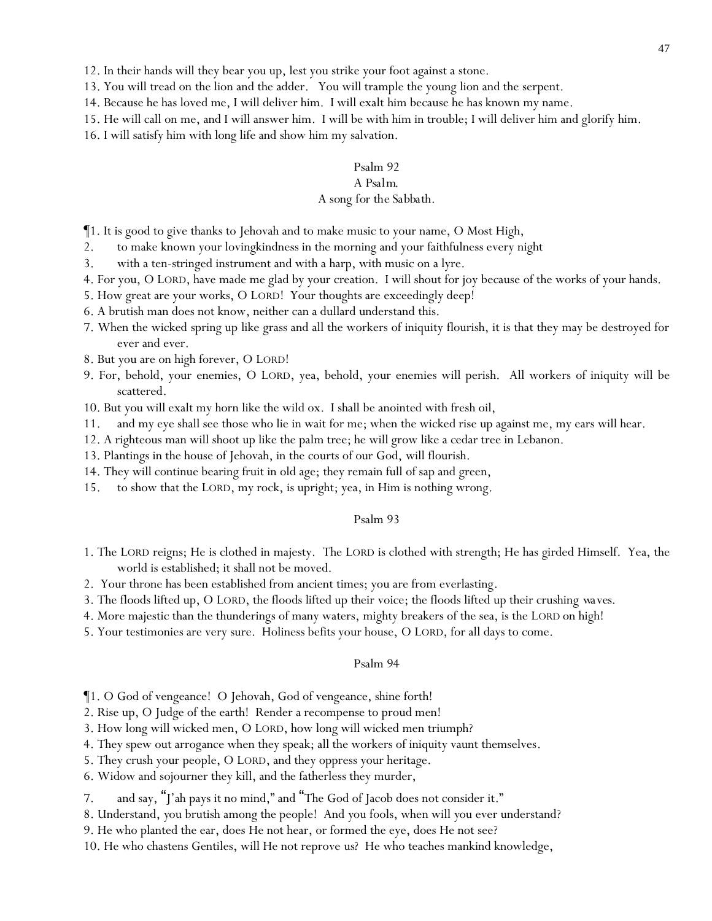12. In their hands will they bear you up, lest you strike your foot against a stone.
13. You will tread on the lion and the adder. You will trample the young lion and the serpent.
14. Because he has loved me, I will deliver him. I will exalt him because he has known my name.
15. He will call on me, and I will answer him. I will be with him in trouble; I will deliver him and glorify him.
16. I will satisfy him with long life and show him my salvation.

## Psalm 92

A Psalm.
A song for the Sabbath.

¶1. It is good to give thanks to Jehovah and to make music to your name, O Most High,
2. to make known your lovingkindness in the morning and your faithfulness every night
3. with a ten-stringed instrument and with a harp, with music on a lyre.
4. For you, O LORD, have made me glad by your creation. I will shout for joy because of the works of your hands.
5. How great are your works, O LORD! Your thoughts are exceedingly deep!
6. A brutish man does not know, neither can a dullard understand this.
7. When the wicked spring up like grass and all the workers of iniquity flourish, it is that they may be destroyed for ever and ever.
8. But you are on high forever, O LORD!
9. For, behold, your enemies, O LORD, yea, behold, your enemies will perish. All workers of iniquity will be scattered.
10. But you will exalt my horn like the wild ox. I shall be anointed with fresh oil,
11. and my eye shall see those who lie in wait for me; when the wicked rise up against me, my ears will hear.
12. A righteous man will shoot up like the palm tree; he will grow like a cedar tree in Lebanon.
13. Plantings in the house of Jehovah, in the courts of our God, will flourish.
14. They will continue bearing fruit in old age; they remain full of sap and green,
15. to show that the LORD, my rock, is upright; yea, in Him is nothing wrong.

## Psalm 93

1. The LORD reigns; He is clothed in majesty. The LORD is clothed with strength; He has girded Himself. Yea, the world is established; it shall not be moved.
2. Your throne has been established from ancient times; you are from everlasting.
3. The floods lifted up, O LORD, the floods lifted up their voice; the floods lifted up their crushing waves.
4. More majestic than the thunderings of many waters, mighty breakers of the sea, is the LORD on high!
5. Your testimonies are very sure. Holiness befits your house, O LORD, for all days to come.

## Psalm 94

¶1. O God of vengeance! O Jehovah, God of vengeance, shine forth!
2. Rise up, O Judge of the earth! Render a recompense to proud men!
3. How long will wicked men, O LORD, how long will wicked men triumph?
4. They spew out arrogance when they speak; all the workers of iniquity vaunt themselves.
5. They crush your people, O LORD, and they oppress your heritage.
6. Widow and sojourner they kill, and the fatherless they murder,
7. and say, "J'ah pays it no mind," and "The God of Jacob does not consider it."
8. Understand, you brutish among the people! And you fools, when will you ever understand?
9. He who planted the ear, does He not hear, or formed the eye, does He not see?
10. He who chastens Gentiles, will He not reprove us? He who teaches mankind knowledge,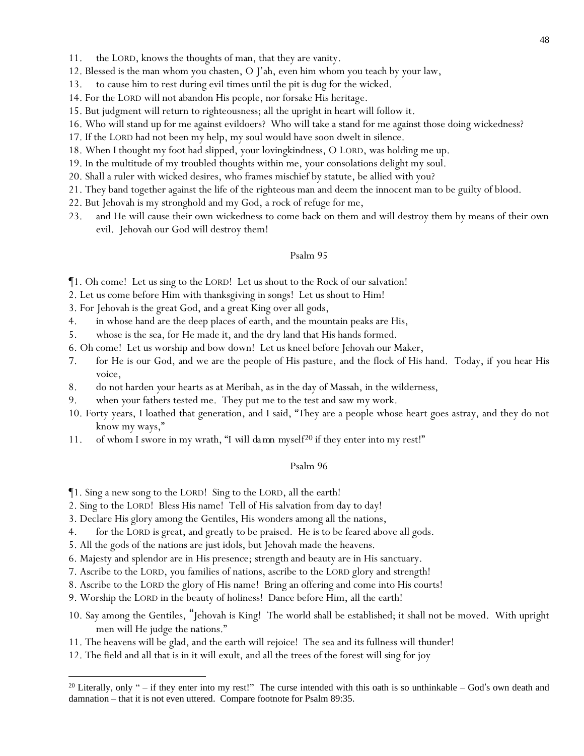11. the LORD, knows the thoughts of man, that they are vanity.
12. Blessed is the man whom you chasten, O J'ah, even him whom you teach by your law,
13. to cause him to rest during evil times until the pit is dug for the wicked.
14. For the LORD will not abandon His people, nor forsake His heritage.
15. But judgment will return to righteousness; all the upright in heart will follow it.
16. Who will stand up for me against evildoers? Who will take a stand for me against those doing wickedness?
17. If the LORD had not been my help, my soul would have soon dwelt in silence.
18. When I thought my foot had slipped, your lovingkindness, O LORD, was holding me up.
19. In the multitude of my troubled thoughts within me, your consolations delight my soul.
20. Shall a ruler with wicked desires, who frames mischief by statute, be allied with you?
21. They band together against the life of the righteous man and deem the innocent man to be guilty of blood.
22. But Jehovah is my stronghold and my God, a rock of refuge for me,
23. and He will cause their own wickedness to come back on them and will destroy them by means of their own evil. Jehovah our God will destroy them!

## Psalm 95

¶1. Oh come! Let us sing to the LORD! Let us shout to the Rock of our salvation!
2. Let us come before Him with thanksgiving in songs! Let us shout to Him!
3. For Jehovah is the great God, and a great King over all gods,
4. in whose hand are the deep places of earth, and the mountain peaks are His,
5. whose is the sea, for He made it, and the dry land that His hands formed.
6. Oh come! Let us worship and bow down! Let us kneel before Jehovah our Maker,
7. for He is our God, and we are the people of His pasture, and the flock of His hand. Today, if you hear His voice,
8. do not harden your hearts as at Meribah, as in the day of Massah, in the wilderness,
9. when your fathers tested me. They put me to the test and saw my work.
10. Forty years, I loathed that generation, and I said, "They are a people whose heart goes astray, and they do not know my ways,"
11. of whom I swore in my wrath, "*I will damn myself*[20] if they enter into my rest!"

## Psalm 96

¶1. Sing a new song to the LORD! Sing to the LORD, all the earth!
2. Sing to the LORD! Bless His name! Tell of His salvation from day to day!
3. Declare His glory among the Gentiles, His wonders among all the nations,
4. for the LORD is great, and greatly to be praised. He is to be feared above all gods.
5. All the gods of the nations are just idols, but Jehovah made the heavens.
6. Majesty and splendor are in His presence; strength and beauty are in His sanctuary.
7. Ascribe to the LORD, you families of nations, ascribe to the LORD glory and strength!
8. Ascribe to the LORD the glory of His name! Bring an offering and come into His courts!
9. Worship the LORD in the beauty of holiness! Dance before Him, all the earth!
10. Say among the Gentiles, "Jehovah is King! The world shall be established; it shall not be moved. With upright men will He judge the nations."
11. The heavens will be glad, and the earth will rejoice! The sea and its fullness will thunder!
12. The field and all that is in it will exult, and all the trees of the forest will sing for joy

---

[20] Literally, only " – if they enter into my rest!" The curse intended with this oath is so unthinkable – God's own death and damnation – that it is not even uttered. Compare footnote for Psalm 89:35.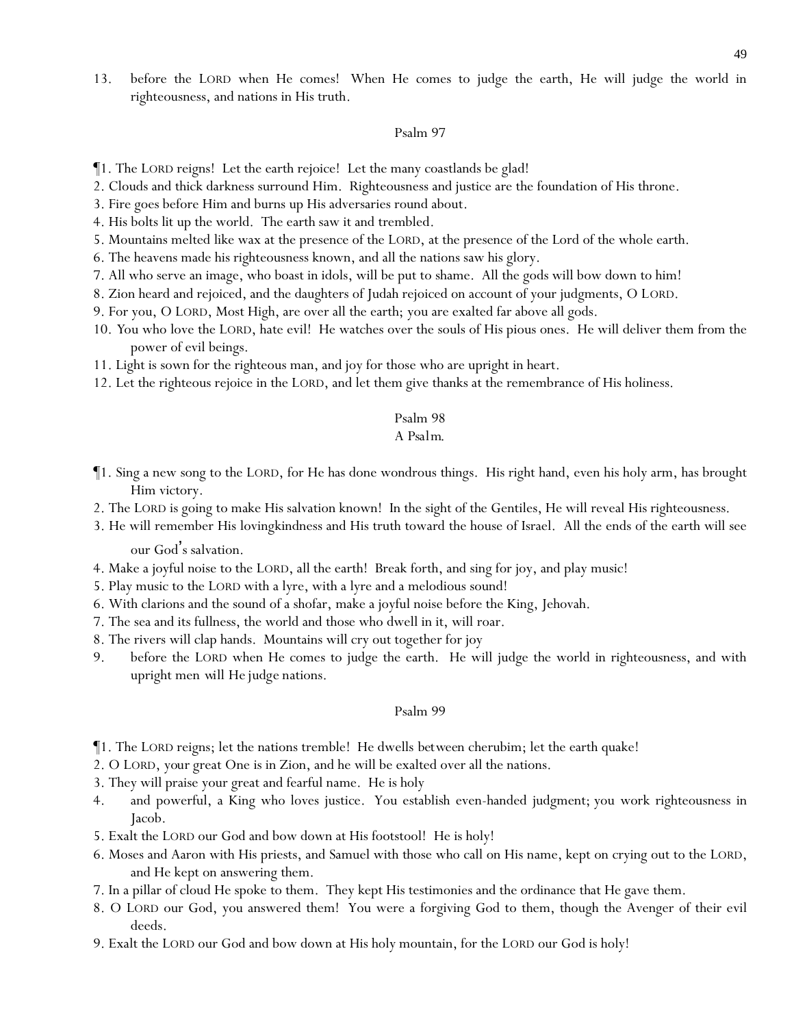13. before the LORD when He comes! When He comes to judge the earth, He will judge the world in righteousness, and nations in His truth.

## Psalm 97

¶1. The LORD reigns! Let the earth rejoice! Let the many coastlands be glad!
2. Clouds and thick darkness surround Him. Righteousness and justice are the foundation of His throne.
3. Fire goes before Him and burns up His adversaries round about.
4. His bolts lit up the world. The earth saw it and trembled.
5. Mountains melted like wax at the presence of the LORD, at the presence of the Lord of the whole earth.
6. The heavens made his righteousness known, and all the nations saw his glory.
7. All who serve an image, who boast in idols, will be put to shame. All the gods will bow down to him!
8. Zion heard and rejoiced, and the daughters of Judah rejoiced on account of your judgments, O LORD.
9. For you, O LORD, Most High, are over all the earth; you are exalted far above all gods.
10. You who love the LORD, hate evil! He watches over the souls of His pious ones. He will deliver them from the power of evil beings.
11. Light is sown for the righteous man, and joy for those who are upright in heart.
12. Let the righteous rejoice in the LORD, and let them give thanks at the remembrance of His holiness.

## Psalm 98

*A Psalm.*

¶1. Sing a new song to the LORD, for He has done wondrous things. His right hand, even his holy arm, has brought Him victory.
2. The LORD is going to make His salvation known! In the sight of the Gentiles, He will reveal His righteousness.
3. He will remember His lovingkindness and His truth toward the house of Israel. All the ends of the earth will see our God's salvation.
4. Make a joyful noise to the LORD, all the earth! Break forth, and sing for joy, and play music!
5. Play music to the LORD with a lyre, with a lyre and a melodious sound!
6. With clarions and the sound of a shofar, make a joyful noise before the King, Jehovah.
7. The sea and its fullness, the world and those who dwell in it, will roar.
8. The rivers will clap hands. Mountains will cry out together for joy
9. before the LORD when He comes to judge the earth. He will judge the world in righteousness, and with upright men will He judge nations.

## Psalm 99

¶1. The LORD reigns; let the nations tremble! He dwells between cherubim; let the earth quake!
2. O LORD, your great One is in Zion, and he will be exalted over all the nations.
3. They will praise your great and fearful name. He is holy
4. and powerful, a King who loves justice. You establish even-handed judgment; you work righteousness in Jacob.
5. Exalt the LORD our God and bow down at His footstool! He is holy!
6. Moses and Aaron with His priests, and Samuel with those who call on His name, kept on crying out to the LORD, and He kept on answering them.
7. In a pillar of cloud He spoke to them. They kept His testimonies and the ordinance that He gave them.
8. O LORD our God, you answered them! You were a forgiving God to them, though the Avenger of their evil deeds.
9. Exalt the LORD our God and bow down at His holy mountain, for the LORD our God is holy!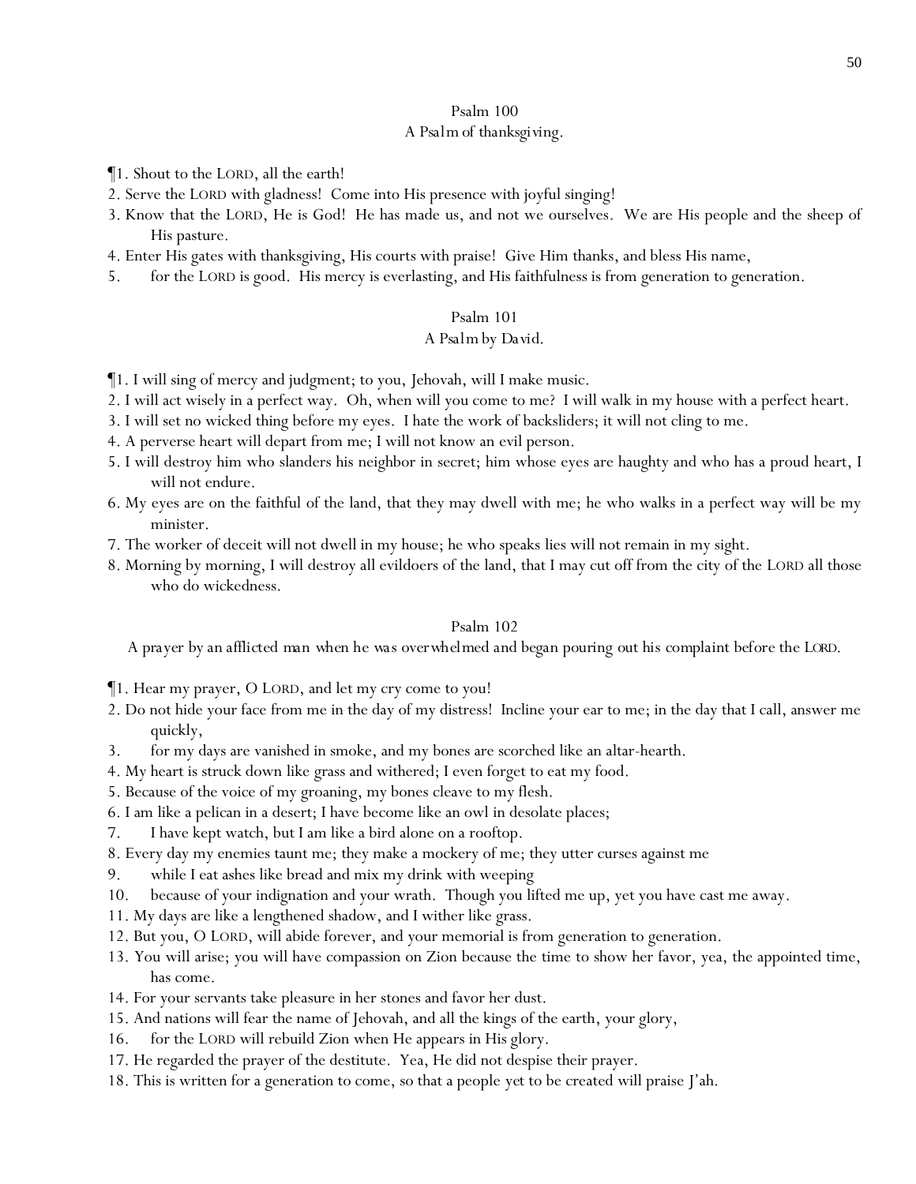## Psalm 100

A Psalm of thanksgiving.

¶1. Shout to the LORD, all the earth!
2. Serve the LORD with gladness! Come into His presence with joyful singing!
3. Know that the LORD, He is God! He has made us, and not we ourselves. We are His people and the sheep of His pasture.
4. Enter His gates with thanksgiving, His courts with praise! Give Him thanks, and bless His name,
5. for the LORD is good. His mercy is everlasting, and His faithfulness is from generation to generation.

## Psalm 101

A Psalm by David.

¶1. I will sing of mercy and judgment; to you, Jehovah, will I make music.
2. I will act wisely in a perfect way. Oh, when will you come to me? I will walk in my house with a perfect heart.
3. I will set no wicked thing before my eyes. I hate the work of backsliders; it will not cling to me.
4. A perverse heart will depart from me; I will not know an evil person.
5. I will destroy him who slanders his neighbor in secret; him whose eyes are haughty and who has a proud heart, I will not endure.
6. My eyes are on the faithful of the land, that they may dwell with me; he who walks in a perfect way will be my minister.
7. The worker of deceit will not dwell in my house; he who speaks lies will not remain in my sight.
8. Morning by morning, I will destroy all evildoers of the land, that I may cut off from the city of the LORD all those who do wickedness.

## Psalm 102

A prayer by an afflicted man when he was overwhelmed and began pouring out his complaint before the LORD.

¶1. Hear my prayer, O LORD, and let my cry come to you!
2. Do not hide your face from me in the day of my distress! Incline your ear to me; in the day that I call, answer me quickly,
3. for my days are vanished in smoke, and my bones are scorched like an altar-hearth.
4. My heart is struck down like grass and withered; I even forget to eat my food.
5. Because of the voice of my groaning, my bones cleave to my flesh.
6. I am like a pelican in a desert; I have become like an owl in desolate places;
7. I have kept watch, but I am like a bird alone on a rooftop.
8. Every day my enemies taunt me; they make a mockery of me; they utter curses against me
9. while I eat ashes like bread and mix my drink with weeping
10. because of your indignation and your wrath. Though you lifted me up, yet you have cast me away.
11. My days are like a lengthened shadow, and I wither like grass.
12. But you, O LORD, will abide forever, and your memorial is from generation to generation.
13. You will arise; you will have compassion on Zion because the time to show her favor, yea, the appointed time, has come.
14. For your servants take pleasure in her stones and favor her dust.
15. And nations will fear the name of Jehovah, and all the kings of the earth, your glory,
16. for the LORD will rebuild Zion when He appears in His glory.
17. He regarded the prayer of the destitute. Yea, He did not despise their prayer.
18. This is written for a generation to come, so that a people yet to be created will praise J'ah.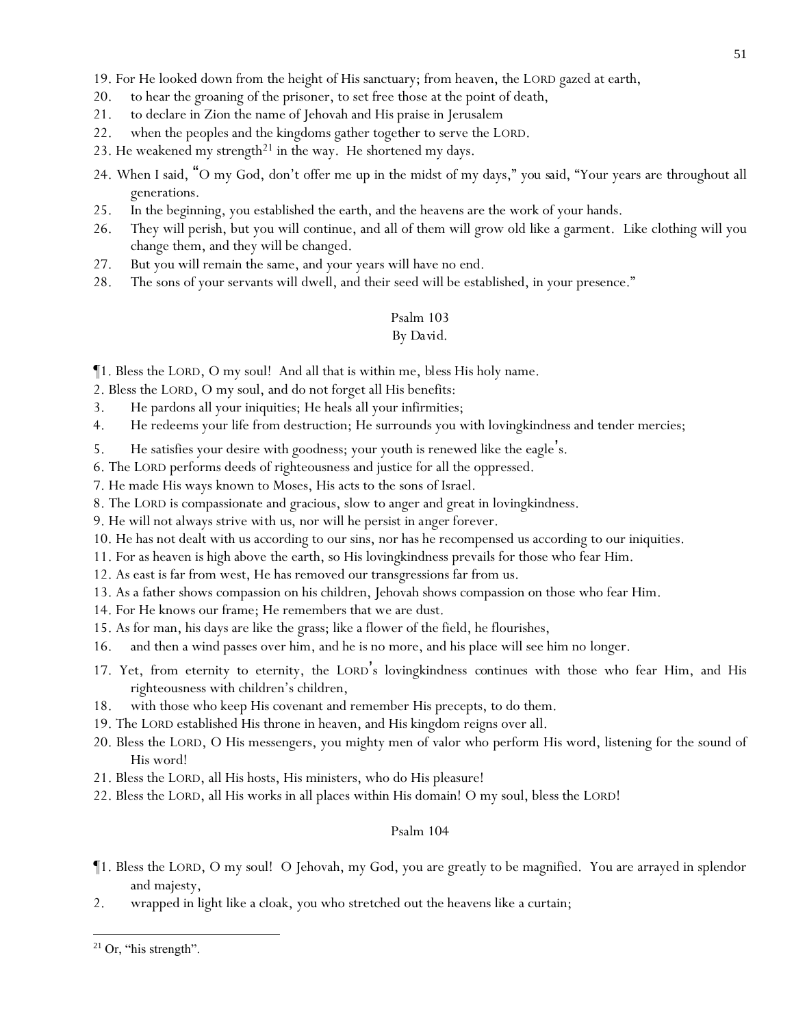19. For He looked down from the height of His sanctuary; from heaven, the LORD gazed at earth,

20. to hear the groaning of the prisoner, to set free those at the point of death,

21. to declare in Zion the name of Jehovah and His praise in Jerusalem

22. when the peoples and the kingdoms gather together to serve the LORD.

23. He weakened my strength[21] in the way. He shortened my days.

24. When I said, "O my God, don't offer me up in the midst of my days," you said, "Your years are throughout all generations.

25. In the beginning, you established the earth, and the heavens are the work of your hands.

26. They will perish, but you will continue, and all of them will grow old like a garment. Like clothing will you change them, and they will be changed.

27. But you will remain the same, and your years will have no end.

28. The sons of your servants will dwell, and their seed will be established, in your presence."

## Psalm 103
By David.

¶1. Bless the LORD, O my soul! And all that is within me, bless His holy name.

2. Bless the LORD, O my soul, and do not forget all His benefits:

3. He pardons all your iniquities; He heals all your infirmities;

4. He redeems your life from destruction; He surrounds you with lovingkindness and tender mercies;

5. He satisfies your desire with goodness; your youth is renewed like the eagle's.

6. The LORD performs deeds of righteousness and justice for all the oppressed.

7. He made His ways known to Moses, His acts to the sons of Israel.

8. The LORD is compassionate and gracious, slow to anger and great in lovingkindness.

9. He will not always strive with us, nor will he persist in anger forever.

10. He has not dealt with us according to our sins, nor has he recompensed us according to our iniquities.

11. For as heaven is high above the earth, so His lovingkindness prevails for those who fear Him.

12. As east is far from west, He has removed our transgressions far from us.

13. As a father shows compassion on his children, Jehovah shows compassion on those who fear Him.

14. For He knows our frame; He remembers that we are dust.

15. As for man, his days are like the grass; like a flower of the field, he flourishes,

16. and then a wind passes over him, and he is no more, and his place will see him no longer.

17. Yet, from eternity to eternity, the LORD's lovingkindness continues with those who fear Him, and His righteousness with children's children,

18. with those who keep His covenant and remember His precepts, to do them.

19. The LORD established His throne in heaven, and His kingdom reigns over all.

20. Bless the LORD, O His messengers, you mighty men of valor who perform His word, listening for the sound of His word!

21. Bless the LORD, all His hosts, His ministers, who do His pleasure!

22. Bless the LORD, all His works in all places within His domain! O my soul, bless the LORD!

## Psalm 104

¶1. Bless the LORD, O my soul! O Jehovah, my God, you are greatly to be magnified. You are arrayed in splendor and majesty,

2. wrapped in light like a cloak, you who stretched out the heavens like a curtain;

---

[21] Or, "his strength".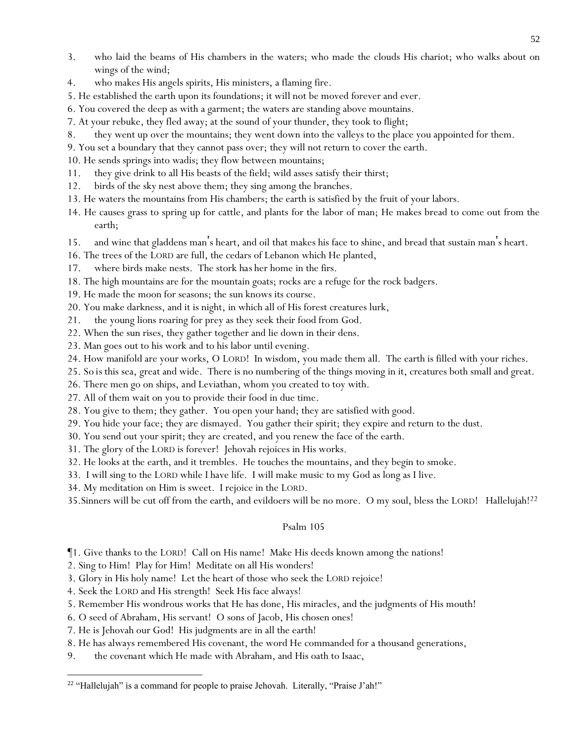3. who laid the beams of His chambers in the waters; who made the clouds His chariot; who walks about on wings of the wind;
4. who makes His angels spirits, His ministers, a flaming fire.
5. He established the earth upon its foundations; it will not be moved forever and ever.
6. You covered the deep as with a garment; the waters are standing above mountains.
7. At your rebuke, they fled away; at the sound of your thunder, they took to flight;
8. they went up over the mountains; they went down into the valleys to the place you appointed for them.
9. You set a boundary that they cannot pass over; they will not return to cover the earth.
10. He sends springs into wadis; they flow between mountains;
11. they give drink to all His beasts of the field; wild asses satisfy their thirst;
12. birds of the sky nest above them; they sing among the branches.
13. He waters the mountains from His chambers; the earth is satisfied by the fruit of your labors.
14. He causes grass to spring up for cattle, and plants for the labor of man; He makes bread to come out from the earth;
15. and wine that gladdens man's heart, and oil that makes his face to shine, and bread that sustain man's heart.
16. The trees of the LORD are full, the cedars of Lebanon which He planted,
17. where birds make nests. The stork has her home in the firs.
18. The high mountains are for the mountain goats; rocks are a refuge for the rock badgers.
19. He made the moon for seasons; the sun knows its course.
20. You make darkness, and it is night, in which all of His forest creatures lurk,
21. the young lions roaring for prey as they seek their food from God.
22. When the sun rises, they gather together and lie down in their dens.
23. Man goes out to his work and to his labor until evening.
24. How manifold are your works, O LORD! In wisdom, you made them all. The earth is filled with your riches.
25. So is this sea, great and wide. There is no numbering of the things moving in it, creatures both small and great.
26. There men go on ships, and Leviathan, whom you created to toy with.
27. All of them wait on you to provide their food in due time.
28. You give to them; they gather. You open your hand; they are satisfied with good.
29. You hide your face; they are dismayed. You gather their spirit; they expire and return to the dust.
30. You send out your spirit; they are created, and you renew the face of the earth.
31. The glory of the LORD is forever! Jehovah rejoices in His works.
32. He looks at the earth, and it trembles. He touches the mountains, and they begin to smoke.
33. I will sing to the LORD while I have life. I will make music to my God as long as I live.
34. My meditation on Him is sweet. I rejoice in the LORD.
35. Sinners will be cut off from the earth, and evildoers will be no more. O my soul, bless the LORD! Hallelujah![22]

## Psalm 105

¶1. Give thanks to the LORD! Call on His name! Make His deeds known among the nations!
2. Sing to Him! Play for Him! Meditate on all His wonders!
3. Glory in His holy name! Let the heart of those who seek the LORD rejoice!
4. Seek the LORD and His strength! Seek His face always!
5. Remember His wondrous works that He has done, His miracles, and the judgments of His mouth!
6. O seed of Abraham, His servant! O sons of Jacob, His chosen ones!
7. He is Jehovah our God! His judgments are in all the earth!
8. He has always remembered His covenant, the word He commanded for a thousand generations,
9. the covenant which He made with Abraham, and His oath to Isaac,

---

[22] "Hallelujah" is a command for people to praise Jehovah. Literally, "Praise J'ah!"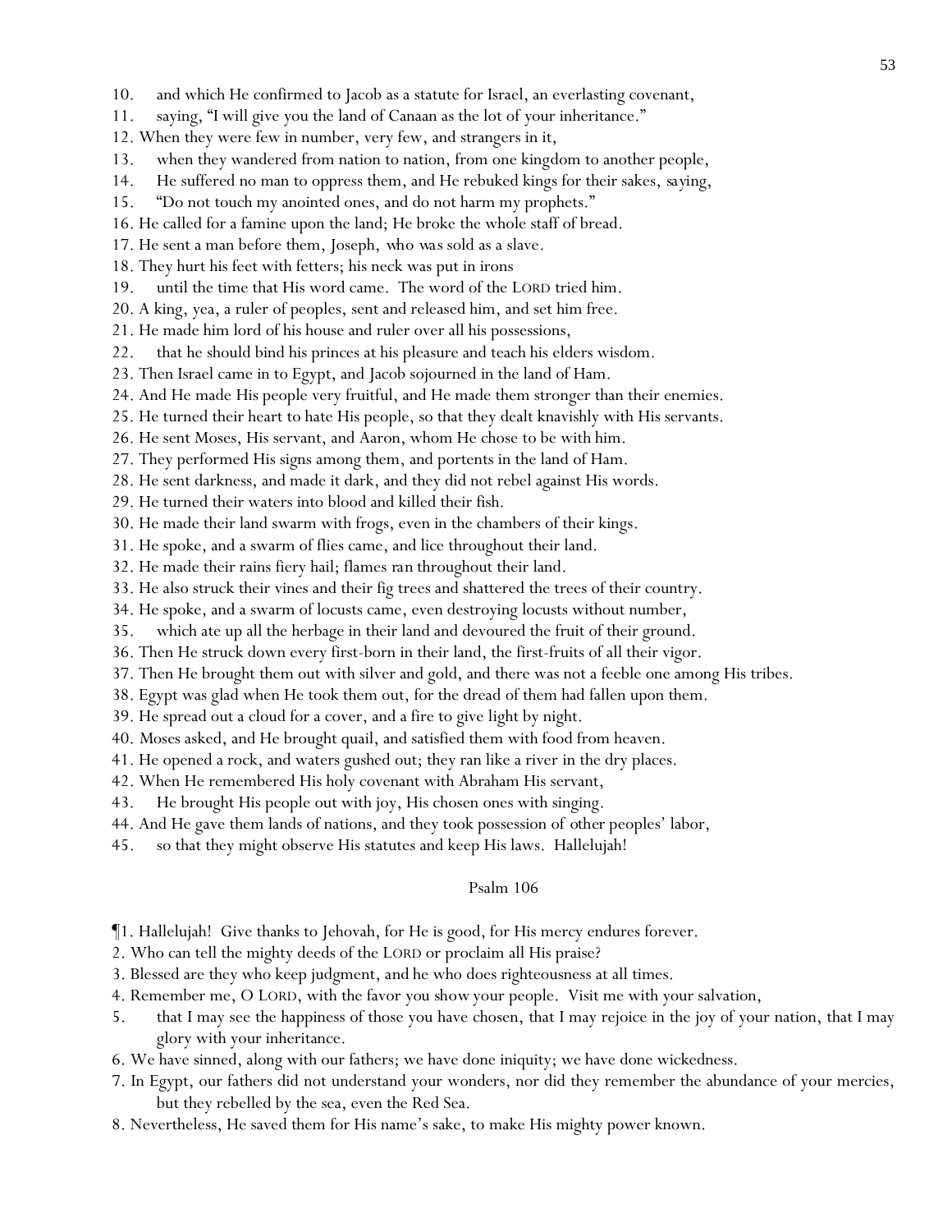10. and which He confirmed to Jacob as a statute for Israel, an everlasting covenant,
11. saying, "I will give you the land of Canaan as the lot of your inheritance."
12. When they were few in number, very few, and strangers in it,
13. when they wandered from nation to nation, from one kingdom to another people,
14. He suffered no man to oppress them, and He rebuked kings for their sakes, *saying*,
15. "Do not touch my anointed ones, and do not harm my prophets."
16. He called for a famine upon the land; He broke the whole staff of bread.
17. He sent a man before them, Joseph, *who was* sold as a slave.
18. They hurt his feet with fetters; his neck was put in irons
19. until the time that His word came. The word of the LORD tried him.
20. A king, yea, a ruler of peoples, sent and released him, and set him free.
21. He made him lord of his house and ruler over all his possessions,
22. that he should bind his princes at his pleasure and teach his elders wisdom.
23. Then Israel came in to Egypt, and Jacob sojourned in the land of Ham.
24. And He made His people very fruitful, and He made them stronger than their enemies.
25. He turned their heart to hate His people, so that they dealt knavishly with His servants.
26. He sent Moses, His servant, and Aaron, whom He chose to be with him.
27. They performed His signs among them, and portents in the land of Ham.
28. He sent darkness, and made it dark, and they did not rebel against His words.
29. He turned their waters into blood and killed their fish.
30. He made their land swarm with frogs, even in the chambers of their kings.
31. He spoke, and a swarm of flies came, and lice throughout their land.
32. He made their rains fiery hail; flames *ran* throughout their land.
33. He also struck their vines and their fig trees and shattered the trees of their country.
34. He spoke, and a swarm of locusts came, even destroying locusts without number,
35. which ate up all the herbage in their land and devoured the fruit of their ground.
36. Then He struck down every first-born in their land, the first-fruits of all their vigor.
37. Then He brought them out with silver and gold, and there was not a feeble one among His tribes.
38. Egypt was glad when He took them out, for the dread of them had fallen upon them.
39. He spread out a cloud for a cover, and a fire to give light by night.
40. Moses asked, and He brought quail, and satisfied them with food from heaven.
41. He opened a rock, and waters gushed out; they ran like a river in the dry places.
42. When He remembered His holy covenant with Abraham His servant,
43. He brought His people out with joy, His chosen ones with singing.
44. And He gave them lands of nations, and they took possession of other peoples' labor,
45. so that they might observe His statutes and keep His laws. Hallelujah!

## Psalm 106

¶1. Hallelujah! Give thanks to Jehovah, for He is good, for His mercy endures forever.
2. Who can tell the mighty deeds of the LORD or proclaim all His praise?
3. Blessed are they who keep judgment, and he who does righteousness at all times.
4. Remember me, O LORD, with the favor you show your people. Visit me with your salvation,
5. that I may see the happiness of those you have chosen, that I may rejoice in the joy of your nation, that I may glory with your inheritance.
6. We have sinned, along with our fathers; we have done iniquity; we have done wickedness.
7. In Egypt, our fathers did not understand your wonders, nor did they remember the abundance of your mercies, but they rebelled by the sea, even the Red Sea.
8. Nevertheless, He saved them for His name's sake, to make His mighty power known.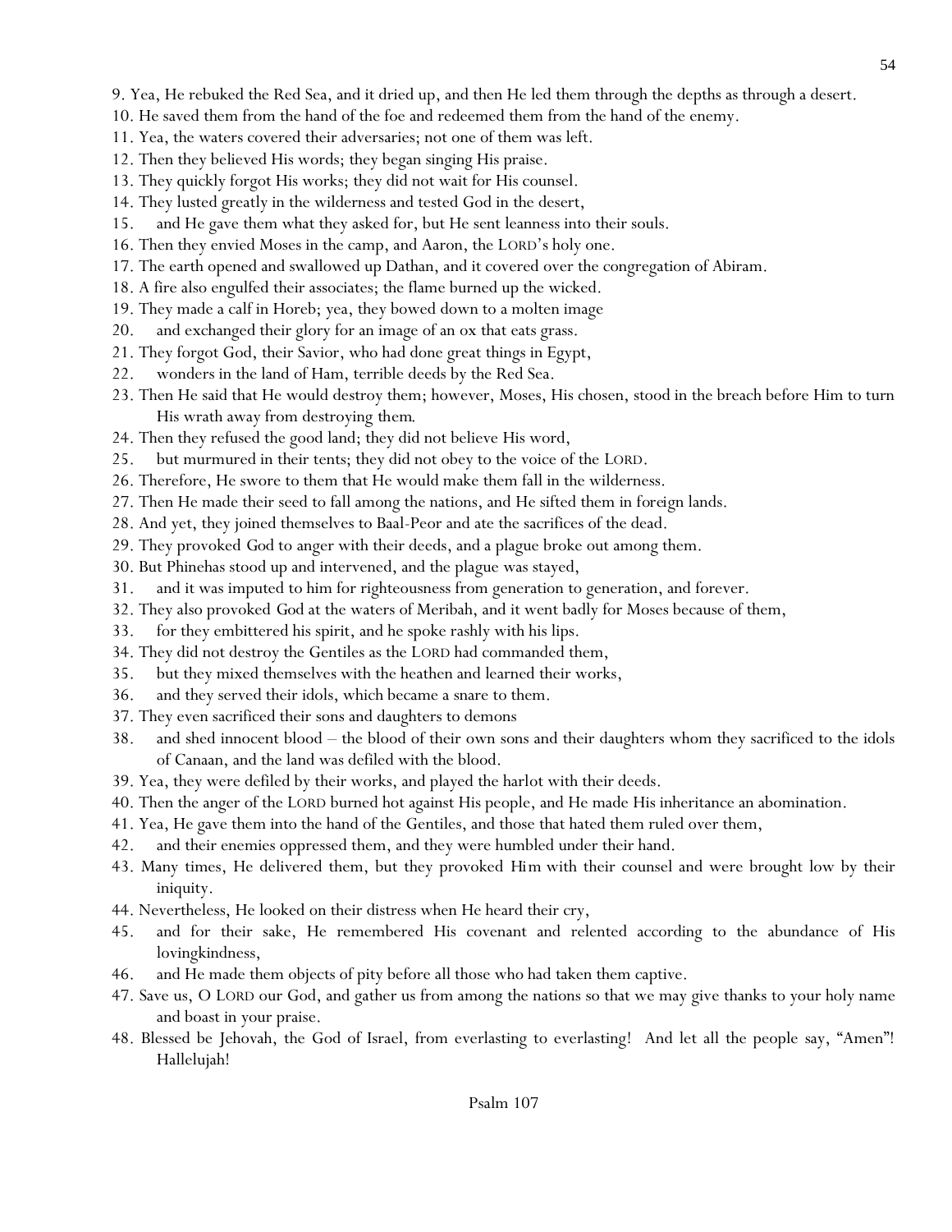9. Yea, He rebuked the Red Sea, and it dried up, and then He led them through the depths as through a desert.
10. He saved them from the hand of the foe and redeemed them from the hand of the enemy.
11. Yea, the waters covered their adversaries; not one of them was left.
12. Then they believed His words; they began singing His praise.
13. They quickly forgot His works; they did not wait for His counsel.
14. They lusted greatly in the wilderness and tested God in the desert,
15. and He gave them what they asked for, but He sent leanness into their souls.
16. Then they envied Moses in the camp, and Aaron, the LORD's holy one.
17. The earth opened and swallowed up Dathan, and it covered over the congregation of Abiram.
18. A fire also engulfed their associates; the flame burned up the wicked.
19. They made a calf in Horeb; yea, they bowed down to a molten image
20. and exchanged their glory for an image of an ox that eats grass.
21. They forgot God, their Savior, who had done great things in Egypt,
22. wonders in the land of Ham, terrible deeds by the Red Sea.
23. Then He said that He would destroy them; however, Moses, His chosen, stood in the breach before Him to turn His wrath away from destroying them.
24. Then they refused the good land; they did not believe His word,
25. but murmured in their tents; they did not obey to the voice of the LORD.
26. Therefore, He swore to them that He would make them fall in the wilderness.
27. Then He made their seed to fall among the nations, and He sifted them in foreign lands.
28. And yet, they joined themselves to Baal-Peor and ate the sacrifices of the dead.
29. They provoked God to anger with their deeds, and a plague broke out among them.
30. But Phinehas stood up and intervened, and the plague was stayed,
31. and it was imputed to him for righteousness from generation to generation, and forever.
32. They also provoked God at the waters of Meribah, and it went badly for Moses because of them,
33. for they embittered his spirit, and he spoke rashly with his lips.
34. They did not destroy the Gentiles as the LORD had commanded them,
35. but they mixed themselves with the heathen and learned their works,
36. and they served their idols, which became a snare to them.
37. They even sacrificed their sons and daughters to demons
38. and shed innocent blood – the blood of their own sons and their daughters whom they sacrificed to the idols of Canaan, and the land was defiled with the blood.
39. Yea, they were defiled by their works, and played the harlot with their deeds.
40. Then the anger of the LORD burned hot against His people, and He made His inheritance an abomination.
41. Yea, He gave them into the hand of the Gentiles, and those that hated them ruled over them,
42. and their enemies oppressed them, and they were humbled under their hand.
43. Many times, He delivered them, but they provoked Him with their counsel and were brought low by their iniquity.
44. Nevertheless, He looked on their distress when He heard their cry,
45. and for their sake, He remembered His covenant and relented according to the abundance of His lovingkindness,
46. and He made them objects of pity before all those who had taken them captive.
47. Save us, O LORD our God, and gather us from among the nations so that we may give thanks to your holy name and boast in your praise.
48. Blessed be Jehovah, the God of Israel, from everlasting to everlasting! And let all the people say, "Amen"! Hallelujah!

## Psalm 107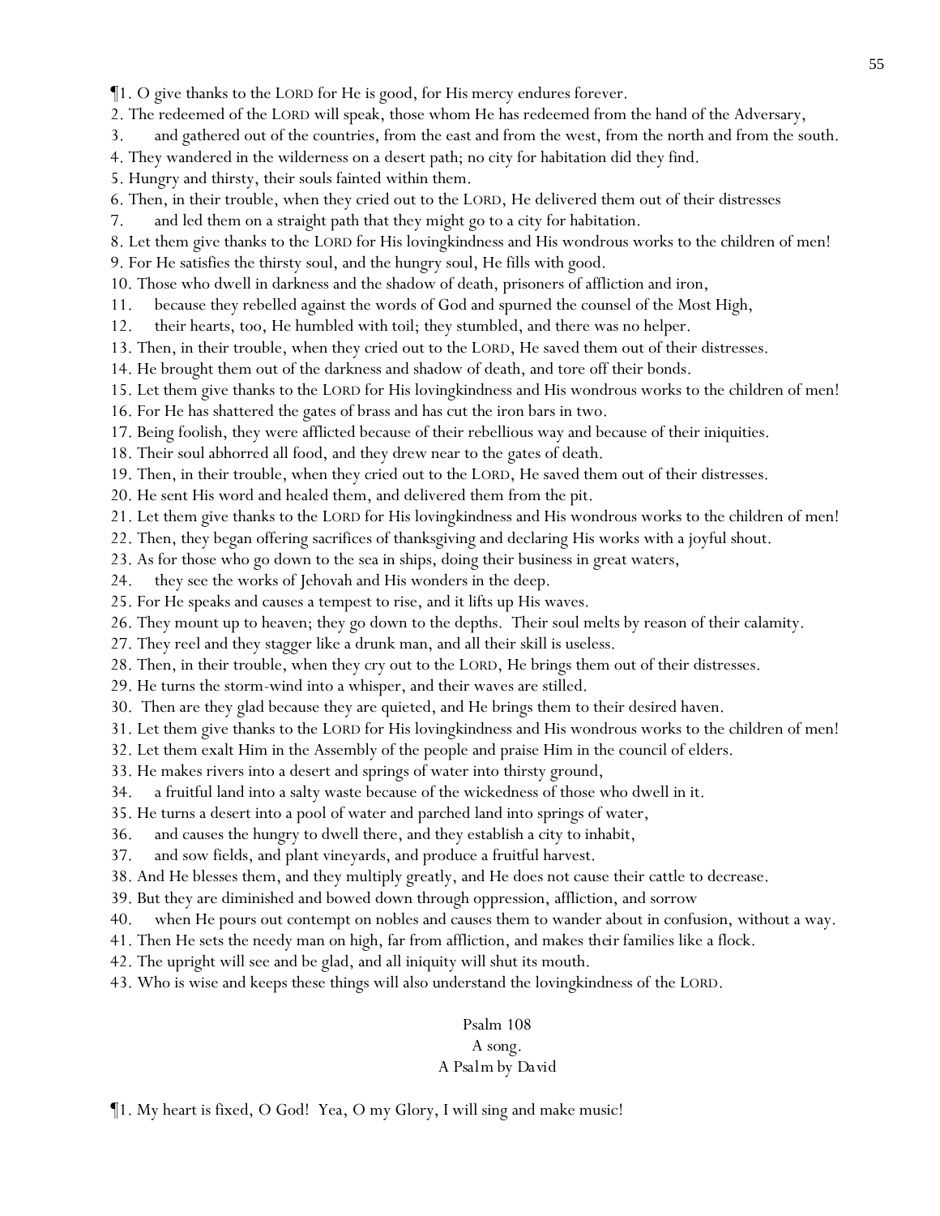¶1. O give thanks to the LORD for He is good, for His mercy endures forever.
2. The redeemed of the LORD will speak, those whom He has redeemed from the hand of the Adversary,
3. and gathered out of the countries, from the east and from the west, from the north and from the south.
4. They wandered in the wilderness on a desert path; no city for habitation did they find.
5. Hungry and thirsty, their souls fainted within them.
6. Then, in their trouble, when they cried out to the LORD, He delivered them out of their distresses
7. and led them on a straight path that they might go to a city for habitation.
8. Let them give thanks to the LORD for His lovingkindness and His wondrous works to the children of men!
9. For He satisfies the thirsty soul, and the hungry soul, He fills with good.
10. Those who dwell in darkness and the shadow of death, prisoners of affliction and iron,
11. because they rebelled against the words of God and spurned the counsel of the Most High,
12. their hearts, too, He humbled with toil; they stumbled, and there was no helper.
13. Then, in their trouble, when they cried out to the LORD, He saved them out of their distresses.
14. He brought them out of the darkness and shadow of death, and tore off their bonds.
15. Let them give thanks to the LORD for His lovingkindness and His wondrous works to the children of men!
16. For He has shattered the gates of brass and has cut the iron bars in two.
17. Being foolish, they were afflicted because of their rebellious way and because of their iniquities.
18. Their soul abhorred all food, and they drew near to the gates of death.
19. Then, in their trouble, when they cried out to the LORD, He saved them out of their distresses.
20. He sent His word and healed them, and delivered them from the pit.
21. Let them give thanks to the LORD for His lovingkindness and His wondrous works to the children of men!
22. Then, they began offering sacrifices of thanksgiving and declaring His works with a joyful shout.
23. As for those who go down to the sea in ships, doing their business in great waters,
24. they see the works of Jehovah and His wonders in the deep.
25. For He speaks and causes a tempest to rise, and it lifts up His waves.
26. They mount up to heaven; they go down to the depths. Their soul melts by reason of their calamity.
27. They reel and they stagger like a drunk man, and all their skill is useless.
28. Then, in their trouble, when they cry out to the LORD, He brings them out of their distresses.
29. He turns the storm-wind into a whisper, and their waves are stilled.
30. Then are they glad because they are quieted, and He brings them to their desired haven.
31. Let them give thanks to the LORD for His lovingkindness and His wondrous works to the children of men!
32. Let them exalt Him in the Assembly of the people and praise Him in the council of elders.
33. He makes rivers into a desert and springs of water into thirsty ground,
34. a fruitful land into a salty waste because of the wickedness of those who dwell in it.
35. He turns a desert into a pool of water and parched land into springs of water,
36. and causes the hungry to dwell there, and they establish a city to inhabit,
37. and sow fields, and plant vineyards, and produce a fruitful harvest.
38. And He blesses them, and they multiply greatly, and He does not cause their cattle to decrease.
39. But they are diminished and bowed down through oppression, affliction, and sorrow
40. when He pours out contempt on nobles and causes them to wander about in confusion, without a way.
41. Then He sets the needy man on high, far from affliction, and makes their families like a flock.
42. The upright will see and be glad, and all iniquity will shut its mouth.
43. Who is wise and keeps these things will also understand the lovingkindness of the LORD.

## Psalm 108

A song.
*A Psalm by David*

¶1. My heart is fixed, O God! Yea, O my Glory, I will sing and make music!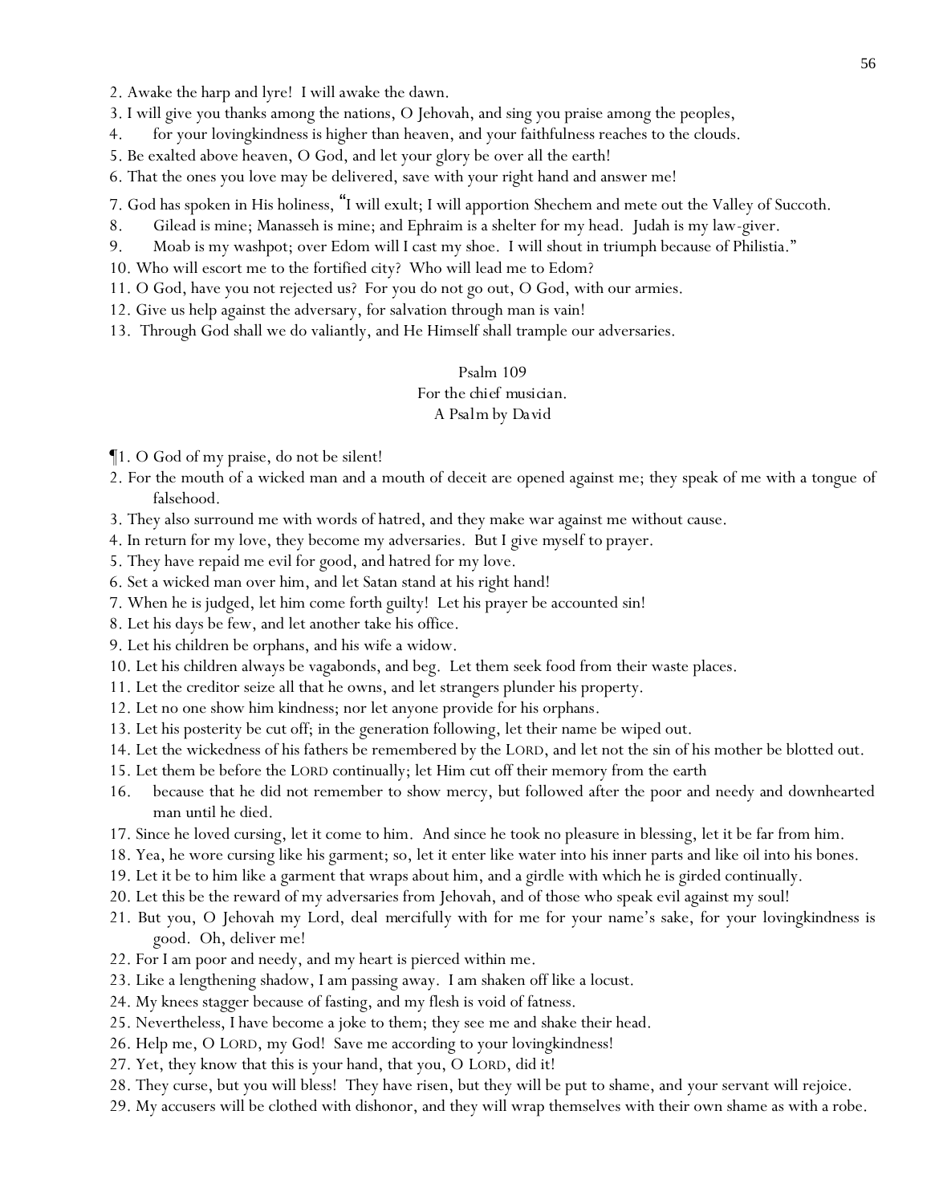2. Awake the harp and lyre! I will awake the dawn.
3. I will give you thanks among the nations, O Jehovah, and sing you praise among the peoples,
4. for your lovingkindness is higher than heaven, and your faithfulness reaches to the clouds.
5. Be exalted above heaven, O God, and let your glory be over all the earth!
6. That the ones you love may be delivered, save with your right hand and answer me!
7. God has spoken in His holiness, "I will exult; I will apportion Shechem and mete out the Valley of Succoth.
8. Gilead is mine; Manasseh is mine; and Ephraim is a shelter for my head. Judah is my law-giver.
9. Moab is my washpot; over Edom will I cast my shoe. I will shout in triumph because of Philistia."
10. Who will escort me to the fortified city? Who will lead me to Edom?
11. O God, have you not rejected us? For you do not go out, O God, with our armies.
12. Give us help against the adversary, for salvation through man is vain!
13. Through God shall we do valiantly, and He Himself shall trample our adversaries.

Psalm 109
For the chief musician.
A Psalm by David

¶1. O God of my praise, do not be silent!
2. For the mouth of a wicked man and a mouth of deceit are opened against me; they speak of me with a tongue of falsehood.
3. They also surround me with words of hatred, and they make war against me without cause.
4. In return for my love, they become my adversaries. But I give myself to prayer.
5. They have repaid me evil for good, and hatred for my love.
6. Set a wicked man over him, and let Satan stand at his right hand!
7. When he is judged, let him come forth guilty! Let his prayer be accounted sin!
8. Let his days be few, and let another take his office.
9. Let his children be orphans, and his wife a widow.
10. Let his children always be vagabonds, and beg. Let them seek food from their waste places.
11. Let the creditor seize all that he owns, and let strangers plunder his property.
12. Let no one show him kindness; nor let anyone provide for his orphans.
13. Let his posterity be cut off; in the generation following, let their name be wiped out.
14. Let the wickedness of his fathers be remembered by the LORD, and let not the sin of his mother be blotted out.
15. Let them be before the LORD continually; let Him cut off their memory from the earth
16. because that he did not remember to show mercy, but followed after the poor and needy and downhearted man until he died.
17. Since he loved cursing, let it come to him. And since he took no pleasure in blessing, let it be far from him.
18. Yea, he wore cursing like his garment; so, let it enter like water into his inner parts and like oil into his bones.
19. Let it be to him like a garment that wraps about him, and a girdle with which he is girded continually.
20. Let this be the reward of my adversaries from Jehovah, and of those who speak evil against my soul!
21. But you, O Jehovah my Lord, deal mercifully with for me for your name's sake, for your lovingkindness is good. Oh, deliver me!
22. For I am poor and needy, and my heart is pierced within me.
23. Like a lengthening shadow, I am passing away. I am shaken off like a locust.
24. My knees stagger because of fasting, and my flesh is void of fatness.
25. Nevertheless, I have become a joke to them; they see me and shake their head.
26. Help me, O LORD, my God! Save me according to your lovingkindness!
27. Yet, they know that this is your hand, that you, O LORD, did it!
28. They curse, but you will bless! They have risen, but they will be put to shame, and your servant will rejoice.
29. My accusers will be clothed with dishonor, and they will wrap themselves with their own shame as with a robe.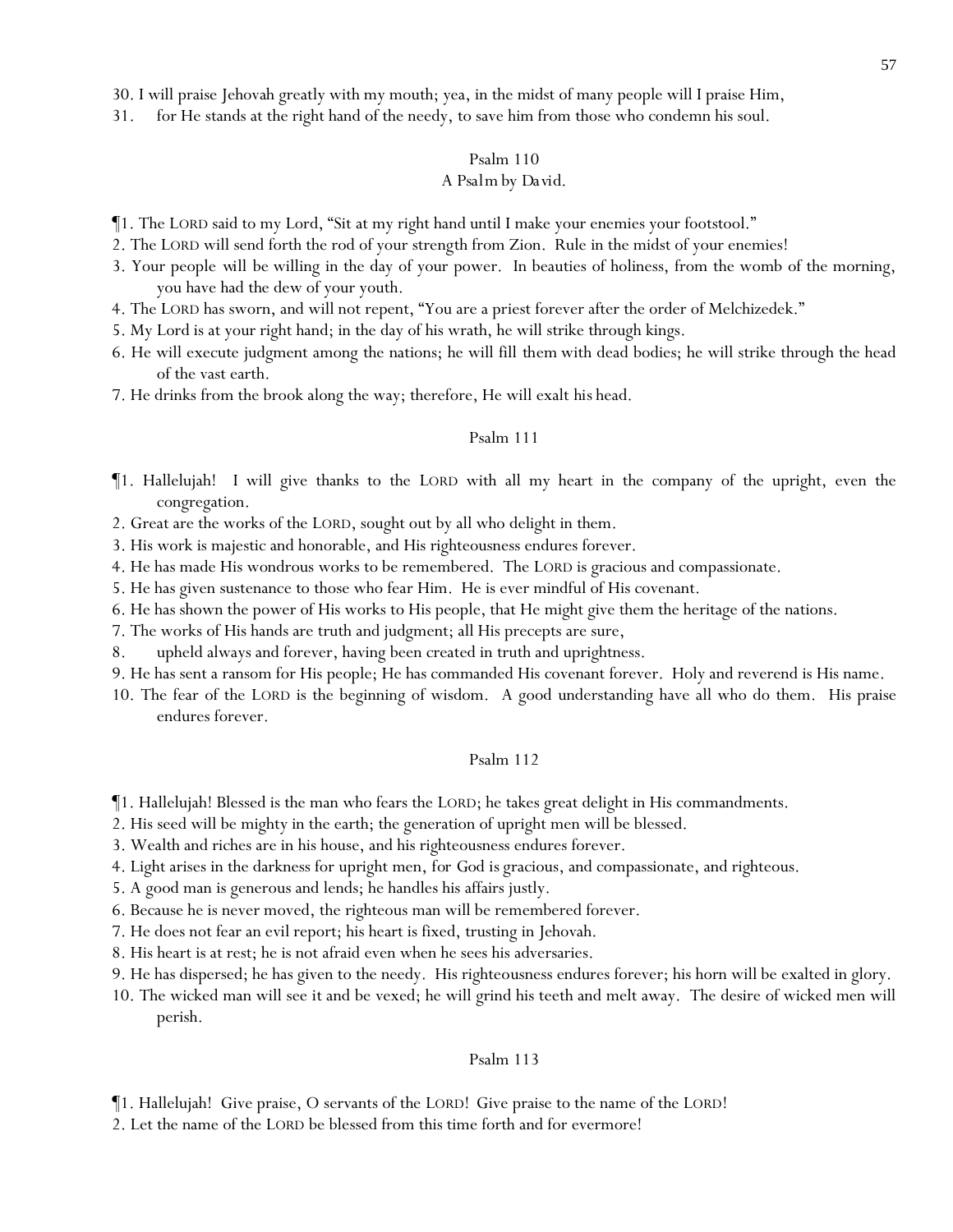30. I will praise Jehovah greatly with my mouth; yea, in the midst of many people will I praise Him,

31. for He stands at the right hand of the needy, to save him from those who condemn his soul.

## Psalm 110

*A Psalm by David.*

¶1. The LORD said to my Lord, "Sit at my right hand until I make your enemies your footstool."

2. The LORD will send forth the rod of your strength from Zion. Rule in the midst of your enemies!

3. Your people will be willing in the day of your power. In beauties of holiness, from the womb of the morning, you have had the dew of your youth.

4. The LORD has sworn, and will not repent, "You are a priest forever after the order of Melchizedek."

5. My Lord is at your right hand; in the day of his wrath, he will strike through kings.

6. He will execute judgment among the nations; he will fill them with dead bodies; he will strike through the head of the vast earth.

7. He drinks from the brook along the way; therefore, He will exalt his head.

## Psalm 111

¶1. Hallelujah! I will give thanks to the LORD with all my heart in the company of the upright, even the congregation.

2. Great are the works of the LORD, sought out by all who delight in them.

3. His work is majestic and honorable, and His righteousness endures forever.

4. He has made His wondrous works to be remembered. The LORD is gracious and compassionate.

5. He has given sustenance to those who fear Him. He is ever mindful of His covenant.

6. He has shown the power of His works to His people, that He might give them the heritage of the nations.

7. The works of His hands are truth and judgment; all His precepts are sure,

8. upheld always and forever, having been created in truth and uprightness.

9. He has sent a ransom for His people; He has commanded His covenant forever. Holy and reverend is His name.

10. The fear of the LORD is the beginning of wisdom. A good understanding have all who do them. His praise endures forever.

## Psalm 112

¶1. Hallelujah! Blessed is the man who fears the LORD; he takes great delight in His commandments.

2. His seed will be mighty in the earth; the generation of upright men will be blessed.

3. Wealth and riches are in his house, and his righteousness endures forever.

4. Light arises in the darkness for upright men, for God is gracious, and compassionate, and righteous.

5. A good man is generous and lends; he handles his affairs justly.

6. Because he is never moved, the righteous man will be remembered forever.

7. He does not fear an evil report; his heart is fixed, trusting in Jehovah.

8. His heart is at rest; he is not afraid even when he sees his adversaries.

9. He has dispersed; he has given to the needy. His righteousness endures forever; his horn will be exalted in glory.

10. The wicked man will see it and be vexed; he will grind his teeth and melt away. The desire of wicked men will perish.

## Psalm 113

¶1. Hallelujah! Give praise, O servants of the LORD! Give praise to the name of the LORD!

2. Let the name of the LORD be blessed from this time forth and for evermore!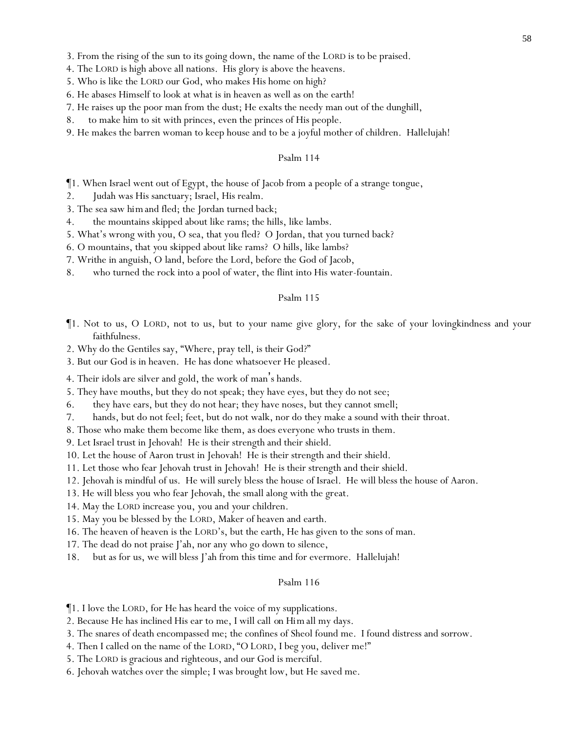3. From the rising of the sun to its going down, the name of the LORD is to be praised.
4. The LORD is high above all nations. His glory is above the heavens.
5. Who is like the LORD our God, who makes His home on high?
6. He abases Himself to look at what is in heaven as well as on the earth!
7. He raises up the poor man from the dust; He exalts the needy man out of the dunghill,
8. to make him to sit with princes, even the princes of His people.
9. He makes the barren woman to keep house and to be a joyful mother of children. Hallelujah!

Psalm 114

¶1. When Israel went out of Egypt, the house of Jacob from a people of a strange tongue,
2. Judah was His sanctuary; Israel, His realm.
3. The sea saw *him* and fled; the Jordan turned back;
4. the mountains skipped about like rams; the hills, like lambs.
5. What's wrong with you, O sea, that you fled? O Jordan, that you turned back?
6. O mountains, that you skipped about like rams? O hills, like lambs?
7. Writhe in anguish, O land, before the Lord, before the God of Jacob,
8. who turned the rock into a pool of water, the flint into His water-fountain.

Psalm 115

¶1. Not to us, O LORD, not to us, but to your name give glory, for the sake of your lovingkindness and your faithfulness.
2. Why do the Gentiles say, "Where, pray tell, is their God?"
3. But our God is in heaven. He has done whatsoever He pleased.
4. Their idols are silver and gold, the work of man's hands.
5. They have mouths, but they do not speak; they have eyes, but they do not see;
6. they have ears, but they do not hear; they have noses, but they cannot smell;
7. hands, but do not feel; feet, but do not walk, nor do they make a sound with their throat.
8. Those who make them become like them, *as does* everyone who trusts in them.
9. Let Israel trust in Jehovah! He is their strength and their shield.
10. Let the house of Aaron trust in Jehovah! He is their strength and their shield.
11. Let those who fear Jehovah trust in Jehovah! He is their strength and their shield.
12. Jehovah is mindful of us. He will surely bless the house of Israel. He will bless the house of Aaron.
13. He will bless *you* who fear Jehovah, the small along with the great.
14. May the LORD increase you, you and your children.
15. May you be blessed by the LORD, Maker of heaven and earth.
16. The heaven of heaven is the LORD's, but the earth, He has given to the sons of man.
17. The dead do not praise J'ah, nor any who go down to silence,
18. but as for us, we will bless J'ah from this time and for evermore. Hallelujah!

Psalm 116

¶1. I love the LORD, for He has heard the voice of my supplications.
2. Because He has inclined His ear to me, I will call on *Him* all my days.
3. The snares of death encompassed me; the confines of Sheol found me. I found distress and sorrow.
4. Then I called on the name of the LORD, "O LORD, I beg you, deliver me!"
5. The LORD is gracious and righteous, and our God is merciful.
6. Jehovah watches over the simple; I was brought low, but He saved me.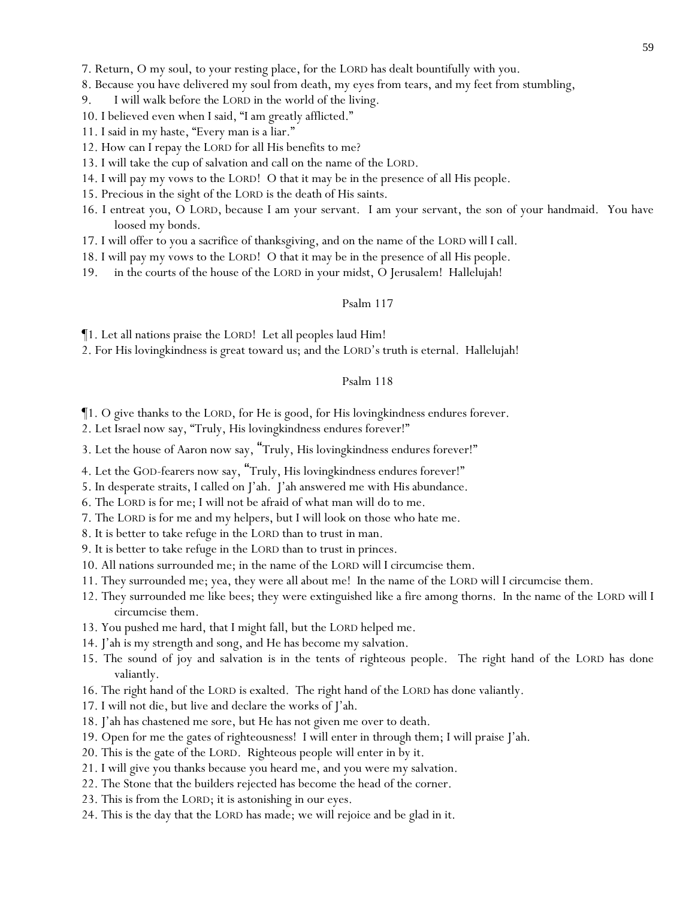7. Return, O my soul, to your resting place, for the LORD has dealt bountifully with you.

8. Because you have delivered my soul from death, my eyes from tears, and my feet from stumbling,

9. I will walk before the LORD in the world of the living.

10. I believed even when I said, "I am greatly afflicted."

11. I said in my haste, "Every man is a liar."

12. How can I repay the LORD for all His benefits to me?

13. I will take the cup of salvation and call on the name of the LORD.

14. I will pay my vows to the LORD! O that it may be in the presence of all His people.

15. Precious in the sight of the LORD is the death of His saints.

16. I entreat you, O LORD, because I am your servant. I am your servant, the son of your handmaid. You have loosed my bonds.

17. I will offer to you a sacrifice of thanksgiving, and on the name of the LORD will I call.

18. I will pay my vows to the LORD! O that it may be in the presence of all His people.

19. in the courts of the house of the LORD in your midst, O Jerusalem! Hallelujah!

## Psalm 117

¶1. Let all nations praise the LORD! Let all peoples laud Him!

2. For His lovingkindness is great toward us; and the LORD's truth is eternal. Hallelujah!

## Psalm 118

¶1. O give thanks to the LORD, for He is good, for His lovingkindness endures forever.

2. Let Israel now say, "Truly, His lovingkindness endures forever!"

3. Let the house of Aaron now say, "Truly, His lovingkindness endures forever!"

4. Let the GOD-fearers now say, "Truly, His lovingkindness endures forever!"

5. In desperate straits, I called on J'ah. J'ah answered me with His abundance.

6. The LORD is for me; I will not be afraid of what man will do to me.

7. The LORD is for me and my helpers, but I will look on those who hate me.

8. It is better to take refuge in the LORD than to trust in man.

9. It is better to take refuge in the LORD than to trust in princes.

10. All nations surrounded me; in the name of the LORD will I circumcise them.

11. They surrounded me; yea, they were all about me! In the name of the LORD will I circumcise them.

12. They surrounded me like bees; they were extinguished like a fire among thorns. In the name of the LORD will I circumcise them.

13. You pushed me hard, that I might fall, but the LORD helped me.

14. J'ah is my strength and song, and He has become my salvation.

15. The sound of joy and salvation is in the tents of righteous people. The right hand of the LORD has done valiantly.

16. The right hand of the LORD is exalted. The right hand of the LORD has done valiantly.

17. I will not die, but live and declare the works of J'ah.

18. J'ah has chastened me sore, but He has not given me over to death.

19. Open for me the gates of righteousness! I will enter in through them; I will praise J'ah.

20. This is the gate of the LORD. Righteous people will enter in by it.

21. I will give you thanks because you heard me, and you were my salvation.

22. The Stone that the builders rejected has become the head of the corner.

23. This is from the LORD; it is astonishing in our eyes.

24. This is the day that the LORD has made; we will rejoice and be glad in it.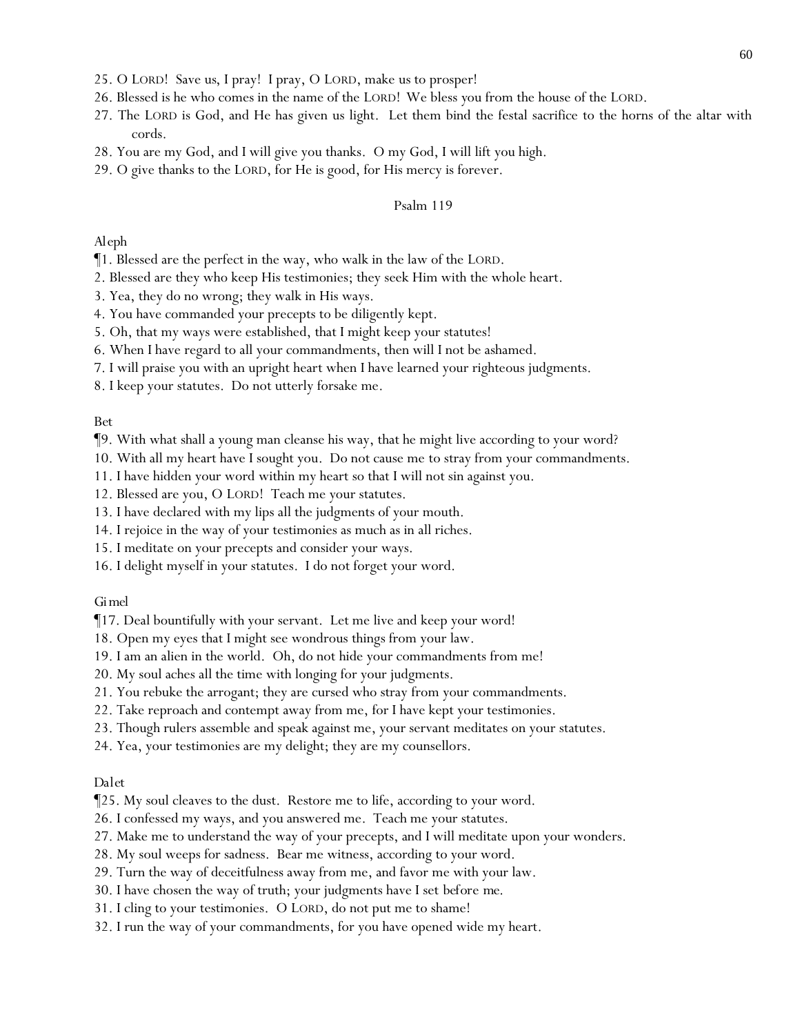25. O LORD! Save us, I pray! I pray, O LORD, make us to prosper!

26. Blessed is he who comes in the name of the LORD! We bless you from the house of the LORD.

27. The LORD is God, and He has given us light. Let them bind the festal sacrifice to the horns of the altar with cords.

28. You are my God, and I will give you thanks. O my God, I will lift you high.

29. O give thanks to the LORD, for He is good, for His mercy is forever.

## Psalm 119

### Aleph

¶1. Blessed are the perfect in the way, who walk in the law of the LORD.

2. Blessed are they who keep His testimonies; they seek Him with the whole heart.

3. Yea, they do no wrong; they walk in His ways.

4. You have commanded your precepts to be diligently kept.

5. Oh, that my ways were established, that I might keep your statutes!

6. When I have regard to all your commandments, then will I not be ashamed.

7. I will praise you with an upright heart when I have learned your righteous judgments.

8. I keep your statutes. Do not utterly forsake me.

### Bet

¶9. With what shall a young man cleanse his way, that he might live according to your word?

10. With all my heart have I sought you. Do not cause me to stray from your commandments.

11. I have hidden your word within my heart so that I will not sin against you.

12. Blessed are you, O LORD! Teach me your statutes.

13. I have declared with my lips all the judgments of your mouth.

14. I rejoice in the way of your testimonies as much as in all riches.

15. I meditate on your precepts and consider your ways.

16. I delight myself in your statutes. I do not forget your word.

### Gimel

¶17. Deal bountifully with your servant. Let me live and keep your word!

18. Open my eyes that I might see wondrous things from your law.

19. I am an alien in the world. Oh, do not hide your commandments from me!

20. My soul aches all the time with longing for your judgments.

21. You rebuke the arrogant; they are cursed who stray from your commandments.

22. Take reproach and contempt away from me, for I have kept your testimonies.

23. Though rulers assemble and speak against me, your servant meditates on your statutes.

24. Yea, your testimonies are my delight; they are my counsellors.

### Dalet

¶25. My soul cleaves to the dust. Restore me to life, according to your word.

26. I confessed my ways, and you answered me. Teach me your statutes.

27. Make me to understand the way of your precepts, and I will meditate upon your wonders.

28. My soul weeps for sadness. Bear me witness, according to your word.

29. Turn the way of deceitfulness away from me, and favor me with your law.

30. I have chosen the way of truth; your judgments have I set before me.

31. I cling to your testimonies. O LORD, do not put me to shame!

32. I run the way of your commandments, for you have opened wide my heart.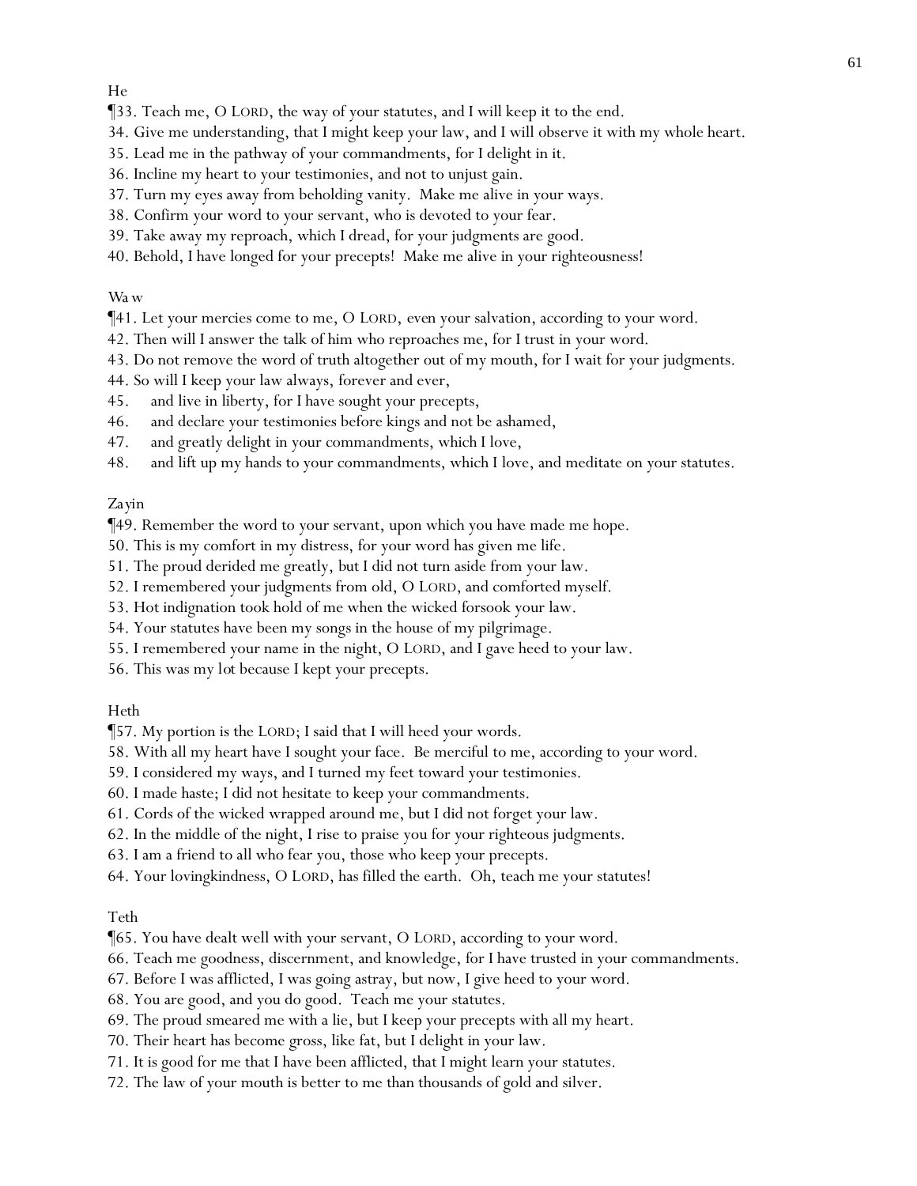He

¶33. Teach me, O LORD, the way of your statutes, and I will keep it to the end.
34. Give me understanding, that I might keep your law, and I will observe it with my whole heart.
35. Lead me in the pathway of your commandments, for I delight in it.
36. Incline my heart to your testimonies, and not to unjust gain.
37. Turn my eyes away from beholding vanity. Make me alive in your ways.
38. Confirm your word to your servant, who is devoted to your fear.
39. Take away my reproach, which I dread, for your judgments are good.
40. Behold, I have longed for your precepts! Make me alive in your righteousness!

Waw

¶41. Let your mercies come to me, O LORD, even your salvation, according to your word.
42. Then will I answer the talk of him who reproaches me, for I trust in your word.
43. Do not remove the word of truth altogether out of my mouth, for I wait for your judgments.
44. So will I keep your law always, forever and ever,
45. and live in liberty, for I have sought your precepts,
46. and declare your testimonies before kings and not be ashamed,
47. and greatly delight in your commandments, which I love,
48. and lift up my hands to your commandments, which I love, and meditate on your statutes.

Zayin

¶49. Remember the word to your servant, upon which you have made me hope.
50. This is my comfort in my distress, for your word has given me life.
51. The proud derided me greatly, but I did not turn aside from your law.
52. I remembered your judgments from old, O LORD, and comforted myself.
53. Hot indignation took hold of me when the wicked forsook your law.
54. Your statutes have been my songs in the house of my pilgrimage.
55. I remembered your name in the night, O LORD, and I gave heed to your law.
56. This was my lot because I kept your precepts.

Heth

¶57. My portion is the LORD; I said that I will heed your words.
58. With all my heart have I sought your face. Be merciful to me, according to your word.
59. I considered my ways, and I turned my feet toward your testimonies.
60. I made haste; I did not hesitate to keep your commandments.
61. Cords of the wicked wrapped around me, but I did not forget your law.
62. In the middle of the night, I rise to praise you for your righteous judgments.
63. I am a friend to all who fear you, those who keep your precepts.
64. Your lovingkindness, O LORD, has filled the earth. Oh, teach me your statutes!

Teth

¶65. You have dealt well with your servant, O LORD, according to your word.
66. Teach me goodness, discernment, and knowledge, for I have trusted in your commandments.
67. Before I was afflicted, I was going astray, but now, I give heed to your word.
68. You are good, and you do good. Teach me your statutes.
69. The proud smeared me with a lie, but I keep your precepts with all my heart.
70. Their heart has become gross, like fat, but I delight in your law.
71. It is good for me that I have been afflicted, that I might learn your statutes.
72. The law of your mouth is better to me than thousands of gold and silver.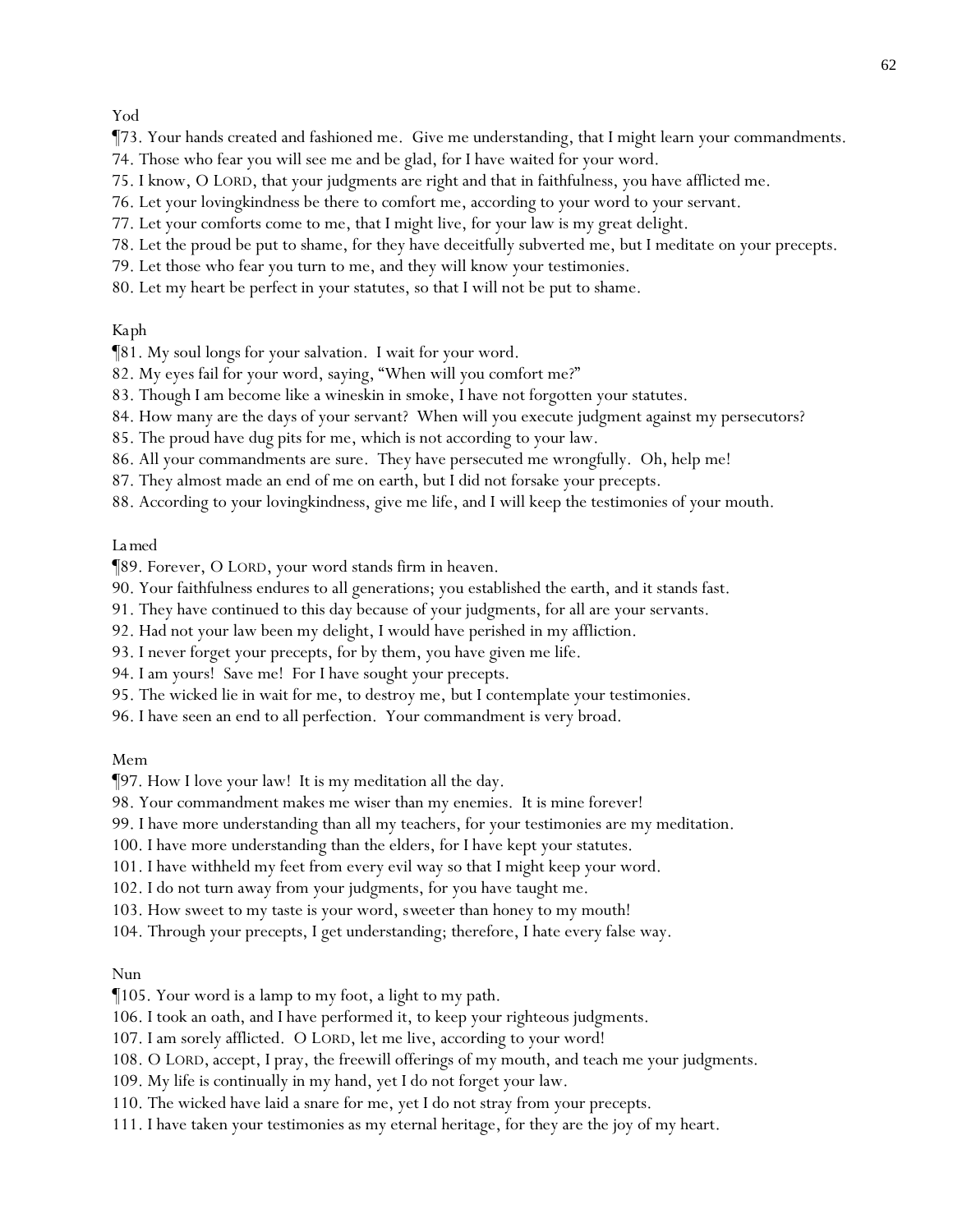Yod

¶73. Your hands created and fashioned me.  Give me understanding, that I might learn your commandments.
74. Those who fear you will see me and be glad, for I have waited for your word.
75. I know, O LORD, that your judgments are right and that in faithfulness, you have afflicted me.
76. Let your lovingkindness be there to comfort me, according to your word to your servant.
77. Let your comforts come to me, that I might live, for your law is my great delight.
78. Let the proud be put to shame, for they have deceitfully subverted me, but I meditate on your precepts.
79. Let those who fear you turn to me, and they will know your testimonies.
80. Let my heart be perfect in your statutes, so that I will not be put to shame.

Kaph

¶81. My soul longs for your salvation.  I wait for your word.
82. My eyes fail for your word, saying, "When will you comfort me?"
83. Though I am become like a wineskin in smoke, I have not forgotten your statutes.
84. How many are the days of your servant?  When will you execute judgment against my persecutors?
85. The proud have dug pits for me, which is not according to your law.
86. All your commandments are sure.  They have persecuted me wrongfully.  Oh, help me!
87. They almost made an end of me on earth, but I did not forsake your precepts.
88. According to your lovingkindness, give me life, and I will keep the testimonies of your mouth.

Lamed

¶89. Forever, O LORD, your word stands firm in heaven.
90. Your faithfulness endures to all generations; you established the earth, and it stands fast.
91. They have continued to this day because of your judgments, for all are your servants.
92. Had not your law been my delight, I would have perished in my affliction.
93. I never forget your precepts, for by them, you have given me life.
94. I am yours!  Save me!  For I have sought your precepts.
95. The wicked lie in wait for me, to destroy me, but I contemplate your testimonies.
96. I have seen an end to all perfection.  Your commandment is very broad.

Mem

¶97. How I love your law!  It is my meditation all the day.
98. Your commandment makes me wiser than my enemies.  It is mine forever!
99. I have more understanding than all my teachers, for your testimonies are my meditation.
100. I have more understanding than the elders, for I have kept your statutes.
101. I have withheld my feet from every evil way so that I might keep your word.
102. I do not turn away from your judgments, for you have taught me.
103. How sweet to my taste is your word, sweeter than honey to my mouth!
104. Through your precepts, I get understanding; therefore, I hate every false way.

Nun

¶105. Your word is a lamp to my foot, a light to my path.
106. I took an oath, and I have performed it, to keep your righteous judgments.
107. I am sorely afflicted.  O LORD, let me live, according to your word!
108. O LORD, accept, I pray, the freewill offerings of my mouth, and teach me your judgments.
109. My life is continually in my hand, yet I do not forget your law.
110. The wicked have laid a snare for me, yet I do not stray from your precepts.
111. I have taken your testimonies as my eternal heritage, for they are the joy of my heart.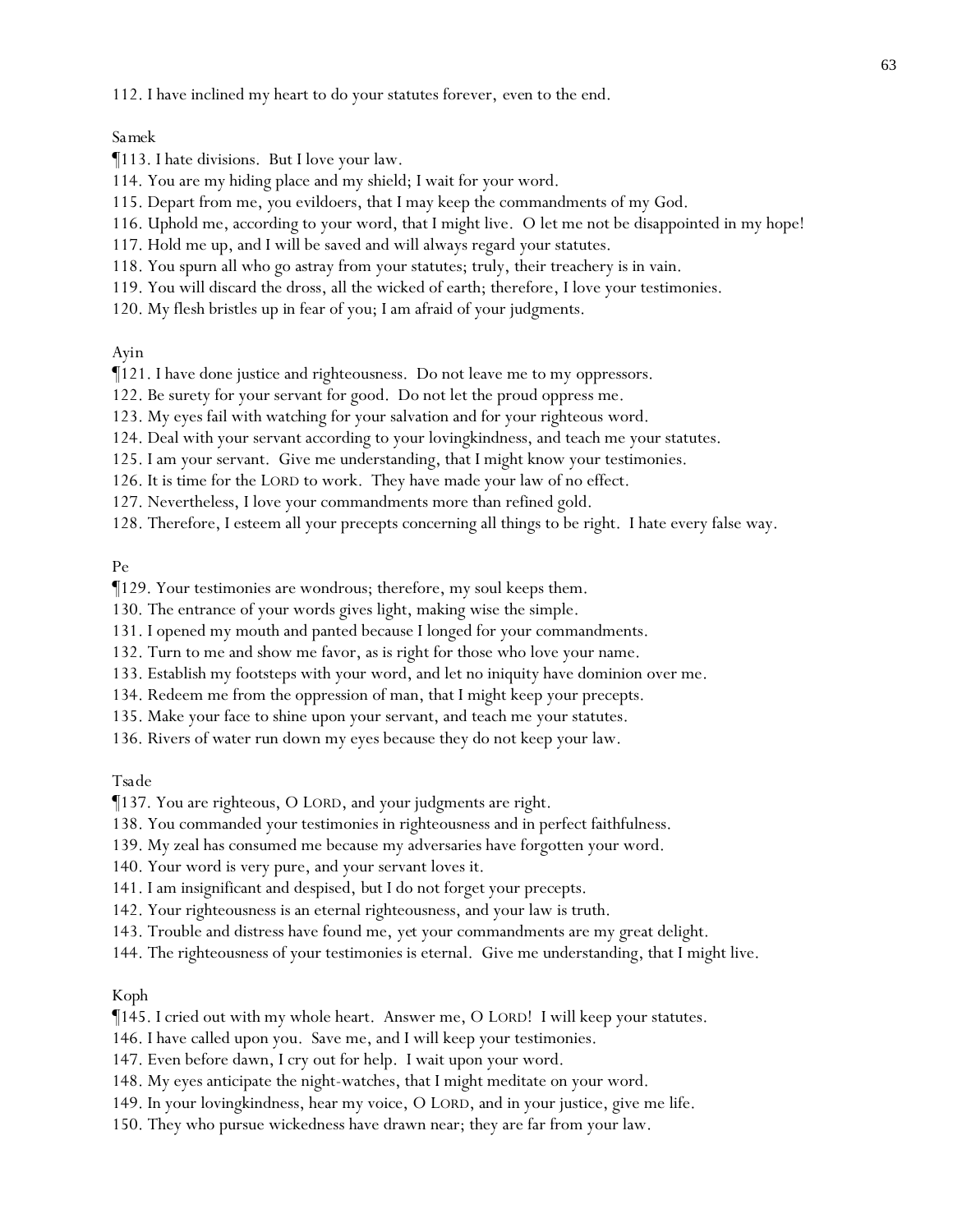112. I have inclined my heart to do your statutes forever, even to the end.

Samek

¶113. I hate divisions. But I love your law.

114. You are my hiding place and my shield; I wait for your word.

115. Depart from me, you evildoers, that I may keep the commandments of my God.

116. Uphold me, according to your word, that I might live. O let me not be disappointed in my hope!

117. Hold me up, and I will be saved and will always regard your statutes.

118. You spurn all who go astray from your statutes; truly, their treachery is in vain.

119. You will discard the dross, all the wicked of earth; therefore, I love your testimonies.

120. My flesh bristles up in fear of you; I am afraid of your judgments.

Ayin

¶121. I have done justice and righteousness. Do not leave me to my oppressors.

122. Be surety for your servant for good. Do not let the proud oppress me.

123. My eyes fail with watching for your salvation and for your righteous word.

124. Deal with your servant according to your lovingkindness, and teach me your statutes.

125. I am your servant. Give me understanding, that I might know your testimonies.

126. It is time for the LORD to work. They have made your law of no effect.

127. Nevertheless, I love your commandments more than refined gold.

128. Therefore, I esteem all your precepts concerning all things to be right. I hate every false way.

Pe

¶129. Your testimonies are wondrous; therefore, my soul keeps them.

130. The entrance of your words gives light, making wise the simple.

131. I opened my mouth and panted because I longed for your commandments.

132. Turn to me and show me favor, as is right for those who love your name.

133. Establish my footsteps with your word, and let no iniquity have dominion over me.

134. Redeem me from the oppression of man, that I might keep your precepts.

135. Make your face to shine upon your servant, and teach me your statutes.

136. Rivers of water run down my eyes because they do not keep your law.

Tsade

¶137. You are righteous, O LORD, and your judgments are right.

138. You commanded your testimonies in righteousness and in perfect faithfulness.

139. My zeal has consumed me because my adversaries have forgotten your word.

140. Your word is very pure, and your servant loves it.

141. I am insignificant and despised, but I do not forget your precepts.

142. Your righteousness is an eternal righteousness, and your law is truth.

143. Trouble and distress have found me, yet your commandments are my great delight.

144. The righteousness of your testimonies is eternal. Give me understanding, that I might live.

Koph

¶145. I cried out with my whole heart. Answer me, O LORD! I will keep your statutes.

146. I have called upon you. Save me, and I will keep your testimonies.

147. Even before dawn, I cry out for help. I wait upon your word.

148. My eyes anticipate the night-watches, that I might meditate on your word.

149. In your lovingkindness, hear my voice, O LORD, and in your justice, give me life.

150. They who pursue wickedness have drawn near; they are far from your law.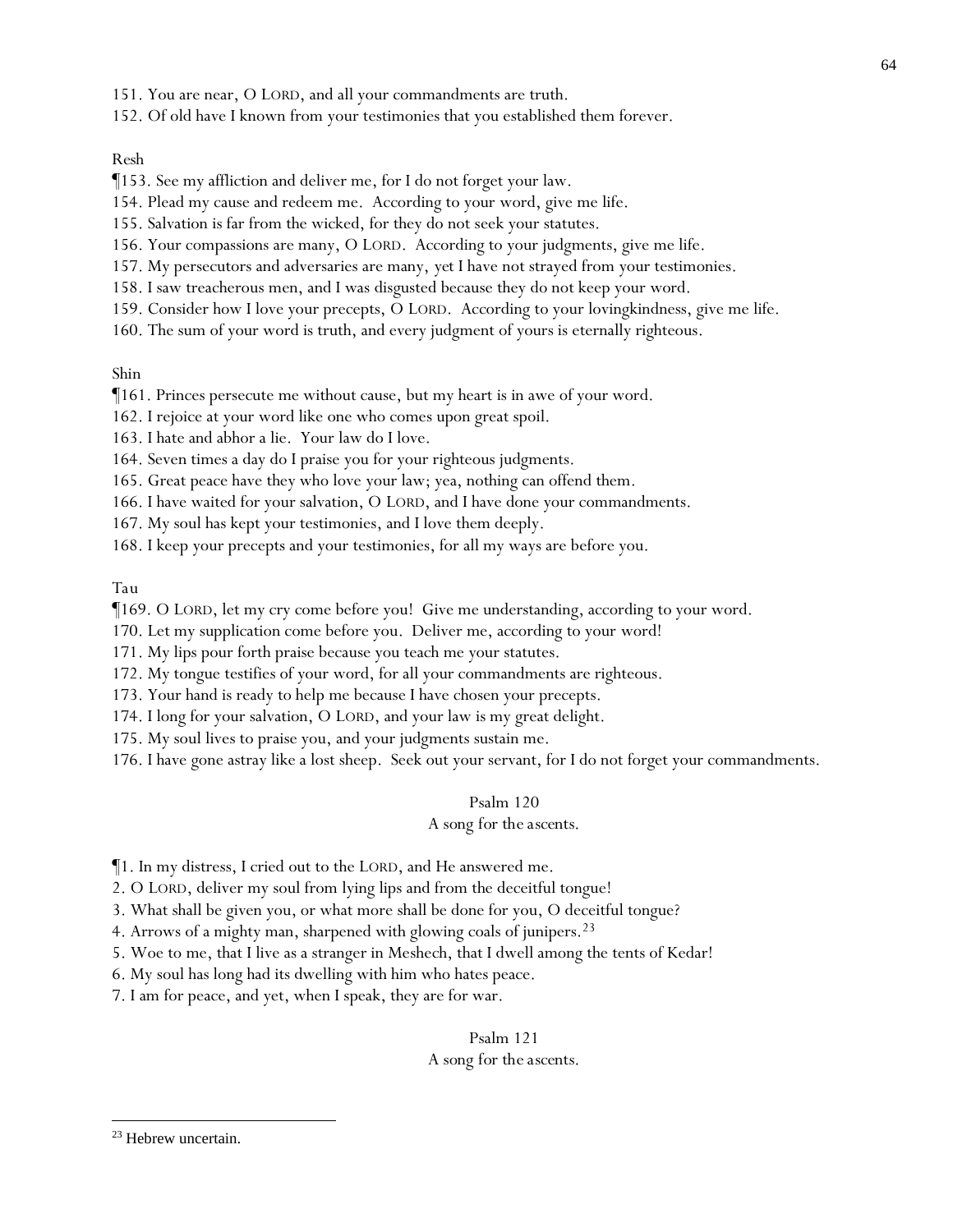151. You are near, O LORD, and all your commandments are truth.

152. Of old have I known from your testimonies that you established them forever.

Resh

¶153. See my affliction and deliver me, for I do not forget your law.

154. Plead my cause and redeem me. According to your word, give me life.

155. Salvation is far from the wicked, for they do not seek your statutes.

156. Your compassions are many, O LORD. According to your judgments, give me life.

157. My persecutors and adversaries are many, yet I have not strayed from your testimonies.

158. I saw treacherous men, and I was disgusted because they do not keep your word.

159. Consider how I love your precepts, O LORD. According to your lovingkindness, give me life.

160. The sum of your word is truth, and every judgment of yours is eternally righteous.

Shin

¶161. Princes persecute me without cause, but my heart is in awe of your word.

162. I rejoice at your word like one who comes upon great spoil.

163. I hate and abhor a lie. Your law do I love.

164. Seven times a day do I praise you for your righteous judgments.

165. Great peace have they who love your law; yea, nothing can offend them.

166. I have waited for your salvation, O LORD, and I have done your commandments.

167. My soul has kept your testimonies, and I love them deeply.

168. I keep your precepts and your testimonies, for all my ways are before you.

Tau

¶169. O LORD, let my cry come before you! Give me understanding, according to your word.

170. Let my supplication come before you. Deliver me, according to your word!

171. My lips pour forth praise because you teach me your statutes.

172. My tongue testifies of your word, for all your commandments are righteous.

173. Your hand is ready to help me because I have chosen your precepts.

174. I long for your salvation, O LORD, and your law is my great delight.

175. My soul lives to praise you, and your judgments sustain me.

176. I have gone astray like a lost sheep. Seek out your servant, for I do not forget your commandments.

## Psalm 120

A song for the ascents.

¶1. In my distress, I cried out to the LORD, and He answered me.

2. O LORD, deliver my soul from lying lips and from the deceitful tongue!

3. What shall be given you, or what more shall be done for you, O deceitful tongue?

4. Arrows of a mighty man, sharpened with glowing coals of junipers.[23]

5. Woe to me, that I live as a stranger in Meshech, that I dwell among the tents of Kedar!

6. My soul has long had its dwelling with him who hates peace.

7. I am for peace, and yet, when I speak, they are for war.

## Psalm 121

A song for the ascents.

[23] Hebrew uncertain.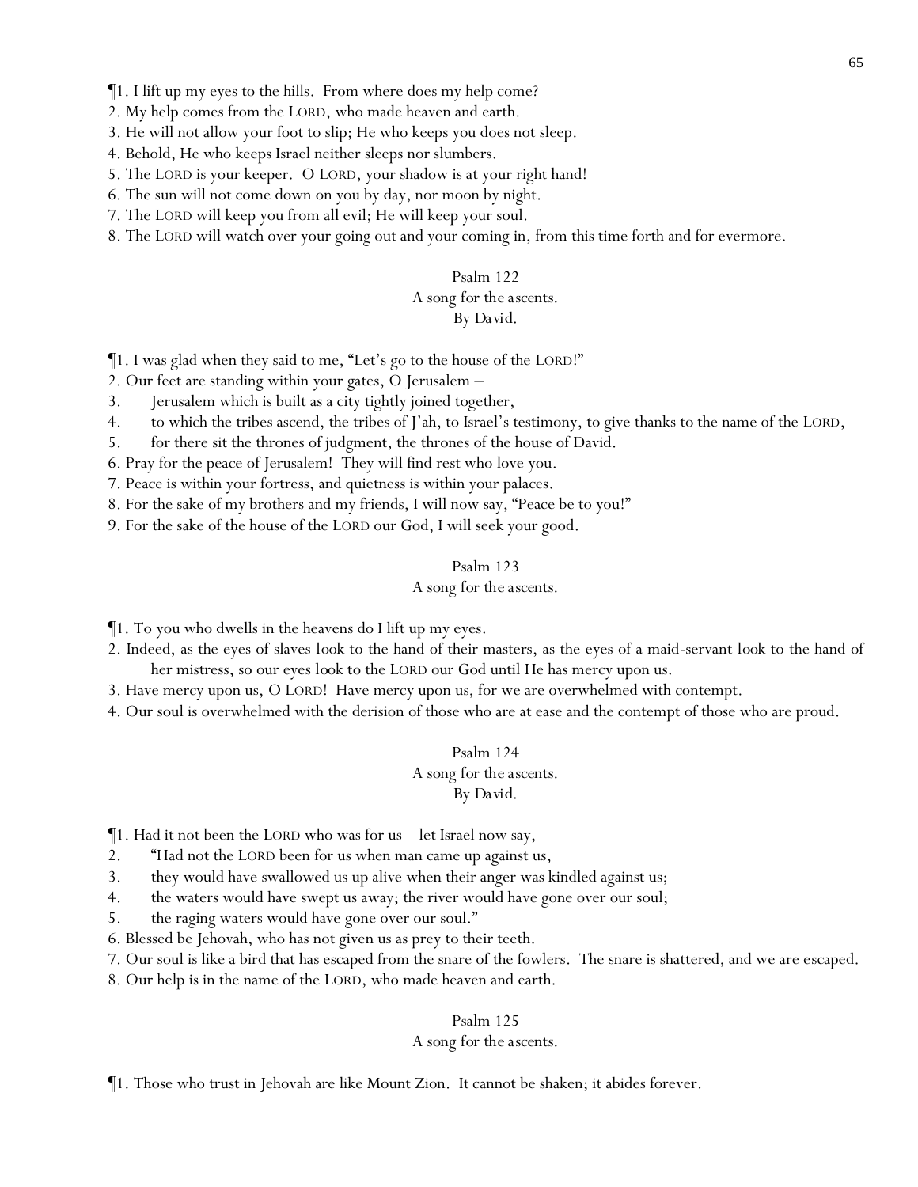¶1. I lift up my eyes to the hills. From where does my help come?
2. My help comes from the LORD, who made heaven and earth.
3. He will not allow your foot to slip; He who keeps you does not sleep.
4. Behold, He who keeps Israel neither sleeps nor slumbers.
5. The LORD is your keeper. O LORD, your shadow is at your right hand!
6. The sun will not come down on you by day, nor moon by night.
7. The LORD will keep you from all evil; He will keep your soul.
8. The LORD will watch over your going out and your coming in, from this time forth and for evermore.

### Psalm 122
A song for the ascents.
By David.

¶1. I was glad when they said to me, "Let's go to the house of the LORD!"
2. Our feet are standing within your gates, O Jerusalem –
3. Jerusalem which is built as a city tightly joined together,
4. to which the tribes ascend, the tribes of J'ah, to Israel's testimony, to give thanks to the name of the LORD,
5. for there sit the thrones of judgment, the thrones of the house of David.
6. Pray for the peace of Jerusalem! They will find rest who love you.
7. Peace is within your fortress, and quietness is within your palaces.
8. For the sake of my brothers and my friends, I will now say, "Peace be to you!"
9. For the sake of the house of the LORD our God, I will seek your good.

### Psalm 123
A song for the ascents.

¶1. To you who dwells in the heavens do I lift up my eyes.
2. Indeed, as the eyes of slaves look to the hand of their masters, as the eyes of a maid-servant look to the hand of her mistress, so our eyes look to the LORD our God until He has mercy upon us.
3. Have mercy upon us, O LORD! Have mercy upon us, for we are overwhelmed with contempt.
4. Our soul is overwhelmed with the derision of those who are at ease and the contempt of those who are proud.

### Psalm 124
A song for the ascents.
By David.

¶1. Had it not been the LORD who was for us – let Israel now say,
2. "Had not the LORD been for us when man came up against us,
3. they would have swallowed us up alive when their anger was kindled against us;
4. the waters would have swept us away; the river would have gone over our soul;
5. the raging waters would have gone over our soul."
6. Blessed be Jehovah, who has not given us as prey to their teeth.
7. Our soul is like a bird that has escaped from the snare of the fowlers. The snare is shattered, and we are escaped.
8. Our help is in the name of the LORD, who made heaven and earth.

### Psalm 125
A song for the ascents.

¶1. Those who trust in Jehovah are like Mount Zion. It cannot be shaken; it abides forever.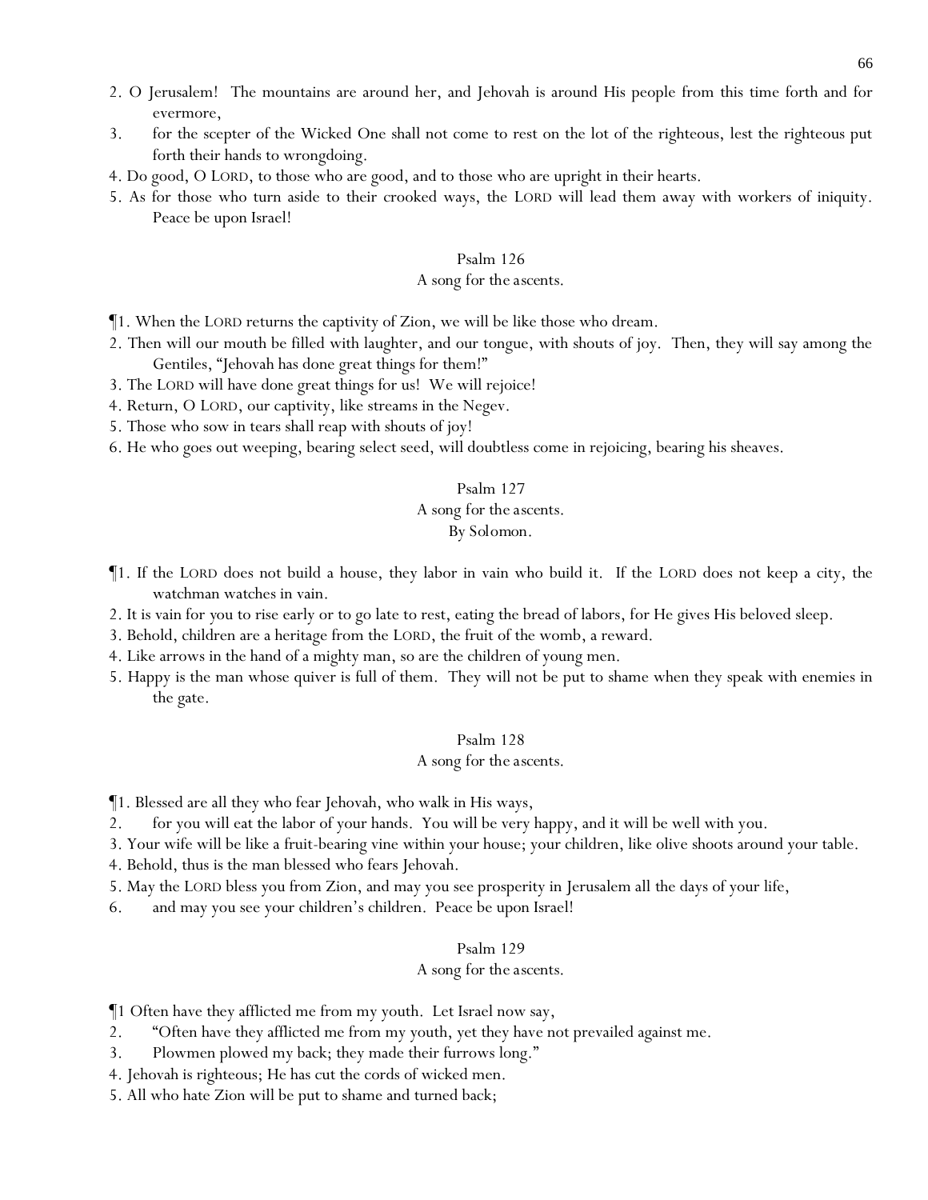2. O Jerusalem! The mountains are around her, and Jehovah is around His people from this time forth and for evermore,

3. for the scepter of the Wicked One shall not come to rest on the lot of the righteous, lest the righteous put forth their hands to wrongdoing.

4. Do good, O LORD, to those who are good, and to those who are upright in their hearts.

5. As for those who turn aside to their crooked ways, the LORD will lead them away with workers of iniquity. Peace be upon Israel!

### Psalm 126

A song for the ascents.

¶1. When the LORD returns the captivity of Zion, we will be like those who dream.

2. Then will our mouth be filled with laughter, and our tongue, with shouts of joy. Then, they will say among the Gentiles, "Jehovah has done great things for them!"

3. The LORD will have done great things for us! We will rejoice!

4. Return, O LORD, our captivity, like streams in the Negev.

5. Those who sow in tears shall reap with shouts of joy!

6. He who goes out weeping, bearing select seed, will doubtless come in rejoicing, bearing his sheaves.

### Psalm 127

A song for the ascents.
By Solomon.

¶1. If the LORD does not build a house, they labor in vain who build it. If the LORD does not keep a city, the watchman watches in vain.

2. It is vain for you to rise early or to go late to rest, eating the bread of labors, for He gives His beloved sleep.

3. Behold, children are a heritage from the LORD, the fruit of the womb, a reward.

4. Like arrows in the hand of a mighty man, so are the children of young men.

5. Happy is the man whose quiver is full of them. They will not be put to shame when they speak with enemies in the gate.

### Psalm 128

A song for the ascents.

¶1. Blessed are all they who fear Jehovah, who walk in His ways,

2. for you will eat the labor of your hands. You will be very happy, and it will be well with you.

3. Your wife will be like a fruit-bearing vine within your house; your children, like olive shoots around your table.

4. Behold, thus is the man blessed who fears Jehovah.

5. May the LORD bless you from Zion, and may you see prosperity in Jerusalem all the days of your life,

6. and may you see your children's children. Peace be upon Israel!

### Psalm 129

A song for the ascents.

¶1 Often have they afflicted me from my youth. Let Israel now say,

2. "Often have they afflicted me from my youth, yet they have not prevailed against me.

3. Plowmen plowed my back; they made their furrows long."

4. Jehovah is righteous; He has cut the cords of wicked men.

5. All who hate Zion will be put to shame and turned back;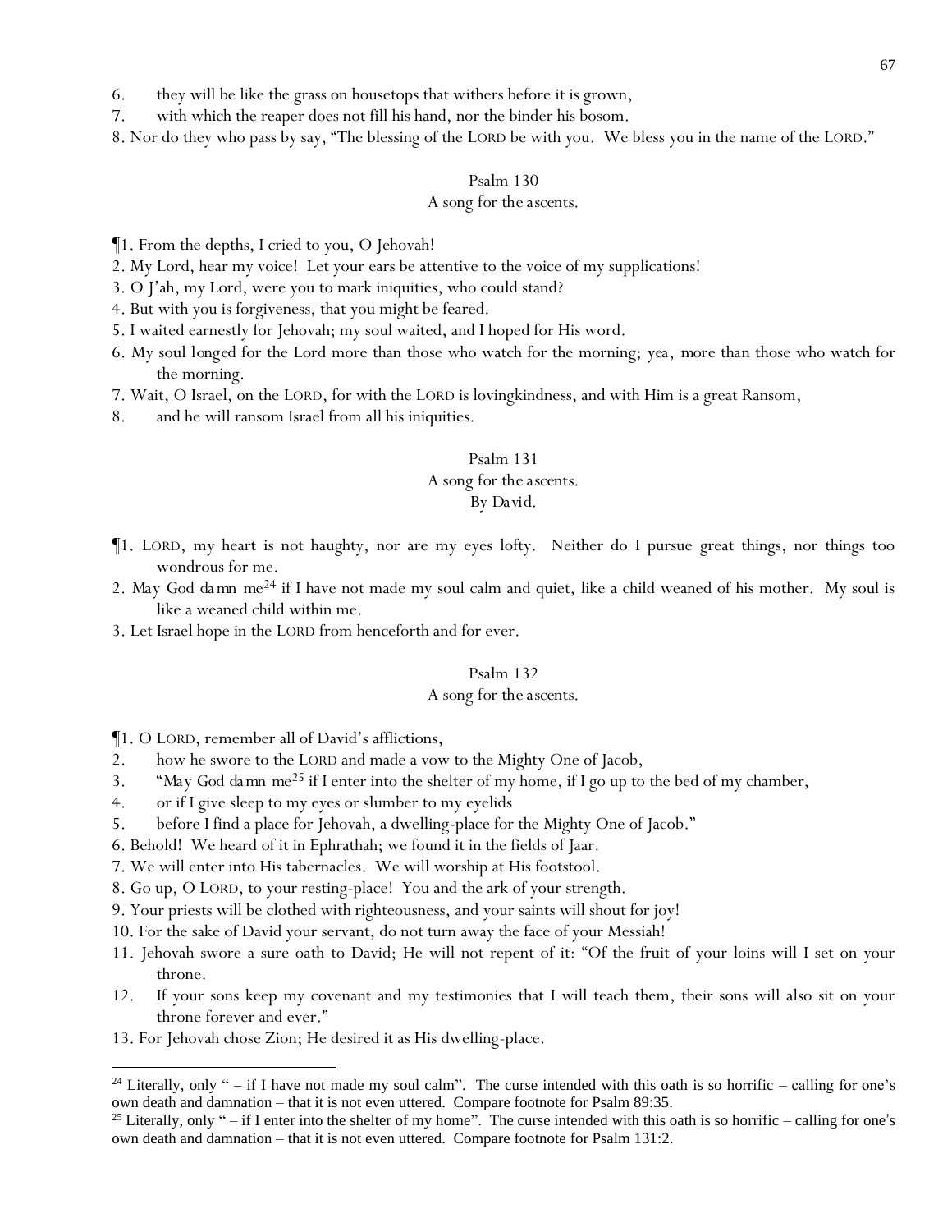6. they will be like the grass on housetops that withers before it is grown,
7. with which the reaper does not fill his hand, nor the binder his bosom.
8. Nor do they who pass by say, “The blessing of the LORD be with you. We bless you in the name of the LORD.”

## Psalm 130
A song for the ascents.

¶1. From the depths, I cried to you, O Jehovah!
2. My Lord, hear my voice! Let your ears be attentive to the voice of my supplications!
3. O J’ah, my Lord, were you to mark iniquities, who could stand?
4. But with you is forgiveness, that you might be feared.
5. I waited earnestly for Jehovah; my soul waited, and I hoped for His word.
6. My soul longed for the Lord more than those who watch for the morning; yea, more than those who watch for the morning.
7. Wait, O Israel, on the LORD, for with the LORD is lovingkindness, and with Him is a great Ransom,
8. and he will ransom Israel from all his iniquities.

## Psalm 131
A song for the ascents.
By David.

¶1. LORD, my heart is not haughty, nor are my eyes lofty. Neither do I pursue great things, nor things too wondrous for me.
2. May God damn me[24] if I have not made my soul calm and quiet, like a child weaned of his mother. My soul is like a weaned child within me.
3. Let Israel hope in the LORD from henceforth and for ever.

## Psalm 132
A song for the ascents.

¶1. O LORD, remember all of David’s afflictions,
2. how he swore to the LORD and made a vow to the Mighty One of Jacob,
3. “May God damn me[25] if I enter into the shelter of my home, if I go up to the bed of my chamber,
4. or if I give sleep to my eyes or slumber to my eyelids
5. before I find a place for Jehovah, a dwelling-place for the Mighty One of Jacob.”
6. Behold! We heard of it in Ephrathah; we found it in the fields of Jaar.
7. We will enter into His tabernacles. We will worship at His footstool.
8. Go up, O LORD, to your resting-place! You and the ark of your strength.
9. Your priests will be clothed with righteousness, and your saints will shout for joy!
10. For the sake of David your servant, do not turn away the face of your Messiah!
11. Jehovah swore a sure oath to David; He will not repent of it: “Of the fruit of your loins will I set on your throne.
12. If your sons keep my covenant and my testimonies that I will teach them, their sons will also sit on your throne forever and ever.”
13. For Jehovah chose Zion; He desired it as His dwelling-place.

---

[24] Literally, only “ – if I have not made my soul calm”. The curse intended with this oath is so horrific – calling for one’s own death and damnation – that it is not even uttered. Compare footnote for Psalm 89:35.

[25] Literally, only “ – if I enter into the shelter of my home”. The curse intended with this oath is so horrific – calling for one's own death and damnation – that it is not even uttered. Compare footnote for Psalm 131:2.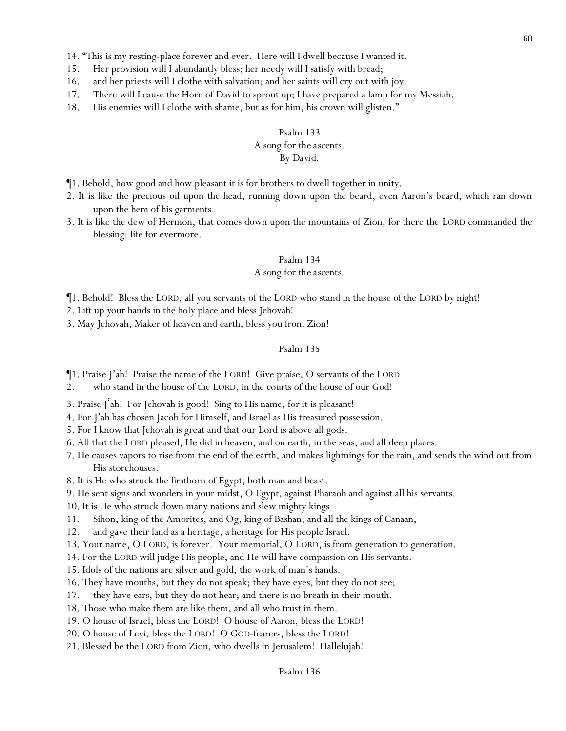14. "This is my resting-place forever and ever. Here will I dwell because I wanted it.
15. Her provision will I abundantly bless; her needy will I satisfy with bread;
16. and her priests will I clothe with salvation; and her saints will cry out with joy.
17. There will I cause the Horn of David to sprout up; I have prepared a lamp for my Messiah.
18. His enemies will I clothe with shame, but as for him, his crown will glisten."

## Psalm 133
A song for the ascents.
By David.

¶1. Behold, how good and how pleasant it is for brothers to dwell together in unity.
2. It is like the precious oil upon the head, running down upon the beard, even Aaron's beard, which ran down upon the hem of his garments.
3. It is like the dew of Hermon, that comes down upon the mountains of Zion, for there the LORD commanded the blessing: life for evermore.

## Psalm 134
A song for the ascents.

¶1. Behold! Bless the LORD, all you servants of the LORD who stand in the house of the LORD by night!
2. Lift up your hands in the holy place and bless Jehovah!
3. May Jehovah, Maker of heaven and earth, bless you from Zion!

## Psalm 135

¶1. Praise J'ah! Praise the name of the LORD! Give praise, O servants of the LORD
2. who stand in the house of the LORD, in the courts of the house of our God!
3. Praise J'ah! For Jehovah is good! Sing to His name, for it is pleasant!
4. For J'ah has chosen Jacob for Himself, and Israel as His treasured possession.
5. For I know that Jehovah is great and that our Lord is above all gods.
6. All that the LORD pleased, He did in heaven, and on earth, in the seas, and all deep places.
7. He causes vapors to rise from the end of the earth, and makes lightnings for the rain, and sends the wind out from His storehouses.
8. It is He who struck the firstborn of Egypt, both man and beast.
9. He sent signs and wonders in your midst, O Egypt, against Pharaoh and against all his servants.
10. It is He who struck down many nations and slew mighty kings –
11. Sihon, king of the Amorites, and Og, king of Bashan, and all the kings of Canaan,
12. and gave their land as a heritage, a heritage for His people Israel.
13. Your name, O LORD, is forever. Your memorial, O LORD, is from generation to generation.
14. For the LORD will judge His people, and He will have compassion on His servants.
15. Idols of the nations are silver and gold, the work of man's hands.
16. They have mouths, but they do not speak; they have eyes, but they do not see;
17. they have ears, but they do not hear; and there is no breath in their mouth.
18. Those who make them are like them, and all who trust in them.
19. O house of Israel, bless the LORD! O house of Aaron, bless the LORD!
20. O house of Levi, bless the LORD! O GOD-fearers, bless the LORD!
21. Blessed be the LORD from Zion, who dwells in Jerusalem! Hallelujah!

## Psalm 136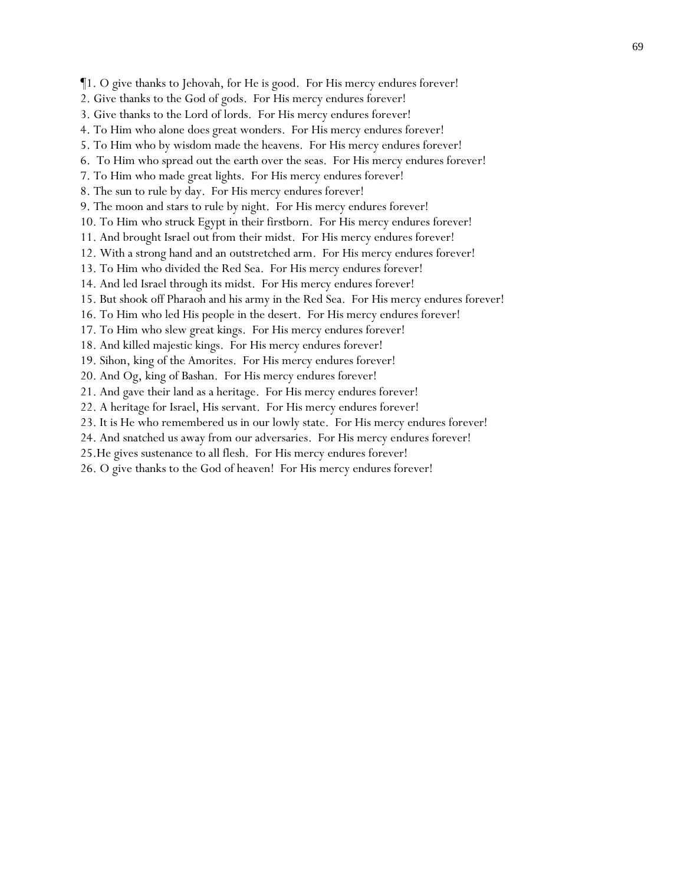¶1. O give thanks to Jehovah, for He is good. For His mercy endures forever!
2. Give thanks to the God of gods. For His mercy endures forever!
3. Give thanks to the Lord of lords. For His mercy endures forever!
4. To Him who alone does great wonders. For His mercy endures forever!
5. To Him who by wisdom made the heavens. For His mercy endures forever!
6. To Him who spread out the earth over the seas. For His mercy endures forever!
7. To Him who made great lights. For His mercy endures forever!
8. The sun to rule by day. For His mercy endures forever!
9. The moon and stars to rule by night. For His mercy endures forever!
10. To Him who struck Egypt in their firstborn. For His mercy endures forever!
11. And brought Israel out from their midst. For His mercy endures forever!
12. With a strong hand and an outstretched arm. For His mercy endures forever!
13. To Him who divided the Red Sea. For His mercy endures forever!
14. And led Israel through its midst. For His mercy endures forever!
15. But shook off Pharaoh and his army in the Red Sea. For His mercy endures forever!
16. To Him who led His people in the desert. For His mercy endures forever!
17. To Him who slew great kings. For His mercy endures forever!
18. And killed majestic kings. For His mercy endures forever!
19. Sihon, king of the Amorites. For His mercy endures forever!
20. And Og, king of Bashan. For His mercy endures forever!
21. And gave their land as a heritage. For His mercy endures forever!
22. A heritage for Israel, His servant. For His mercy endures forever!
23. It is He who remembered us in our lowly state. For His mercy endures forever!
24. And snatched us away from our adversaries. For His mercy endures forever!
25.He gives sustenance to all flesh. For His mercy endures forever!
26. O give thanks to the God of heaven! For His mercy endures forever!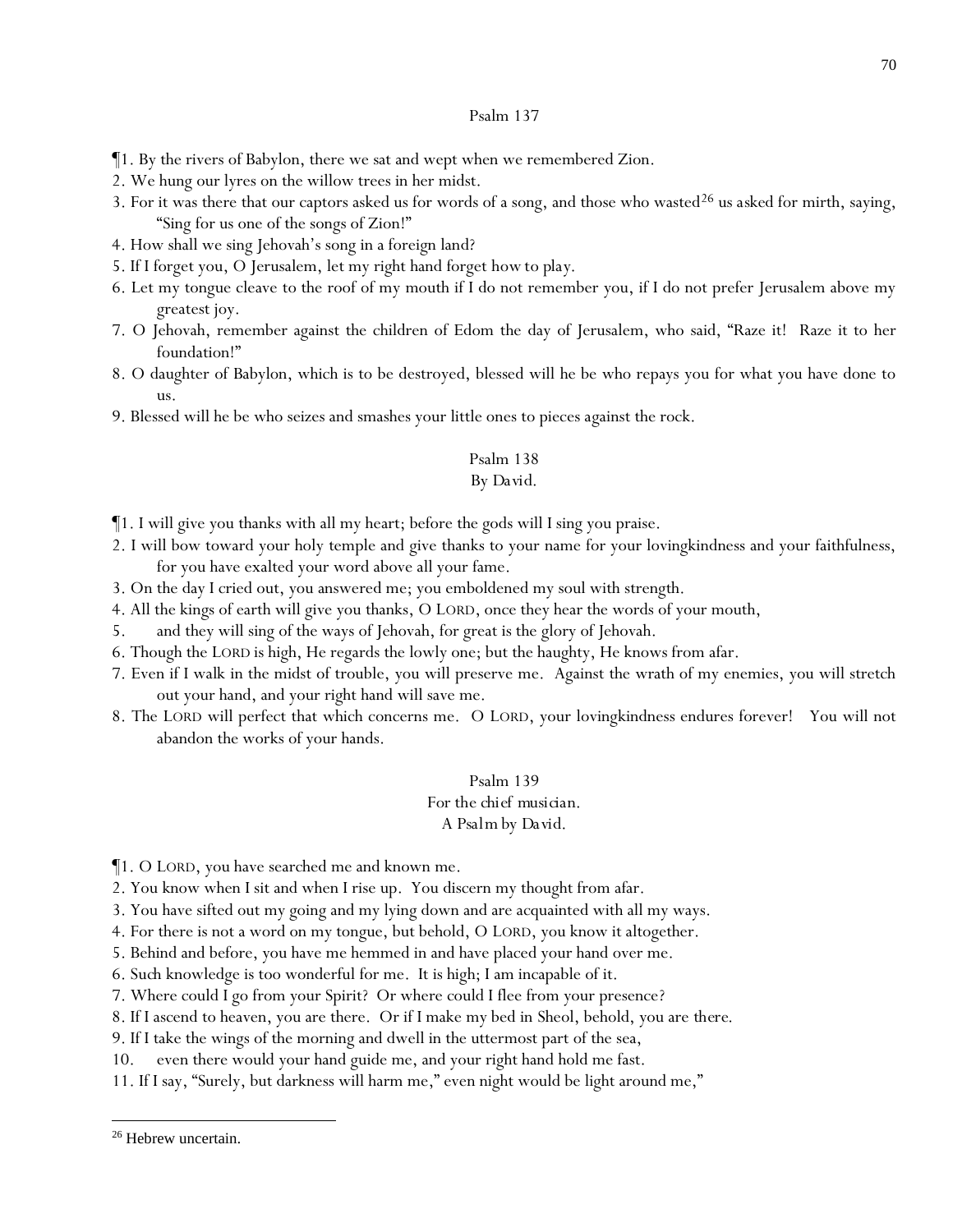## Psalm 137

¶1. By the rivers of Babylon, there we sat and wept when we remembered Zion.
2. We hung our lyres on the willow trees in her midst.
3. For it was there that our captors asked us for words of a song, and those who wasted[26] us asked for mirth, saying, "Sing for us one of the songs of Zion!"
4. How shall we sing Jehovah's song in a foreign land?
5. If I forget you, O Jerusalem, let my right hand forget how to play.
6. Let my tongue cleave to the roof of my mouth if I do not remember you, if I do not prefer Jerusalem above my greatest joy.
7. O Jehovah, remember against the children of Edom the day of Jerusalem, who said, "Raze it! Raze it to her foundation!"
8. O daughter of Babylon, which is to be destroyed, blessed will he be who repays you for what you have done to us.
9. Blessed will he be who seizes and smashes your little ones to pieces against the rock.

## Psalm 138

By David.

¶1. I will give you thanks with all my heart; before the gods will I sing you praise.
2. I will bow toward your holy temple and give thanks to your name for your lovingkindness and your faithfulness, for you have exalted your word above all your fame.
3. On the day I cried out, you answered me; you emboldened my soul with strength.
4. All the kings of earth will give you thanks, O LORD, once they hear the words of your mouth,
5. and they will sing of the ways of Jehovah, for great is the glory of Jehovah.
6. Though the LORD is high, He regards the lowly one; but the haughty, He knows from afar.
7. Even if I walk in the midst of trouble, you will preserve me. Against the wrath of my enemies, you will stretch out your hand, and your right hand will save me.
8. The LORD will perfect that which concerns me. O LORD, your lovingkindness endures forever! You will not abandon the works of your hands.

## Psalm 139

For the chief musician.
A Psalm by David.

¶1. O LORD, you have searched me and known me.
2. You know when I sit and when I rise up. You discern my thought from afar.
3. You have sifted out my going and my lying down and are acquainted with all my ways.
4. For there is not a word on my tongue, but behold, O LORD, you know it altogether.
5. Behind and before, you have me hemmed in and have placed your hand over me.
6. Such knowledge is too wonderful for me. It is high; I am incapable of it.
7. Where could I go from your Spirit? Or where could I flee from your presence?
8. If I ascend to heaven, you are there. Or if I make my bed in Sheol, behold, you are there.
9. If I take the wings of the morning and dwell in the uttermost part of the sea,
10. even there would your hand guide me, and your right hand hold me fast.
11. If I say, "Surely, but darkness will harm me," even night would be light around me,"

---

[26] Hebrew uncertain.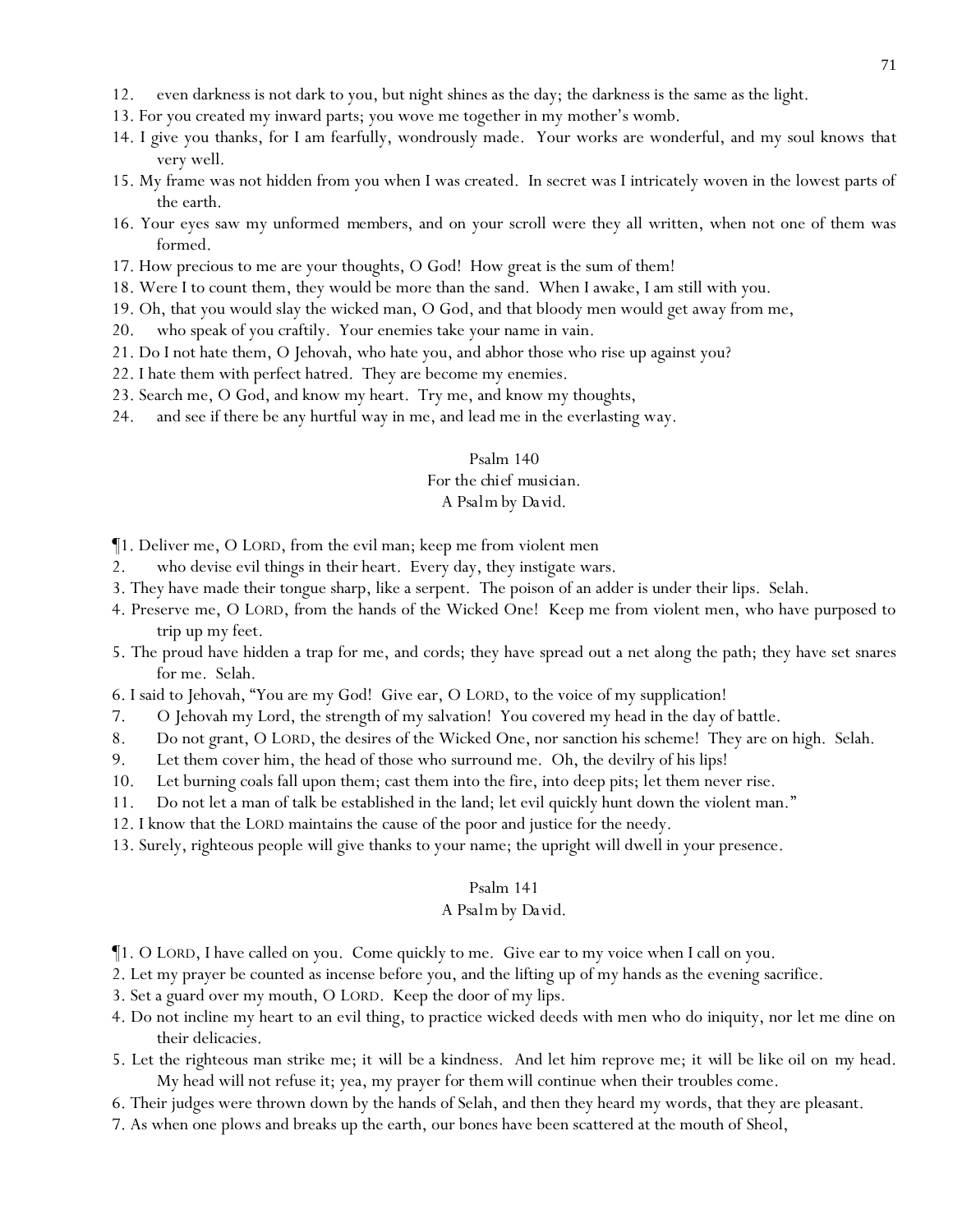12. even darkness is not dark to you, but night shines as the day; the darkness is the same as the light.
13. For you created my inward parts; you wove me together in my mother's womb.
14. I give you thanks, for I am fearfully, wondrously made. Your works are wonderful, and my soul knows that very well.
15. My frame was not hidden from you when I was created. In secret was I intricately woven in the lowest parts of the earth.
16. Your eyes saw my unformed members, and on your scroll were they all written, when not one of them was formed.
17. How precious to me are your thoughts, O God! How great is the sum of them!
18. Were I to count them, they would be more than the sand. When I awake, I am still with you.
19. Oh, that you would slay the wicked man, O God, and that bloody men would get away from me,
20. who speak of you craftily. Your enemies take your name in vain.
21. Do I not hate them, O Jehovah, who hate you, and abhor those who rise up against you?
22. I hate them with perfect hatred. They are become my enemies.
23. Search me, O God, and know my heart. Try me, and know my thoughts,
24. and see if there be any hurtful way in me, and lead me in the everlasting way.

## Psalm 140

*For the chief musician.*
*A Psalm by David.*

¶1. Deliver me, O LORD, from the evil man; keep me from violent men
2. who devise evil things in their heart. Every day, they instigate wars.
3. They have made their tongue sharp, like a serpent. The poison of an adder is under their lips. Selah.
4. Preserve me, O LORD, from the hands of the Wicked One! Keep me from violent men, who have purposed to trip up my feet.
5. The proud have hidden a trap for me, and cords; they have spread out a net along the path; they have set snares for me. Selah.
6. I said to Jehovah, "You are my God! Give ear, O LORD, to the voice of my supplication!
7. O Jehovah my Lord, the strength of my salvation! You covered my head in the day of battle.
8. Do not grant, O LORD, the desires of the Wicked One, nor sanction his scheme! They are on high. Selah.
9. Let them cover him, the head of those who surround me. Oh, the devilry of his lips!
10. Let burning coals fall upon them; cast them into the fire, into deep pits; let them never rise.
11. Do not let a man of talk be established in the land; let evil quickly hunt down the violent man."
12. I know that the LORD maintains the cause of the poor and justice for the needy.
13. Surely, righteous people will give thanks to your name; the upright will dwell in your presence.

## Psalm 141

*A Psalm by David.*

¶1. O LORD, I have called on you. Come quickly to me. Give ear to my voice when I call on you.
2. Let my prayer be counted as incense before you, and the lifting up of my hands as the evening sacrifice.
3. Set a guard over my mouth, O LORD. Keep the door of my lips.
4. Do not incline my heart to an evil thing, to practice wicked deeds with men who do iniquity, nor let me dine on their delicacies.
5. Let the righteous man strike me; it will be a kindness. And let him reprove me; it will be like oil on my head. My head will not refuse it; yea, my prayer for them will continue when their troubles come.
6. Their judges were thrown down by the hands of Selah, and then they heard my words, that they are pleasant.
7. As when one plows and breaks up the earth, our bones have been scattered at the mouth of Sheol,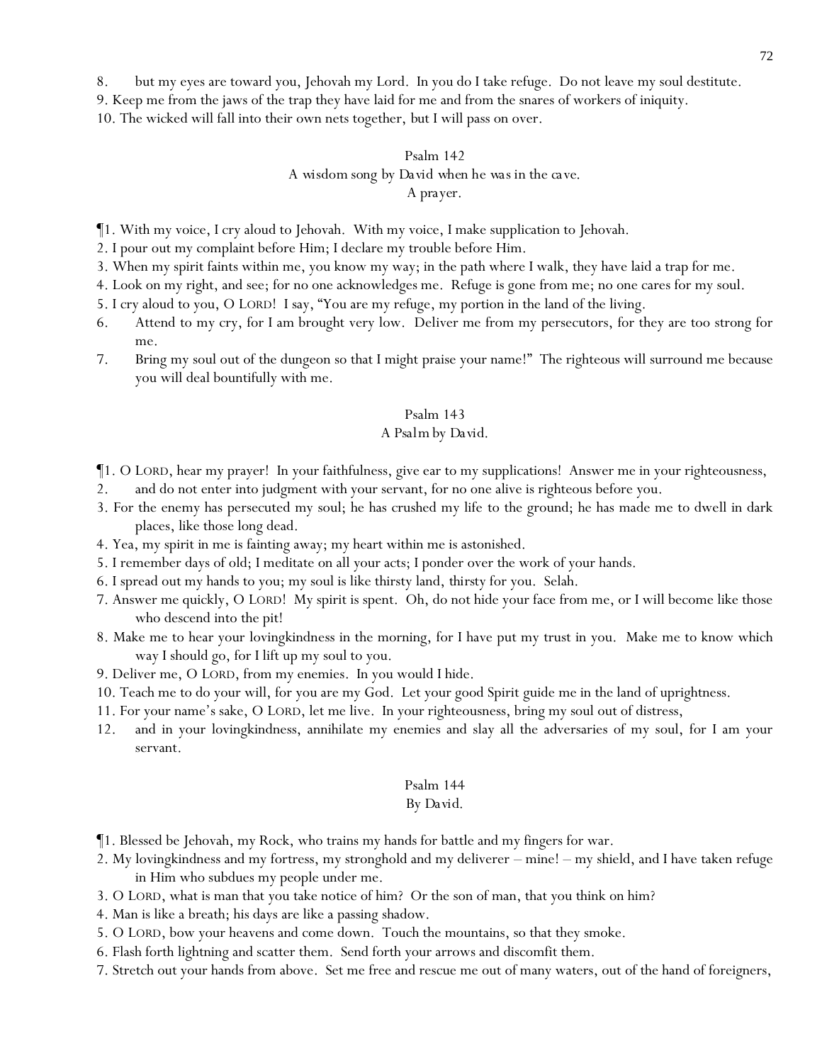8. but my eyes are toward you, Jehovah my Lord. In you do I take refuge. Do not leave my soul destitute.
9. Keep me from the jaws of the trap they have laid for me and from the snares of workers of iniquity.
10. The wicked will fall into their own nets together, but I will pass on over.

## Psalm 142

A wisdom song by David when he was in the cave.
A prayer.

¶1. With my voice, I cry aloud to Jehovah. With my voice, I make supplication to Jehovah.
2. I pour out my complaint before Him; I declare my trouble before Him.
3. When my spirit faints within me, you know my way; in the path where I walk, they have laid a trap for me.
4. Look on my right, and see; for no one acknowledges me. Refuge is gone from me; no one cares for my soul.
5. I cry aloud to you, O LORD! I say, "You are my refuge, my portion in the land of the living.
6. Attend to my cry, for I am brought very low. Deliver me from my persecutors, for they are too strong for me.
7. Bring my soul out of the dungeon so that I might praise your name!" The righteous will surround me because you will deal bountifully with me.

## Psalm 143

A Psalm by David.

¶1. O LORD, hear my prayer! In your faithfulness, give ear to my supplications! Answer me in your righteousness,
2. and do not enter into judgment with your servant, for no one alive is righteous before you.
3. For the enemy has persecuted my soul; he has crushed my life to the ground; he has made me to dwell in dark places, like those long dead.
4. Yea, my spirit in me is fainting away; my heart within me is astonished.
5. I remember days of old; I meditate on all your acts; I ponder over the work of your hands.
6. I spread out my hands to you; my soul is like thirsty land, thirsty for you. Selah.
7. Answer me quickly, O LORD! My spirit is spent. Oh, do not hide your face from me, or I will become like those who descend into the pit!
8. Make me to hear your lovingkindness in the morning, for I have put my trust in you. Make me to know which way I should go, for I lift up my soul to you.
9. Deliver me, O LORD, from my enemies. In you would I hide.
10. Teach me to do your will, for you are my God. Let your good Spirit guide me in the land of uprightness.
11. For your name's sake, O LORD, let me live. In your righteousness, bring my soul out of distress,
12. and in your lovingkindness, annihilate my enemies and slay all the adversaries of my soul, for I am your servant.

## Psalm 144

By David.

¶1. Blessed be Jehovah, my Rock, who trains my hands for battle and my fingers for war.
2. My lovingkindness and my fortress, my stronghold and my deliverer – mine! – my shield, and I have taken refuge in Him who subdues my people under me.
3. O LORD, what is man that you take notice of him? Or the son of man, that you think on him?
4. Man is like a breath; his days are like a passing shadow.
5. O LORD, bow your heavens and come down. Touch the mountains, so that they smoke.
6. Flash forth lightning and scatter them. Send forth your arrows and discomfit them.
7. Stretch out your hands from above. Set me free and rescue me out of many waters, out of the hand of foreigners,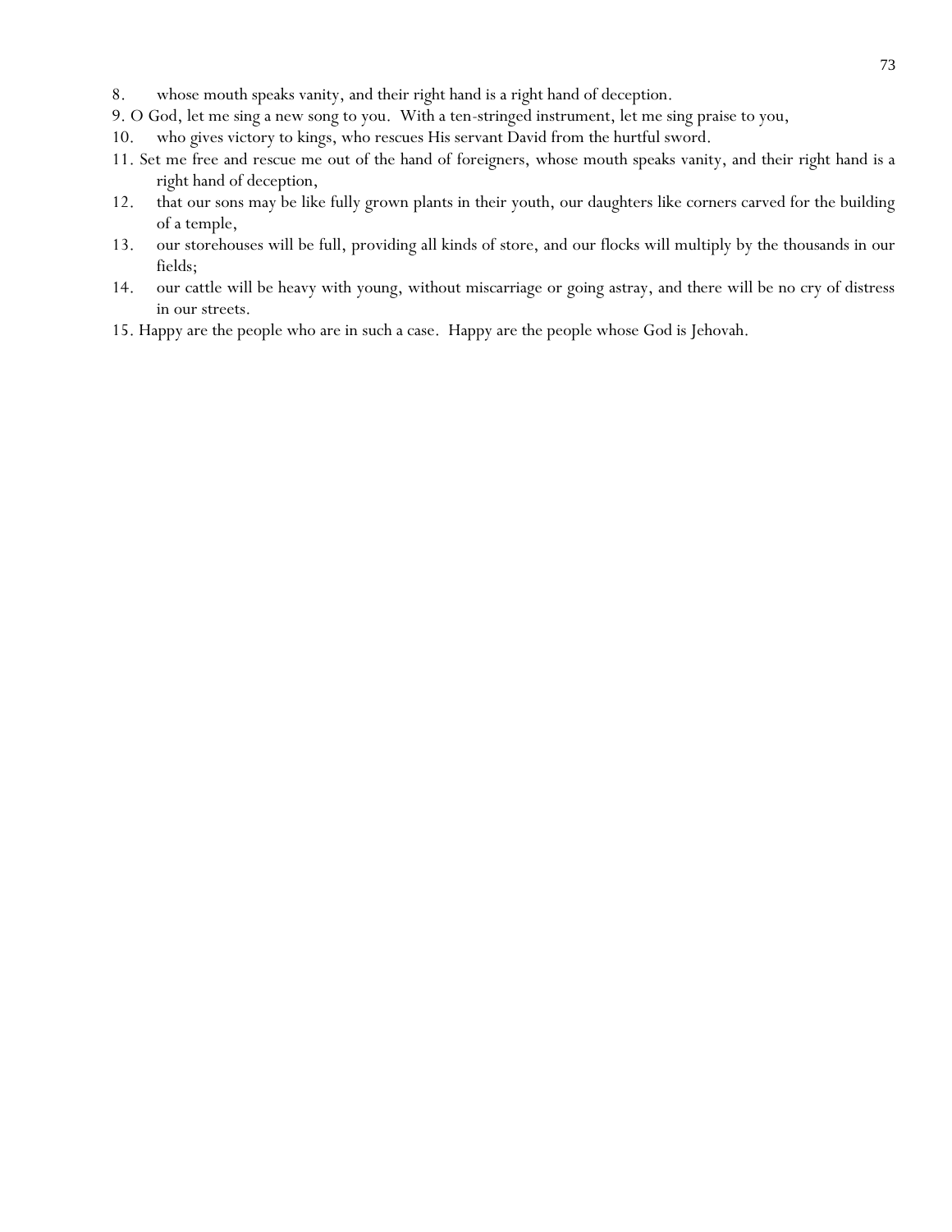8. whose mouth speaks vanity, and their right hand is a right hand of deception.

9. O God, let me sing a new song to you. With a ten-stringed instrument, let me sing praise to you,

10. who gives victory to kings, who rescues His servant David from the hurtful sword.

11. Set me free and rescue me out of the hand of foreigners, whose mouth speaks vanity, and their right hand is a right hand of deception,

12. that our sons may be like fully grown plants in their youth, our daughters like corners carved for the building of a temple,

13. our storehouses will be full, providing all kinds of store, and our flocks will multiply by the thousands in our fields;

14. our cattle will be heavy with young, without miscarriage or going astray, and there will be no cry of distress in our streets.

15. Happy are the people who are in such a case. Happy are the people whose God is Jehovah.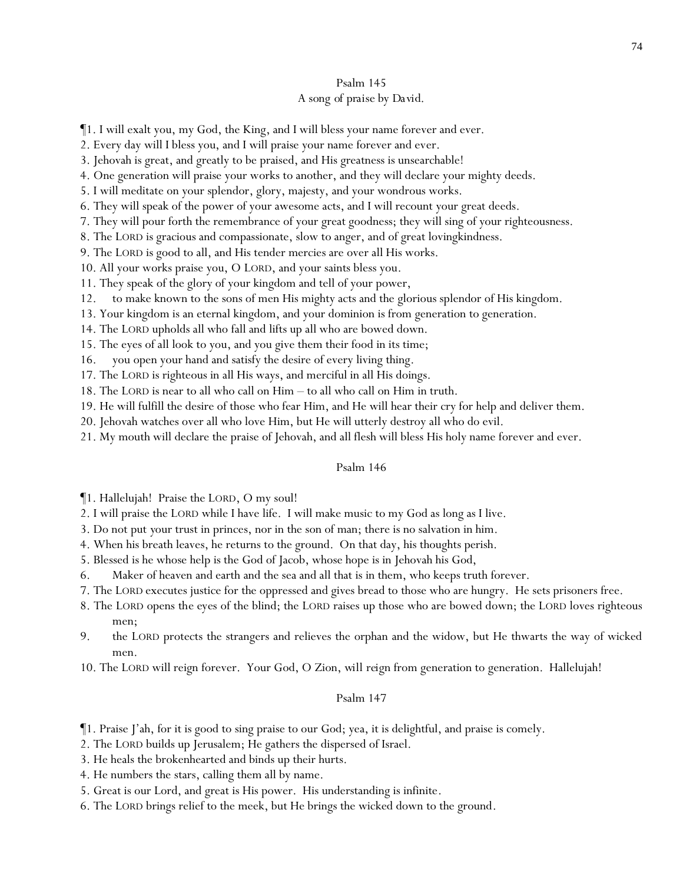## Psalm 145

A song of praise by David.

¶1. I will exalt you, my God, the King, and I will bless your name forever and ever.
2. Every day will I bless you, and I will praise your name forever and ever.
3. Jehovah is great, and greatly to be praised, and His greatness is unsearchable!
4. One generation will praise your works to another, and they will declare your mighty deeds.
5. I will meditate on your splendor, glory, majesty, and your wondrous works.
6. They will speak of the power of your awesome acts, and I will recount your great deeds.
7. They will pour forth the remembrance of your great goodness; they will sing of your righteousness.
8. The LORD is gracious and compassionate, slow to anger, and of great lovingkindness.
9. The LORD is good to all, and His tender mercies are over all His works.
10. All your works praise you, O LORD, and your saints bless you.
11. They speak of the glory of your kingdom and tell of your power,
12. to make known to the sons of men His mighty acts and the glorious splendor of His kingdom.
13. Your kingdom is an eternal kingdom, and your dominion is from generation to generation.
14. The LORD upholds all who fall and lifts up all who are bowed down.
15. The eyes of all look to you, and you give them their food in its time;
16. you open your hand and satisfy the desire of every living thing.
17. The LORD is righteous in all His ways, and merciful in all His doings.
18. The LORD is near to all who call on Him – to all who call on Him in truth.
19. He will fulfill the desire of those who fear Him, and He will hear their cry for help and deliver them.
20. Jehovah watches over all who love Him, but He will utterly destroy all who do evil.
21. My mouth will declare the praise of Jehovah, and all flesh will bless His holy name forever and ever.

## Psalm 146

¶1. Hallelujah! Praise the LORD, O my soul!
2. I will praise the LORD while I have life. I will make music to my God as long as I live.
3. Do not put your trust in princes, nor in the son of man; there is no salvation in him.
4. When his breath leaves, he returns to the ground. On that day, his thoughts perish.
5. Blessed is he whose help is the God of Jacob, whose hope is in Jehovah his God,
6. Maker of heaven and earth and the sea and all that is in them, who keeps truth forever.
7. The LORD executes justice for the oppressed and gives bread to those who are hungry. He sets prisoners free.
8. The LORD opens the eyes of the blind; the LORD raises up those who are bowed down; the LORD loves righteous men;
9. the LORD protects the strangers and relieves the orphan and the widow, but He thwarts the way of wicked men.
10. The LORD will reign forever. Your God, O Zion, will reign from generation to generation. Hallelujah!

## Psalm 147

¶1. Praise J'ah, for it is good to sing praise to our God; yea, it is delightful, and praise is comely.
2. The LORD builds up Jerusalem; He gathers the dispersed of Israel.
3. He heals the brokenhearted and binds up their hurts.
4. He numbers the stars, calling them all by name.
5. Great is our Lord, and great is His power. His understanding is infinite.
6. The LORD brings relief to the meek, but He brings the wicked down to the ground.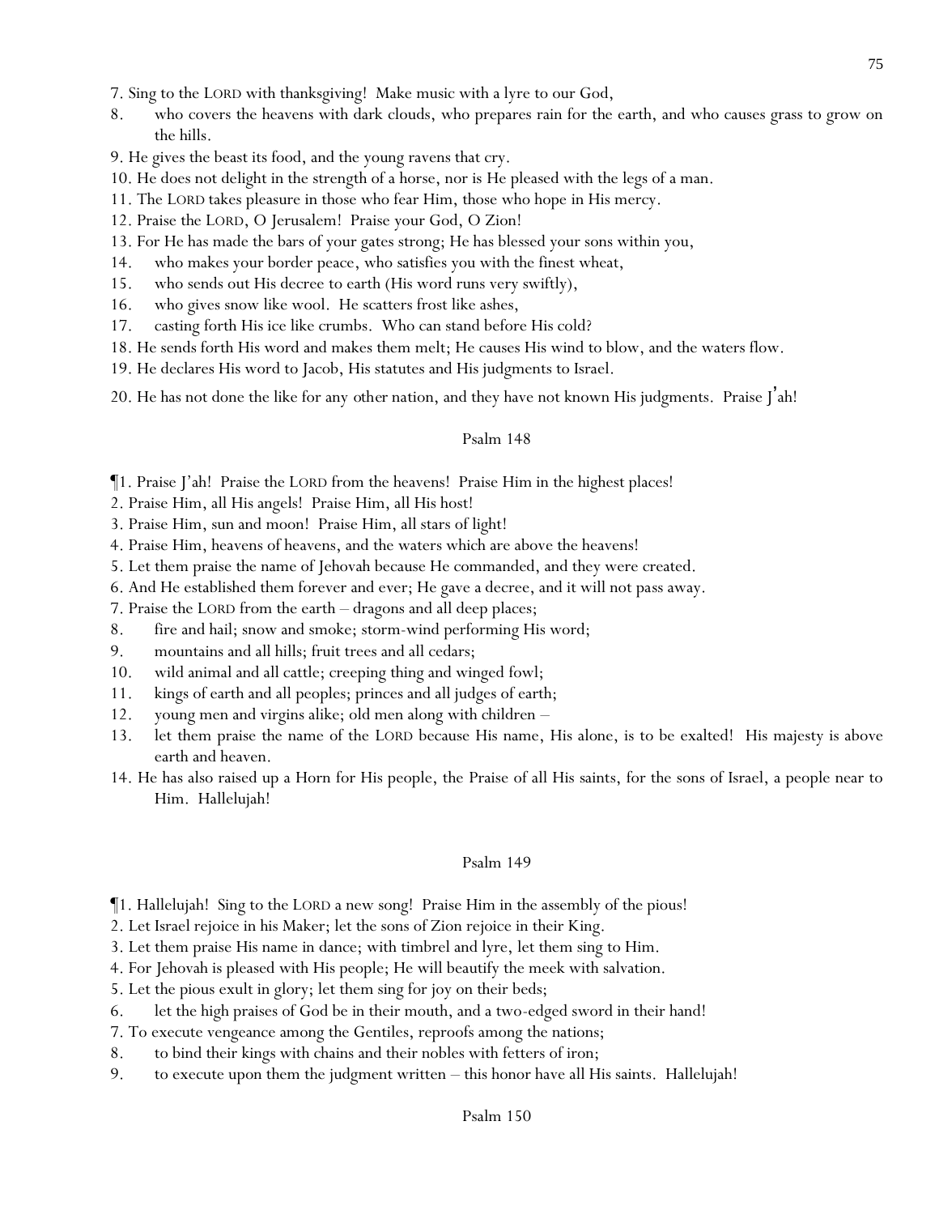7. Sing to the LORD with thanksgiving! Make music with a lyre to our God,

8. who covers the heavens with dark clouds, who prepares rain for the earth, and who causes grass to grow on the hills.

9. He gives the beast its food, and the young ravens that cry.

10. He does not delight in the strength of a horse, nor is He pleased with the legs of a man.

11. The LORD takes pleasure in those who fear Him, those who hope in His mercy.

12. Praise the LORD, O Jerusalem! Praise your God, O Zion!

13. For He has made the bars of your gates strong; He has blessed your sons within you,

14. who makes your border peace, who satisfies you with the finest wheat,

15. who sends out His decree to earth (His word runs very swiftly),

16. who gives snow like wool. He scatters frost like ashes,

17. casting forth His ice like crumbs. Who can stand before His cold?

18. He sends forth His word and makes them melt; He causes His wind to blow, and the waters flow.

19. He declares His word to Jacob, His statutes and His judgments to Israel.

20. He has not done the like for any other nation, and they have not known His judgments. Praise J'ah!

## Psalm 148

¶1. Praise J'ah! Praise the LORD from the heavens! Praise Him in the highest places!

2. Praise Him, all His angels! Praise Him, all His host!

3. Praise Him, sun and moon! Praise Him, all stars of light!

4. Praise Him, heavens of heavens, and the waters which are above the heavens!

5. Let them praise the name of Jehovah because He commanded, and they were created.

6. And He established them forever and ever; He gave a decree, and it will not pass away.

7. Praise the LORD from the earth – dragons and all deep places;

8. fire and hail; snow and smoke; storm-wind performing His word;

9. mountains and all hills; fruit trees and all cedars;

10. wild animal and all cattle; creeping thing and winged fowl;

11. kings of earth and all peoples; princes and all judges of earth;

12. young men and virgins alike; old men along with children –

13. let them praise the name of the LORD because His name, His alone, is to be exalted! His majesty is above earth and heaven.

14. He has also raised up a Horn for His people, the Praise of all His saints, for the sons of Israel, a people near to Him. Hallelujah!

## Psalm 149

¶1. Hallelujah! Sing to the LORD a new song! Praise Him in the assembly of the pious!

2. Let Israel rejoice in his Maker; let the sons of Zion rejoice in their King.

3. Let them praise His name in dance; with timbrel and lyre, let them sing to Him.

4. For Jehovah is pleased with His people; He will beautify the meek with salvation.

5. Let the pious exult in glory; let them sing for joy on their beds;

6. let the high praises of God be in their mouth, and a two-edged sword in their hand!

7. To execute vengeance among the Gentiles, reproofs among the nations;

8. to bind their kings with chains and their nobles with fetters of iron;

9. to execute upon them the judgment written – this honor have all His saints. Hallelujah!

## Psalm 150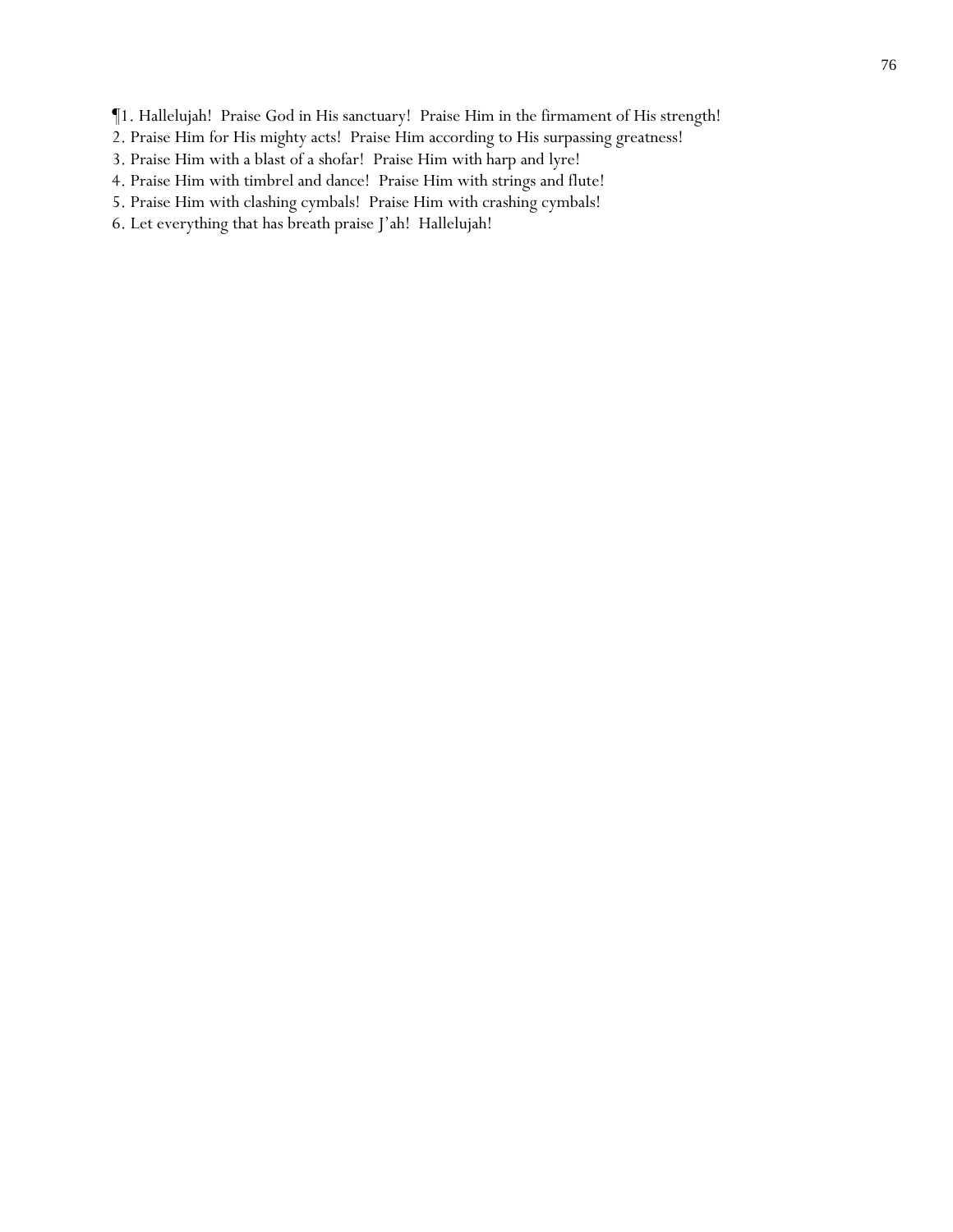¶1. Hallelujah!  Praise God in His sanctuary!  Praise Him in the firmament of His strength!
2. Praise Him for His mighty acts!  Praise Him according to His surpassing greatness!
3. Praise Him with a blast of a shofar!  Praise Him with harp and lyre!
4. Praise Him with timbrel and dance!  Praise Him with strings and flute!
5. Praise Him with clashing cymbals!  Praise Him with crashing cymbals!
6. Let everything that has breath praise J'ah!  Hallelujah!